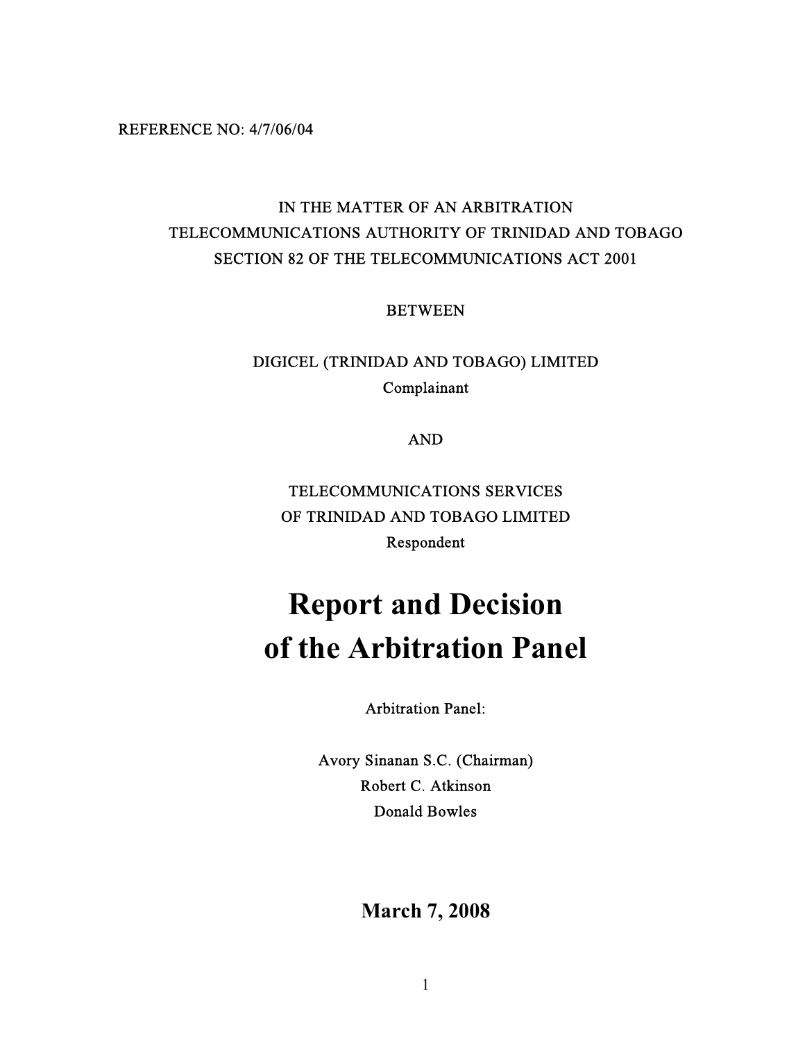REFERENCE NO: 4/7/06/04

IN THE MATTER OF AN ARBITRATION
TELECOMMUNICATIONS AUTHORITY OF TRINIDAD AND TOBAGO
SECTION 82 OF THE TELECOMMUNICATIONS ACT 2001

BETWEEN

DIGICEL (TRINIDAD AND TOBAGO) LIMITED
Complainant

AND

TELECOMMUNICATIONS SERVICES
OF TRINIDAD AND TOBAGO LIMITED
Respondent

# Report and Decision of the Arbitration Panel

Arbitration Panel:

Avory Sinanan S.C. (Chairman)
Robert C. Atkinson
Donald Bowles

**March 7, 2008**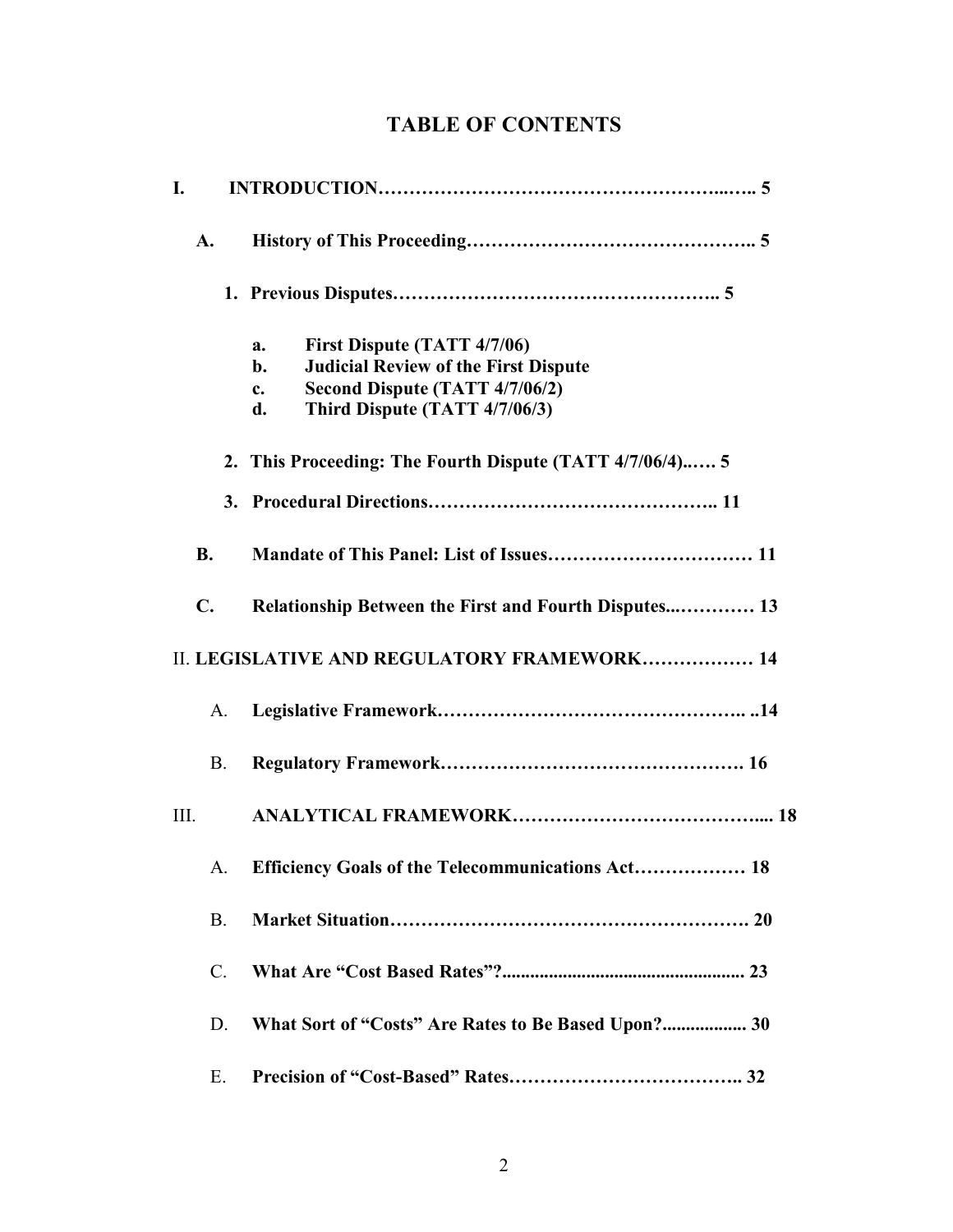# TABLE OF CONTENTS

**I. INTRODUCTION……………………………………………….….. 5**

**A. History of This Proceeding…………………………………….. 5**

**1. Previous Disputes………………………………………….. 5**

- **a. First Dispute (TATT 4/7/06)**
- **b. Judicial Review of the First Dispute**
- **c. Second Dispute (TATT 4/7/06/2)**
- **d. Third Dispute (TATT 4/7/06/3)**

**2. This Proceeding: The Fourth Dispute (TATT 4/7/06/4)..…. 5**

**3. Procedural Directions…………………………………….. 11**

**B. Mandate of This Panel: List of Issues…………………………… 11**

**C. Relationship Between the First and Fourth Disputes...………… 13**

II. **LEGISLATIVE AND REGULATORY FRAMEWORK……………… 14**

A. **Legislative Framework……………………………………….. ..14**

B. **Regulatory Framework………………………………………. 16**

III. **ANALYTICAL FRAMEWORK………………………………..... 18**

A. **Efficiency Goals of the Telecommunications Act……………… 18**

B. **Market Situation………………………………………………. 20**

C. **What Are "Cost Based Rates"?.................................................... 23**

D. **What Sort of "Costs" Are Rates to Be Based Upon?.................. 30**

E. **Precision of "Cost-Based" Rates……………………………….. 32**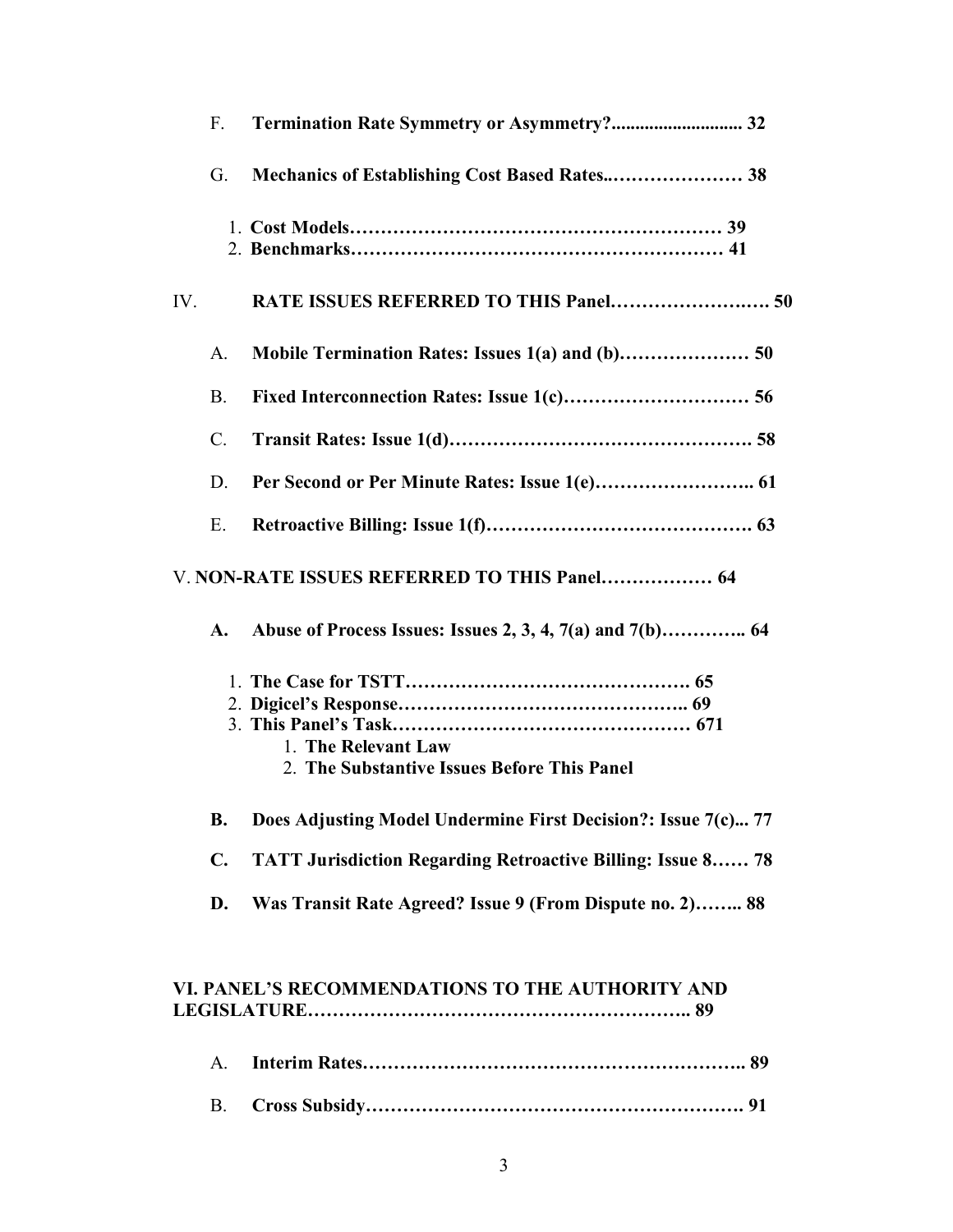F. **Termination Rate Symmetry or Asymmetry?........................... 32**

G. **Mechanics of Establishing Cost Based Rates..…………………. 38**

1. **Cost Models…………………………………………………… 39**
2. **Benchmarks…………………………………………………… 41**

IV. **RATE ISSUES REFERRED TO THIS Panel…………………….. 50**

A. **Mobile Termination Rates: Issues 1(a) and (b)………………… 50**

B. **Fixed Interconnection Rates: Issue 1(c)………………………… 56**

C. **Transit Rates: Issue 1(d)…………………………………………. 58**

D. **Per Second or Per Minute Rates: Issue 1(e)…………………….. 61**

E. **Retroactive Billing: Issue 1(f)……………………………………. 63**

V. **NON-RATE ISSUES REFERRED TO THIS Panel……………… 64**

**A. Abuse of Process Issues: Issues 2, 3, 4, 7(a) and 7(b)………….. 64**

1. **The Case for TSTT………………………………………. 65**
2. **Digicel's Response……………………………………….. 69**
3. **This Panel's Task………………………………………… 671**
   1. **The Relevant Law**
   2. **The Substantive Issues Before This Panel**

**B. Does Adjusting Model Undermine First Decision?: Issue 7(c)... 77**

**C. TATT Jurisdiction Regarding Retroactive Billing: Issue 8…… 78**

**D. Was Transit Rate Agreed? Issue 9 (From Dispute no. 2)…….. 88**

**VI. PANEL'S RECOMMENDATIONS TO THE AUTHORITY AND LEGISLATURE…………………………………………………….. 89**

A. **Interim Rates…………………………………………………….. 89**

B. **Cross Subsidy……………………………………………………. 91**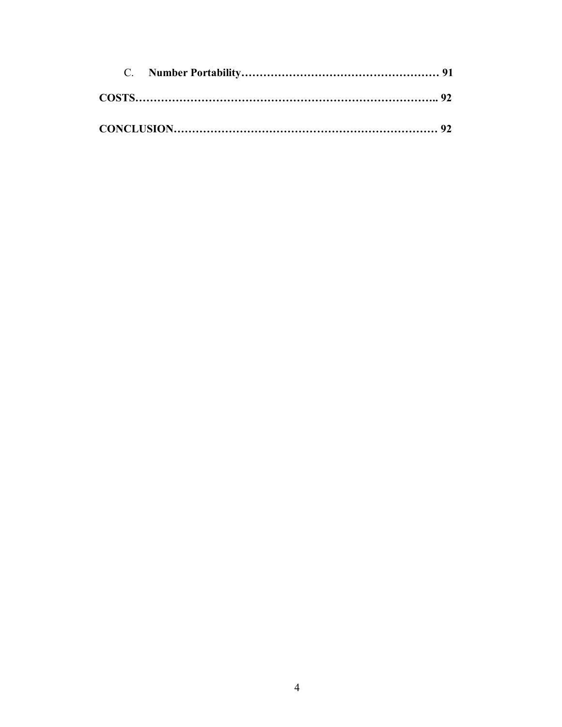C. **Number Portability……………………………………………… 91**

**COSTS………………………………………………………………….. 92**

**CONCLUSION………………………………………………………… 92**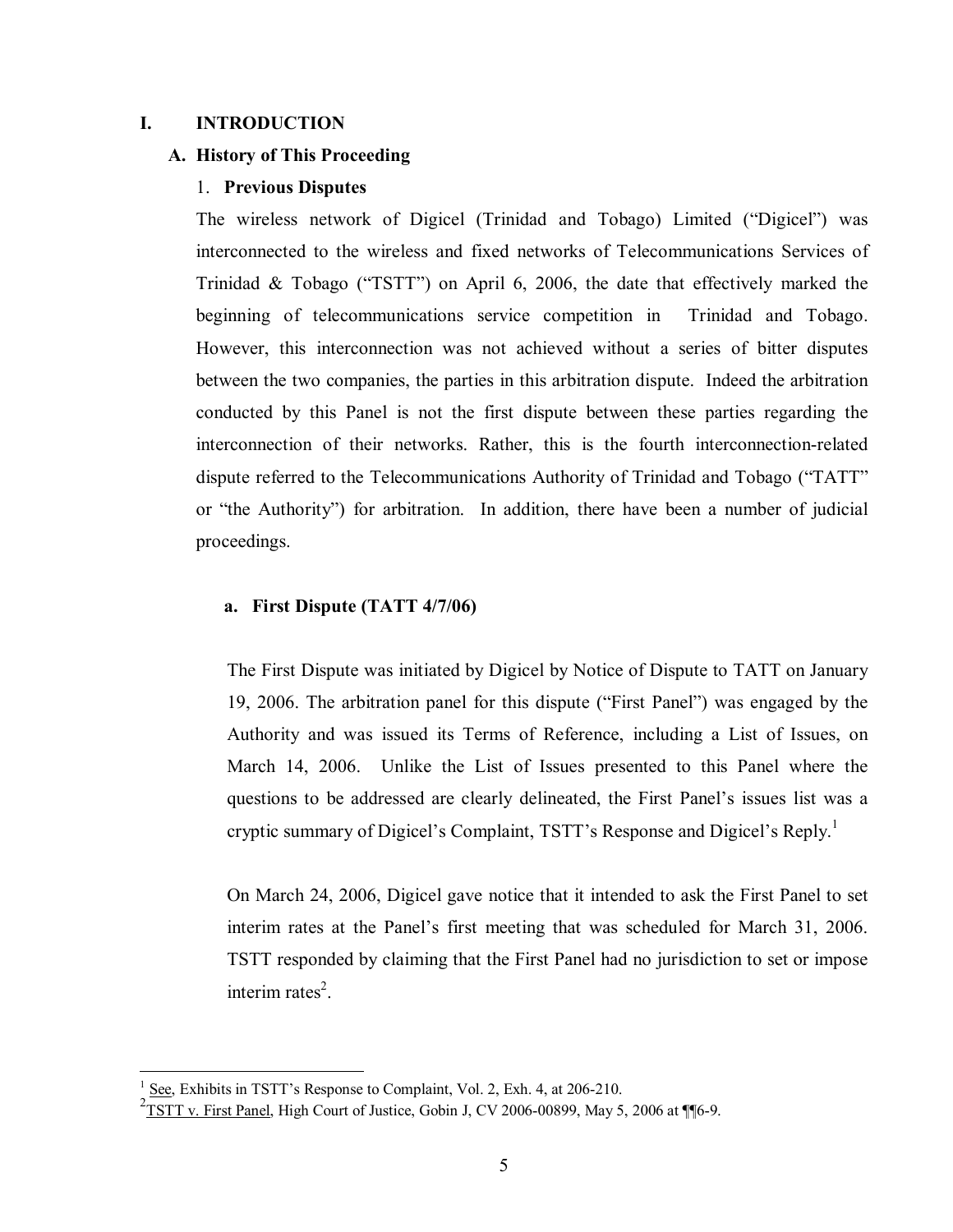# I. INTRODUCTION

## A. History of This Proceeding

### 1. Previous Disputes

The wireless network of Digicel (Trinidad and Tobago) Limited ("Digicel") was interconnected to the wireless and fixed networks of Telecommunications Services of Trinidad & Tobago ("TSTT") on April 6, 2006, the date that effectively marked the beginning of telecommunications service competition in Trinidad and Tobago. However, this interconnection was not achieved without a series of bitter disputes between the two companies, the parties in this arbitration dispute. Indeed the arbitration conducted by this Panel is not the first dispute between these parties regarding the interconnection of their networks. Rather, this is the fourth interconnection-related dispute referred to the Telecommunications Authority of Trinidad and Tobago ("TATT" or "the Authority") for arbitration. In addition, there have been a number of judicial proceedings.

#### a. First Dispute (TATT 4/7/06)

The First Dispute was initiated by Digicel by Notice of Dispute to TATT on January 19, 2006. The arbitration panel for this dispute ("First Panel") was engaged by the Authority and was issued its Terms of Reference, including a List of Issues, on March 14, 2006. Unlike the List of Issues presented to this Panel where the questions to be addressed are clearly delineated, the First Panel's issues list was a cryptic summary of Digicel's Complaint, TSTT's Response and Digicel's Reply.[1]

On March 24, 2006, Digicel gave notice that it intended to ask the First Panel to set interim rates at the Panel's first meeting that was scheduled for March 31, 2006. TSTT responded by claiming that the First Panel had no jurisdiction to set or impose interim rates[2].

---

[1] See, Exhibits in TSTT's Response to Complaint, Vol. 2, Exh. 4, at 206-210.

[2] TSTT v. First Panel, High Court of Justice, Gobin J, CV 2006-00899, May 5, 2006 at ¶¶6-9.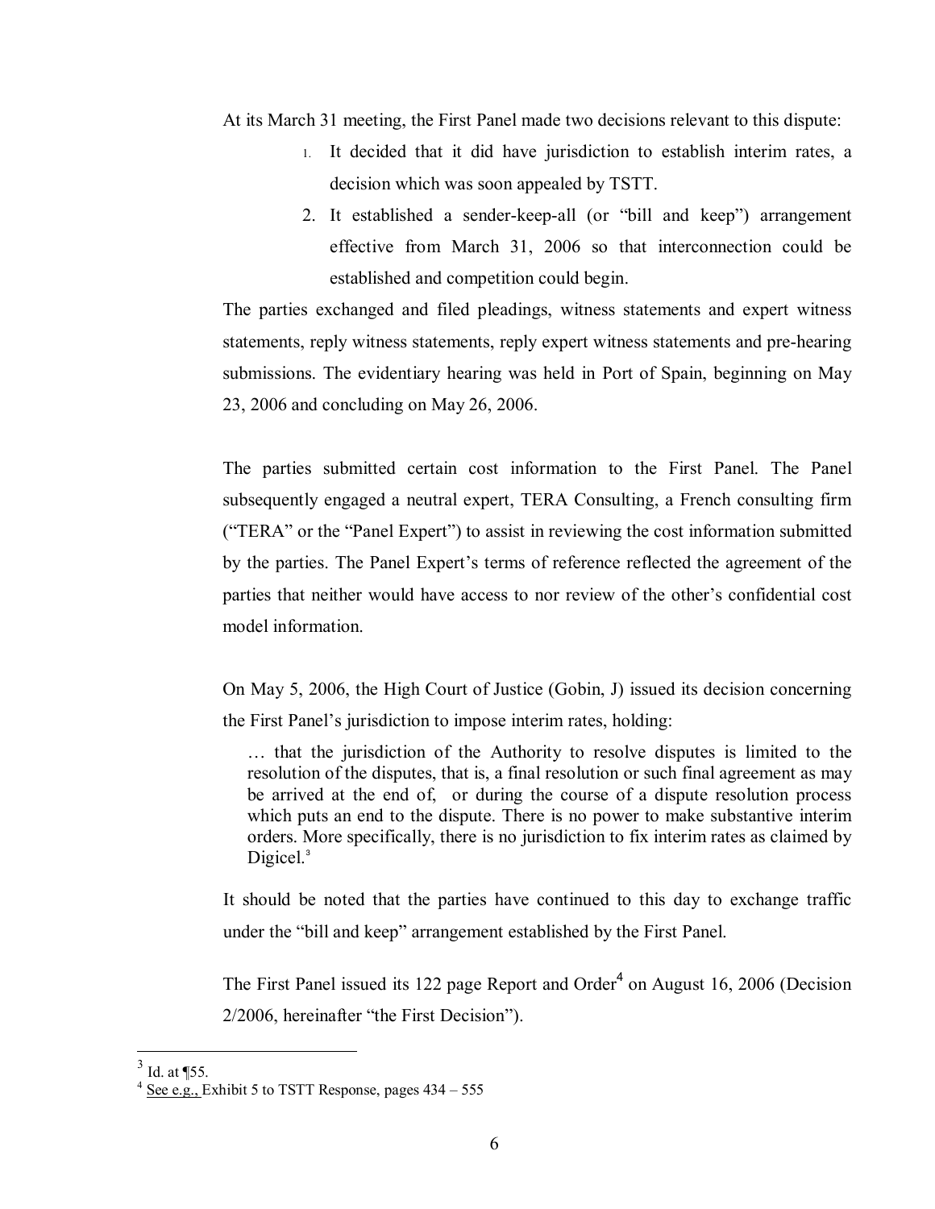At its March 31 meeting, the First Panel made two decisions relevant to this dispute:

1. It decided that it did have jurisdiction to establish interim rates, a decision which was soon appealed by TSTT.
2. It established a sender-keep-all (or "bill and keep") arrangement effective from March 31, 2006 so that interconnection could be established and competition could begin.

The parties exchanged and filed pleadings, witness statements and expert witness statements, reply witness statements, reply expert witness statements and pre-hearing submissions. The evidentiary hearing was held in Port of Spain, beginning on May 23, 2006 and concluding on May 26, 2006.

The parties submitted certain cost information to the First Panel. The Panel subsequently engaged a neutral expert, TERA Consulting, a French consulting firm ("TERA" or the "Panel Expert") to assist in reviewing the cost information submitted by the parties. The Panel Expert's terms of reference reflected the agreement of the parties that neither would have access to nor review of the other's confidential cost model information.

On May 5, 2006, the High Court of Justice (Gobin, J) issued its decision concerning the First Panel's jurisdiction to impose interim rates, holding:

> … that the jurisdiction of the Authority to resolve disputes is limited to the resolution of the disputes, that is, a final resolution or such final agreement as may be arrived at the end of, or during the course of a dispute resolution process which puts an end to the dispute. There is no power to make substantive interim orders. More specifically, there is no jurisdiction to fix interim rates as claimed by Digicel.[3]

It should be noted that the parties have continued to this day to exchange traffic under the "bill and keep" arrangement established by the First Panel.

The First Panel issued its 122 page Report and Order[4] on August 16, 2006 (Decision 2/2006, hereinafter "the First Decision").

---

[3] Id. at ¶55.

[4] See e.g., Exhibit 5 to TSTT Response, pages 434 – 555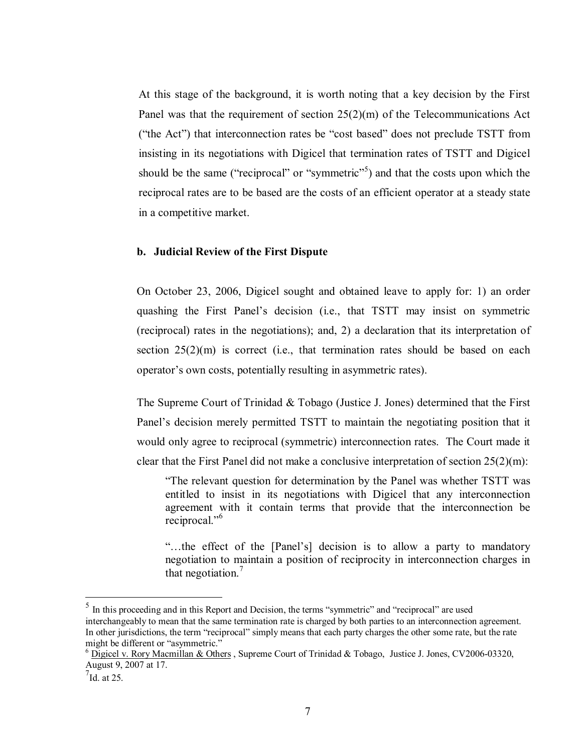At this stage of the background, it is worth noting that a key decision by the First Panel was that the requirement of section 25(2)(m) of the Telecommunications Act ("the Act") that interconnection rates be "cost based" does not preclude TSTT from insisting in its negotiations with Digicel that termination rates of TSTT and Digicel should be the same ("reciprocal" or "symmetric"[5]) and that the costs upon which the reciprocal rates are to be based are the costs of an efficient operator at a steady state in a competitive market.

### b. Judicial Review of the First Dispute

On October 23, 2006, Digicel sought and obtained leave to apply for: 1) an order quashing the First Panel's decision (i.e., that TSTT may insist on symmetric (reciprocal) rates in the negotiations); and, 2) a declaration that its interpretation of section 25(2)(m) is correct (i.e., that termination rates should be based on each operator's own costs, potentially resulting in asymmetric rates).

The Supreme Court of Trinidad & Tobago (Justice J. Jones) determined that the First Panel's decision merely permitted TSTT to maintain the negotiating position that it would only agree to reciprocal (symmetric) interconnection rates. The Court made it clear that the First Panel did not make a conclusive interpretation of section 25(2)(m):

> "The relevant question for determination by the Panel was whether TSTT was entitled to insist in its negotiations with Digicel that any interconnection agreement with it contain terms that provide that the interconnection be reciprocal."[6]
>
> "…the effect of the [Panel's] decision is to allow a party to mandatory negotiation to maintain a position of reciprocity in interconnection charges in that negotiation.[7]

---

[5] In this proceeding and in this Report and Decision, the terms "symmetric" and "reciprocal" are used interchangeably to mean that the same termination rate is charged by both parties to an interconnection agreement. In other jurisdictions, the term "reciprocal" simply means that each party charges the other some rate, but the rate might be different or "asymmetric."

[6] Digicel v. Rory Macmillan & Others , Supreme Court of Trinidad & Tobago, Justice J. Jones, CV2006-03320, August 9, 2007 at 17.

[7] Id. at 25.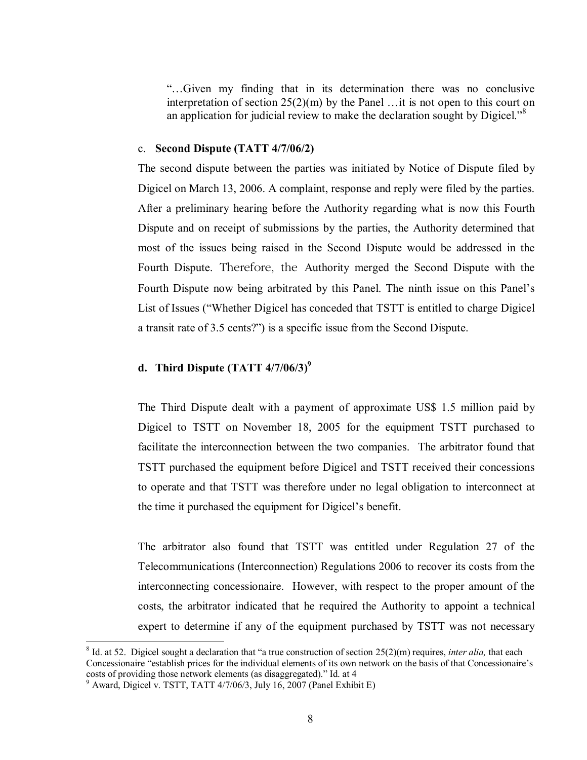> "…Given my finding that in its determination there was no conclusive interpretation of section 25(2)(m) by the Panel …it is not open to this court on an application for judicial review to make the declaration sought by Digicel."[8]

c. **Second Dispute (TATT 4/7/06/2)**

The second dispute between the parties was initiated by Notice of Dispute filed by Digicel on March 13, 2006. A complaint, response and reply were filed by the parties. After a preliminary hearing before the Authority regarding what is now this Fourth Dispute and on receipt of submissions by the parties, the Authority determined that most of the issues being raised in the Second Dispute would be addressed in the Fourth Dispute. Therefore, the Authority merged the Second Dispute with the Fourth Dispute now being arbitrated by this Panel. The ninth issue on this Panel's List of Issues ("Whether Digicel has conceded that TSTT is entitled to charge Digicel a transit rate of 3.5 cents?") is a specific issue from the Second Dispute.

**d. Third Dispute (TATT 4/7/06/3)**[9]

The Third Dispute dealt with a payment of approximate US$ 1.5 million paid by Digicel to TSTT on November 18, 2005 for the equipment TSTT purchased to facilitate the interconnection between the two companies. The arbitrator found that TSTT purchased the equipment before Digicel and TSTT received their concessions to operate and that TSTT was therefore under no legal obligation to interconnect at the time it purchased the equipment for Digicel's benefit.

The arbitrator also found that TSTT was entitled under Regulation 27 of the Telecommunications (Interconnection) Regulations 2006 to recover its costs from the interconnecting concessionaire. However, with respect to the proper amount of the costs, the arbitrator indicated that he required the Authority to appoint a technical expert to determine if any of the equipment purchased by TSTT was not necessary

---

[8] Id. at 52. Digicel sought a declaration that "a true construction of section 25(2)(m) requires, *inter alia,* that each Concessionaire "establish prices for the individual elements of its own network on the basis of that Concessionaire's costs of providing those network elements (as disaggregated)." Id. at 4

[9] Award, Digicel v. TSTT, TATT 4/7/06/3, July 16, 2007 (Panel Exhibit E)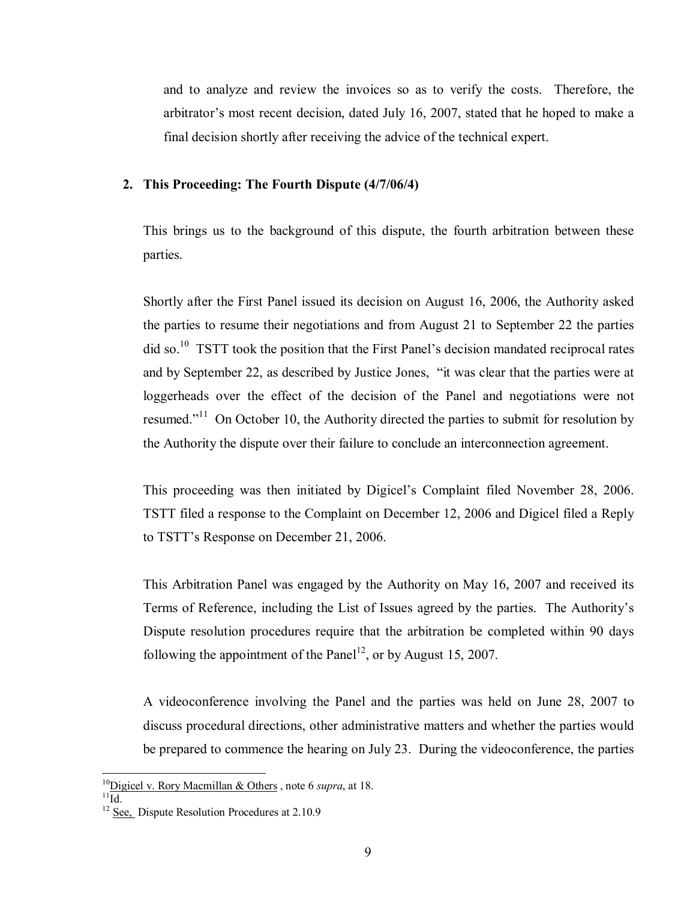and to analyze and review the invoices so as to verify the costs. Therefore, the arbitrator's most recent decision, dated July 16, 2007, stated that he hoped to make a final decision shortly after receiving the advice of the technical expert.

**2. This Proceeding: The Fourth Dispute (4/7/06/4)**

This brings us to the background of this dispute, the fourth arbitration between these parties.

Shortly after the First Panel issued its decision on August 16, 2006, the Authority asked the parties to resume their negotiations and from August 21 to September 22 the parties did so.[10] TSTT took the position that the First Panel's decision mandated reciprocal rates and by September 22, as described by Justice Jones, "it was clear that the parties were at loggerheads over the effect of the decision of the Panel and negotiations were not resumed."[11] On October 10, the Authority directed the parties to submit for resolution by the Authority the dispute over their failure to conclude an interconnection agreement.

This proceeding was then initiated by Digicel's Complaint filed November 28, 2006. TSTT filed a response to the Complaint on December 12, 2006 and Digicel filed a Reply to TSTT's Response on December 21, 2006.

This Arbitration Panel was engaged by the Authority on May 16, 2007 and received its Terms of Reference, including the List of Issues agreed by the parties. The Authority's Dispute resolution procedures require that the arbitration be completed within 90 days following the appointment of the Panel[12], or by August 15, 2007.

A videoconference involving the Panel and the parties was held on June 28, 2007 to discuss procedural directions, other administrative matters and whether the parties would be prepared to commence the hearing on July 23. During the videoconference, the parties

---

[10] Digicel v. Rory Macmillan & Others , note 6 *supra*, at 18.

[11] Id.

[12] See, Dispute Resolution Procedures at 2.10.9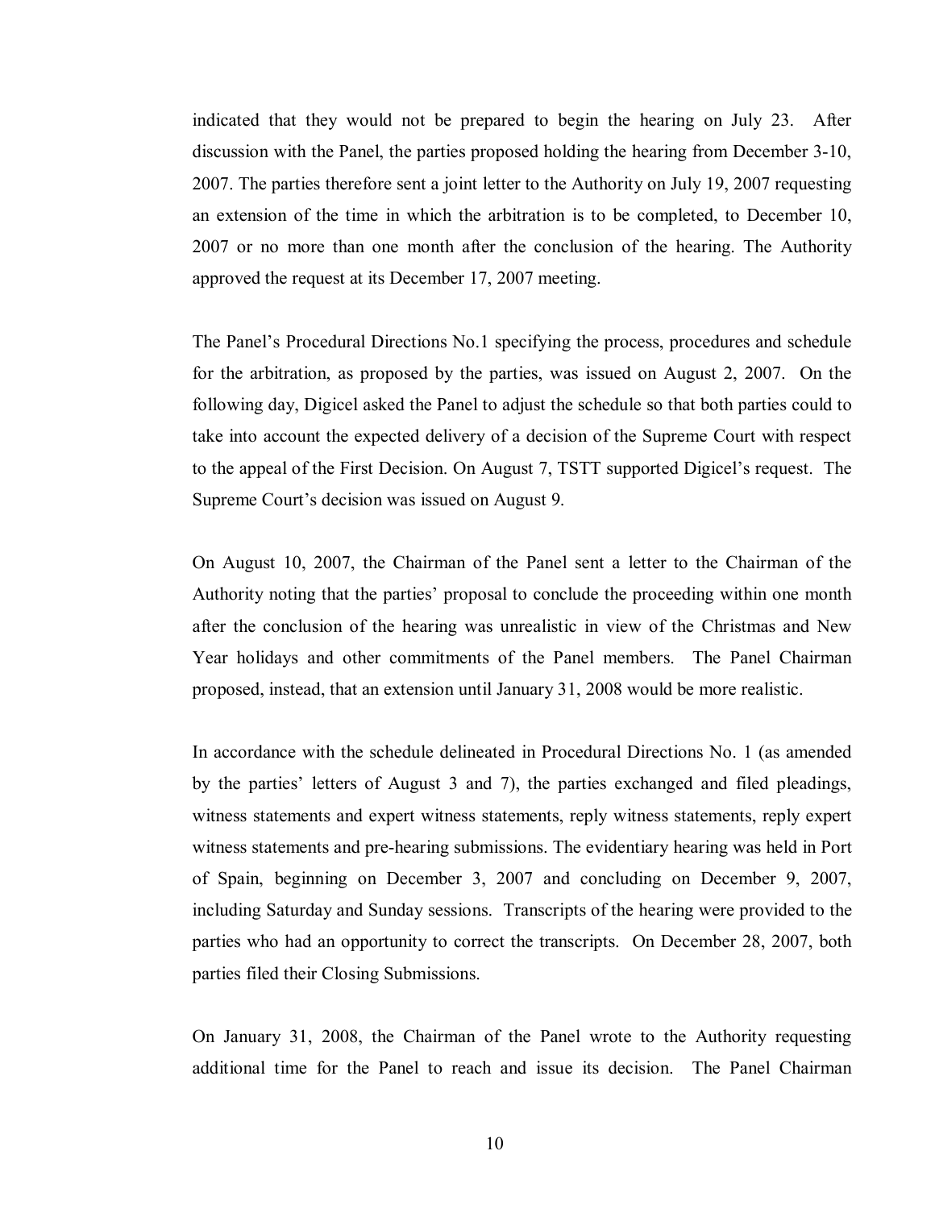indicated that they would not be prepared to begin the hearing on July 23. After discussion with the Panel, the parties proposed holding the hearing from December 3-10, 2007. The parties therefore sent a joint letter to the Authority on July 19, 2007 requesting an extension of the time in which the arbitration is to be completed, to December 10, 2007 or no more than one month after the conclusion of the hearing. The Authority approved the request at its December 17, 2007 meeting.

The Panel's Procedural Directions No.1 specifying the process, procedures and schedule for the arbitration, as proposed by the parties, was issued on August 2, 2007. On the following day, Digicel asked the Panel to adjust the schedule so that both parties could to take into account the expected delivery of a decision of the Supreme Court with respect to the appeal of the First Decision. On August 7, TSTT supported Digicel's request. The Supreme Court's decision was issued on August 9.

On August 10, 2007, the Chairman of the Panel sent a letter to the Chairman of the Authority noting that the parties' proposal to conclude the proceeding within one month after the conclusion of the hearing was unrealistic in view of the Christmas and New Year holidays and other commitments of the Panel members. The Panel Chairman proposed, instead, that an extension until January 31, 2008 would be more realistic.

In accordance with the schedule delineated in Procedural Directions No. 1 (as amended by the parties' letters of August 3 and 7), the parties exchanged and filed pleadings, witness statements and expert witness statements, reply witness statements, reply expert witness statements and pre-hearing submissions. The evidentiary hearing was held in Port of Spain, beginning on December 3, 2007 and concluding on December 9, 2007, including Saturday and Sunday sessions. Transcripts of the hearing were provided to the parties who had an opportunity to correct the transcripts. On December 28, 2007, both parties filed their Closing Submissions.

On January 31, 2008, the Chairman of the Panel wrote to the Authority requesting additional time for the Panel to reach and issue its decision. The Panel Chairman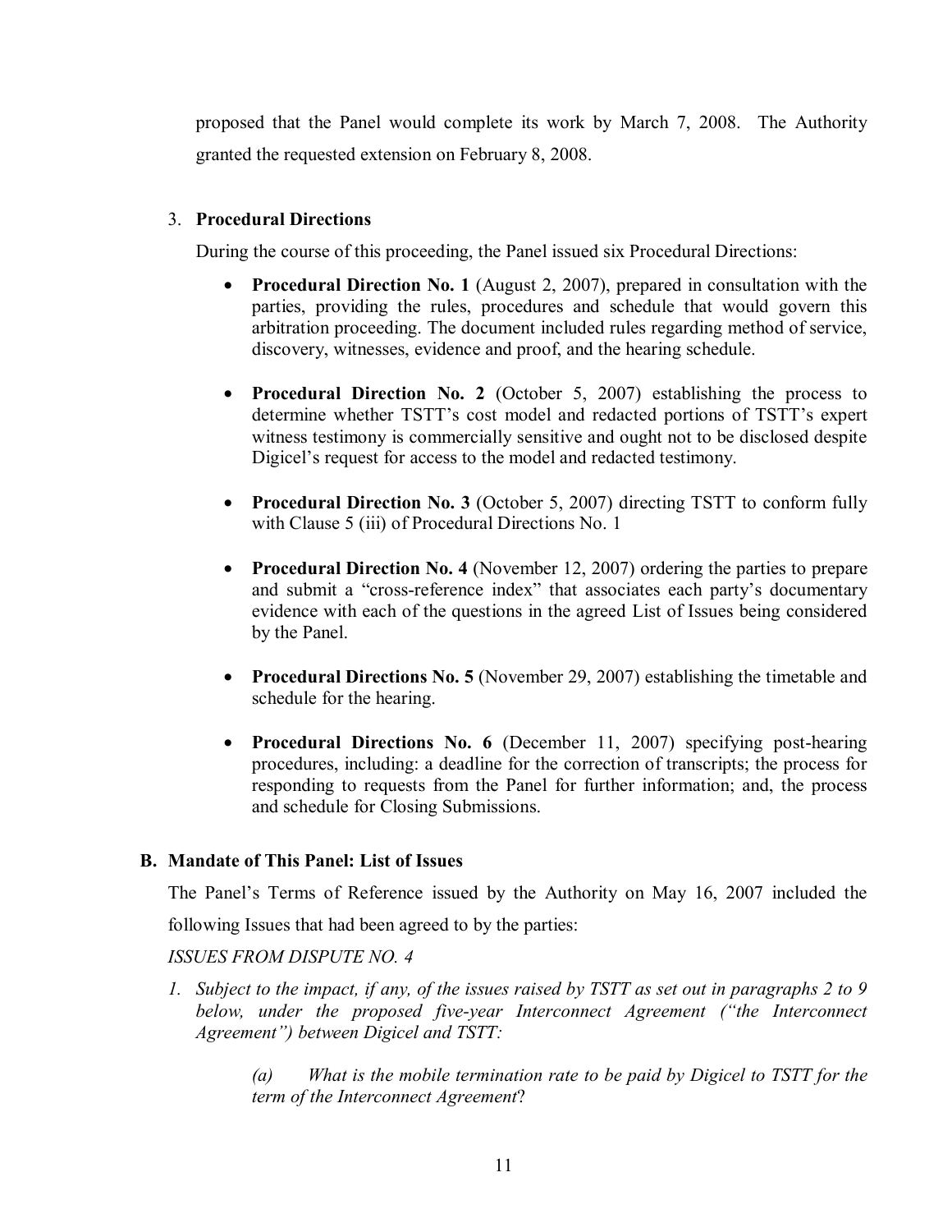proposed that the Panel would complete its work by March 7, 2008. The Authority granted the requested extension on February 8, 2008.

3. **Procedural Directions**

   During the course of this proceeding, the Panel issued six Procedural Directions:

   - **Procedural Direction No. 1** (August 2, 2007), prepared in consultation with the parties, providing the rules, procedures and schedule that would govern this arbitration proceeding. The document included rules regarding method of service, discovery, witnesses, evidence and proof, and the hearing schedule.

   - **Procedural Direction No. 2** (October 5, 2007) establishing the process to determine whether TSTT's cost model and redacted portions of TSTT's expert witness testimony is commercially sensitive and ought not to be disclosed despite Digicel's request for access to the model and redacted testimony.

   - **Procedural Direction No. 3** (October 5, 2007) directing TSTT to conform fully with Clause 5 (iii) of Procedural Directions No. 1

   - **Procedural Direction No. 4** (November 12, 2007) ordering the parties to prepare and submit a "cross-reference index" that associates each party's documentary evidence with each of the questions in the agreed List of Issues being considered by the Panel.

   - **Procedural Directions No. 5** (November 29, 2007) establishing the timetable and schedule for the hearing.

   - **Procedural Directions No. 6** (December 11, 2007) specifying post-hearing procedures, including: a deadline for the correction of transcripts; the process for responding to requests from the Panel for further information; and, the process and schedule for Closing Submissions.

## B. Mandate of This Panel: List of Issues

The Panel's Terms of Reference issued by the Authority on May 16, 2007 included the following Issues that had been agreed to by the parties:

*ISSUES FROM DISPUTE NO. 4*

1. *Subject to the impact, if any, of the issues raised by TSTT as set out in paragraphs 2 to 9 below, under the proposed five-year Interconnect Agreement ("the Interconnect Agreement") between Digicel and TSTT:*

   *(a) What is the mobile termination rate to be paid by Digicel to TSTT for the term of the Interconnect Agreement*?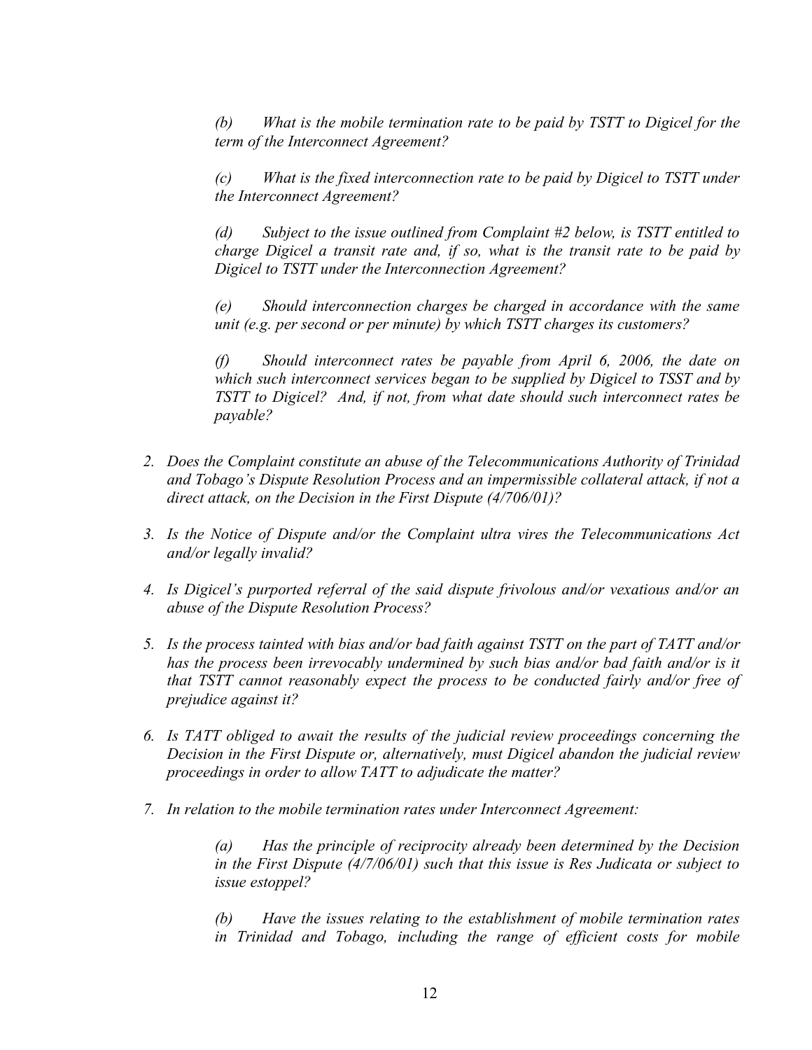*(b) What is the mobile termination rate to be paid by TSTT to Digicel for the term of the Interconnect Agreement?*

*(c) What is the fixed interconnection rate to be paid by Digicel to TSTT under the Interconnect Agreement?*

*(d) Subject to the issue outlined from Complaint #2 below, is TSTT entitled to charge Digicel a transit rate and, if so, what is the transit rate to be paid by Digicel to TSTT under the Interconnection Agreement?*

*(e) Should interconnection charges be charged in accordance with the same unit (e.g. per second or per minute) by which TSTT charges its customers?*

*(f) Should interconnect rates be payable from April 6, 2006, the date on which such interconnect services began to be supplied by Digicel to TSST and by TSTT to Digicel? And, if not, from what date should such interconnect rates be payable?*

2. *Does the Complaint constitute an abuse of the Telecommunications Authority of Trinidad and Tobago's Dispute Resolution Process and an impermissible collateral attack, if not a direct attack, on the Decision in the First Dispute (4/706/01)?*

3. *Is the Notice of Dispute and/or the Complaint ultra vires the Telecommunications Act and/or legally invalid?*

4. *Is Digicel's purported referral of the said dispute frivolous and/or vexatious and/or an abuse of the Dispute Resolution Process?*

5. *Is the process tainted with bias and/or bad faith against TSTT on the part of TATT and/or has the process been irrevocably undermined by such bias and/or bad faith and/or is it that TSTT cannot reasonably expect the process to be conducted fairly and/or free of prejudice against it?*

6. *Is TATT obliged to await the results of the judicial review proceedings concerning the Decision in the First Dispute or, alternatively, must Digicel abandon the judicial review proceedings in order to allow TATT to adjudicate the matter?*

7. *In relation to the mobile termination rates under Interconnect Agreement:*

*(a) Has the principle of reciprocity already been determined by the Decision in the First Dispute (4/7/06/01) such that this issue is Res Judicata or subject to issue estoppel?*

*(b) Have the issues relating to the establishment of mobile termination rates in Trinidad and Tobago, including the range of efficient costs for mobile*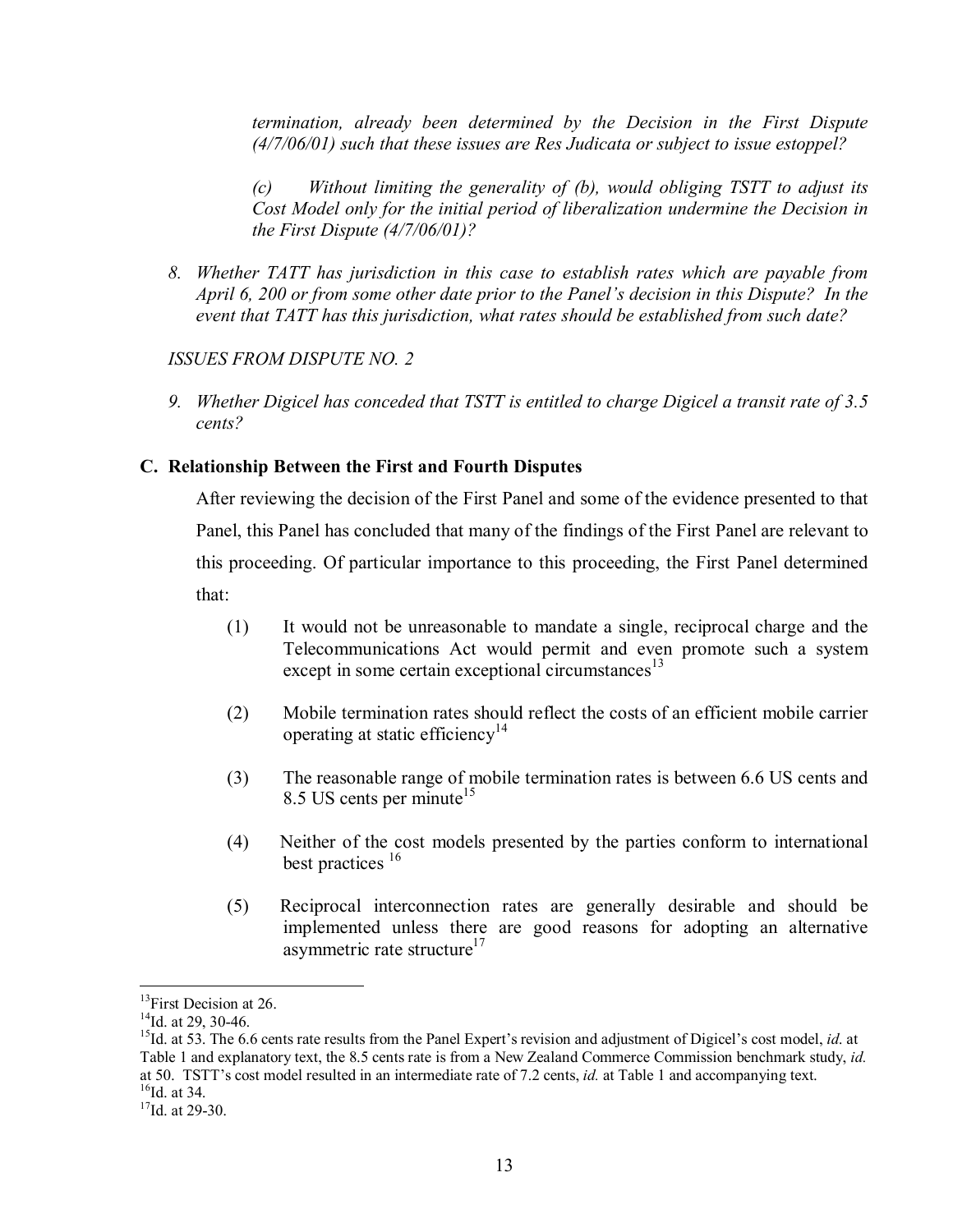*termination, already been determined by the Decision in the First Dispute (4/7/06/01) such that these issues are Res Judicata or subject to issue estoppel?*

*(c) Without limiting the generality of (b), would obliging TSTT to adjust its Cost Model only for the initial period of liberalization undermine the Decision in the First Dispute (4/7/06/01)?*

8. *Whether TATT has jurisdiction in this case to establish rates which are payable from April 6, 200 or from some other date prior to the Panel's decision in this Dispute? In the event that TATT has this jurisdiction, what rates should be established from such date?*

*ISSUES FROM DISPUTE NO. 2*

9. *Whether Digicel has conceded that TSTT is entitled to charge Digicel a transit rate of 3.5 cents?*

### C. Relationship Between the First and Fourth Disputes

After reviewing the decision of the First Panel and some of the evidence presented to that Panel, this Panel has concluded that many of the findings of the First Panel are relevant to this proceeding. Of particular importance to this proceeding, the First Panel determined that:

(1) It would not be unreasonable to mandate a single, reciprocal charge and the Telecommunications Act would permit and even promote such a system except in some certain exceptional circumstances[13]

(2) Mobile termination rates should reflect the costs of an efficient mobile carrier operating at static efficiency[14]

(3) The reasonable range of mobile termination rates is between 6.6 US cents and 8.5 US cents per minute[15]

(4) Neither of the cost models presented by the parties conform to international best practices [16]

(5) Reciprocal interconnection rates are generally desirable and should be implemented unless there are good reasons for adopting an alternative asymmetric rate structure[17]

---

[13] First Decision at 26.

[14] Id. at 29, 30-46.

[15] Id. at 53. The 6.6 cents rate results from the Panel Expert's revision and adjustment of Digicel's cost model, *id.* at Table 1 and explanatory text, the 8.5 cents rate is from a New Zealand Commerce Commission benchmark study, *id.* at 50. TSTT's cost model resulted in an intermediate rate of 7.2 cents, *id.* at Table 1 and accompanying text.

[16] Id. at 34.

[17] Id. at 29-30.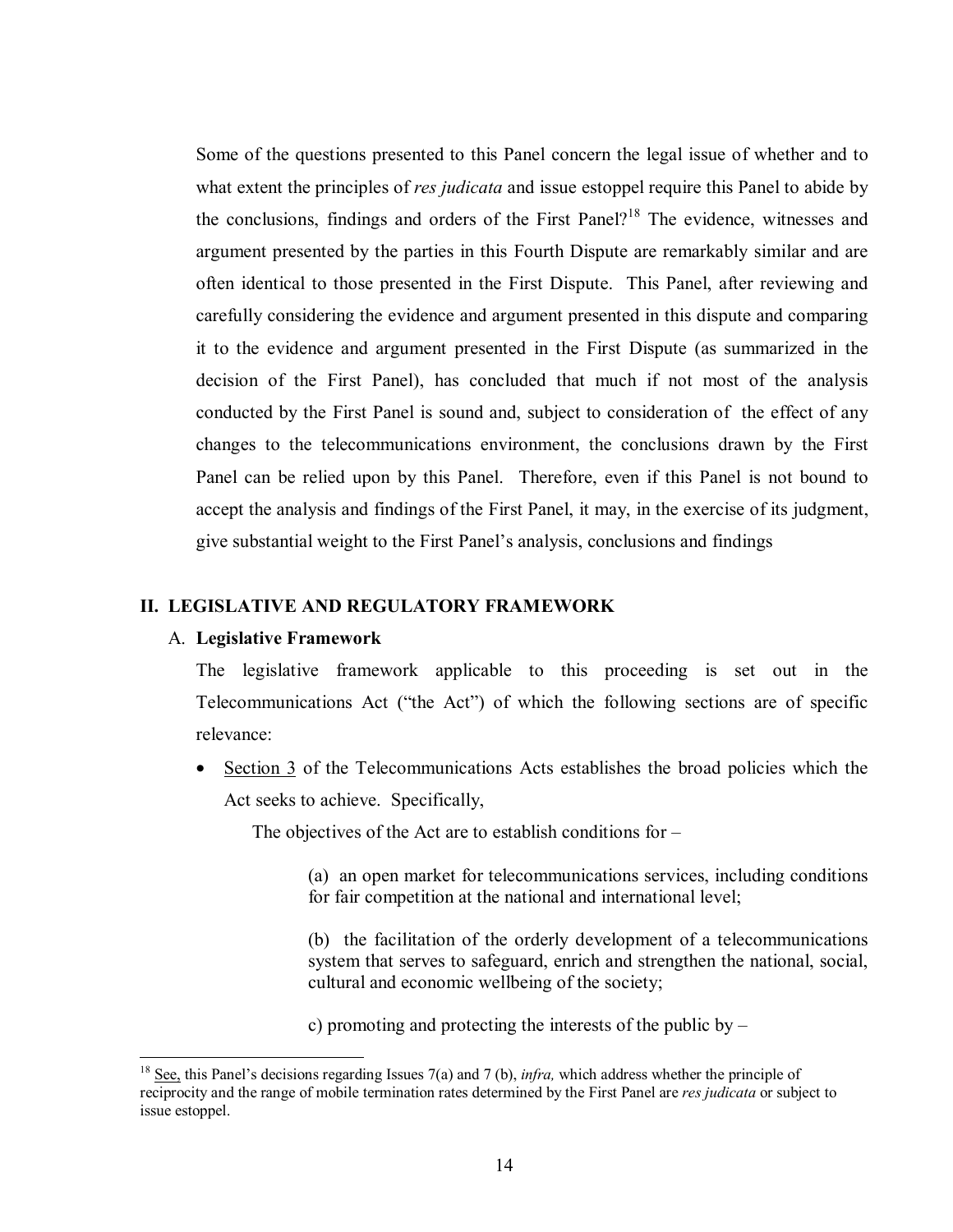Some of the questions presented to this Panel concern the legal issue of whether and to what extent the principles of *res judicata* and issue estoppel require this Panel to abide by the conclusions, findings and orders of the First Panel?[18] The evidence, witnesses and argument presented by the parties in this Fourth Dispute are remarkably similar and are often identical to those presented in the First Dispute. This Panel, after reviewing and carefully considering the evidence and argument presented in this dispute and comparing it to the evidence and argument presented in the First Dispute (as summarized in the decision of the First Panel), has concluded that much if not most of the analysis conducted by the First Panel is sound and, subject to consideration of the effect of any changes to the telecommunications environment, the conclusions drawn by the First Panel can be relied upon by this Panel. Therefore, even if this Panel is not bound to accept the analysis and findings of the First Panel, it may, in the exercise of its judgment, give substantial weight to the First Panel's analysis, conclusions and findings

## II. LEGISLATIVE AND REGULATORY FRAMEWORK

### A. Legislative Framework

The legislative framework applicable to this proceeding is set out in the Telecommunications Act ("the Act") of which the following sections are of specific relevance:

- Section 3 of the Telecommunications Acts establishes the broad policies which the Act seeks to achieve. Specifically,

  The objectives of the Act are to establish conditions for –

  > (a) an open market for telecommunications services, including conditions for fair competition at the national and international level;
  >
  > (b) the facilitation of the orderly development of a telecommunications system that serves to safeguard, enrich and strengthen the national, social, cultural and economic wellbeing of the society;
  >
  > c) promoting and protecting the interests of the public by –

---

[18] See, this Panel's decisions regarding Issues 7(a) and 7 (b), *infra,* which address whether the principle of reciprocity and the range of mobile termination rates determined by the First Panel are *res judicata* or subject to issue estoppel.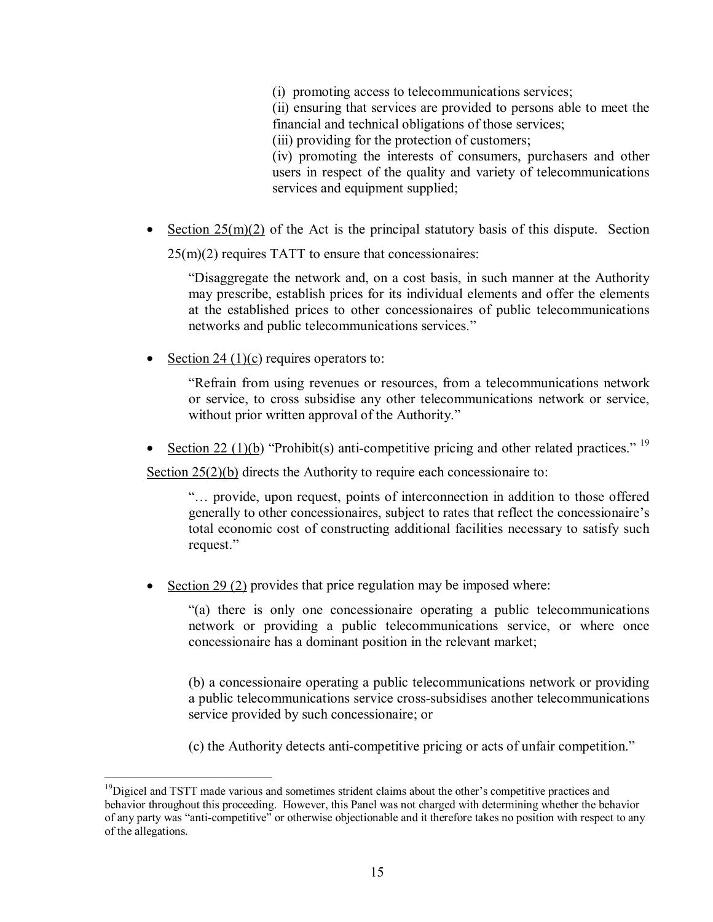(i) promoting access to telecommunications services;
(ii) ensuring that services are provided to persons able to meet the financial and technical obligations of those services;
(iii) providing for the protection of customers;
(iv) promoting the interests of consumers, purchasers and other users in respect of the quality and variety of telecommunications services and equipment supplied;

- Section 25(m)(2) of the Act is the principal statutory basis of this dispute. Section 25(m)(2) requires TATT to ensure that concessionaires:

  > "Disaggregate the network and, on a cost basis, in such manner at the Authority may prescribe, establish prices for its individual elements and offer the elements at the established prices to other concessionaires of public telecommunications networks and public telecommunications services."

- Section 24 (1)(c) requires operators to:

  > "Refrain from using revenues or resources, from a telecommunications network or service, to cross subsidise any other telecommunications network or service, without prior written approval of the Authority."

- Section 22 (1)(b) "Prohibit(s) anti-competitive pricing and other related practices." [19]

Section 25(2)(b) directs the Authority to require each concessionaire to:

> "… provide, upon request, points of interconnection in addition to those offered generally to other concessionaires, subject to rates that reflect the concessionaire's total economic cost of constructing additional facilities necessary to satisfy such request."

- Section 29 (2) provides that price regulation may be imposed where:

  > "(a) there is only one concessionaire operating a public telecommunications network or providing a public telecommunications service, or where once concessionaire has a dominant position in the relevant market;
  >
  > (b) a concessionaire operating a public telecommunications network or providing a public telecommunications service cross-subsidises another telecommunications service provided by such concessionaire; or
  >
  > (c) the Authority detects anti-competitive pricing or acts of unfair competition."

---

[19] Digicel and TSTT made various and sometimes strident claims about the other's competitive practices and behavior throughout this proceeding. However, this Panel was not charged with determining whether the behavior of any party was "anti-competitive" or otherwise objectionable and it therefore takes no position with respect to any of the allegations.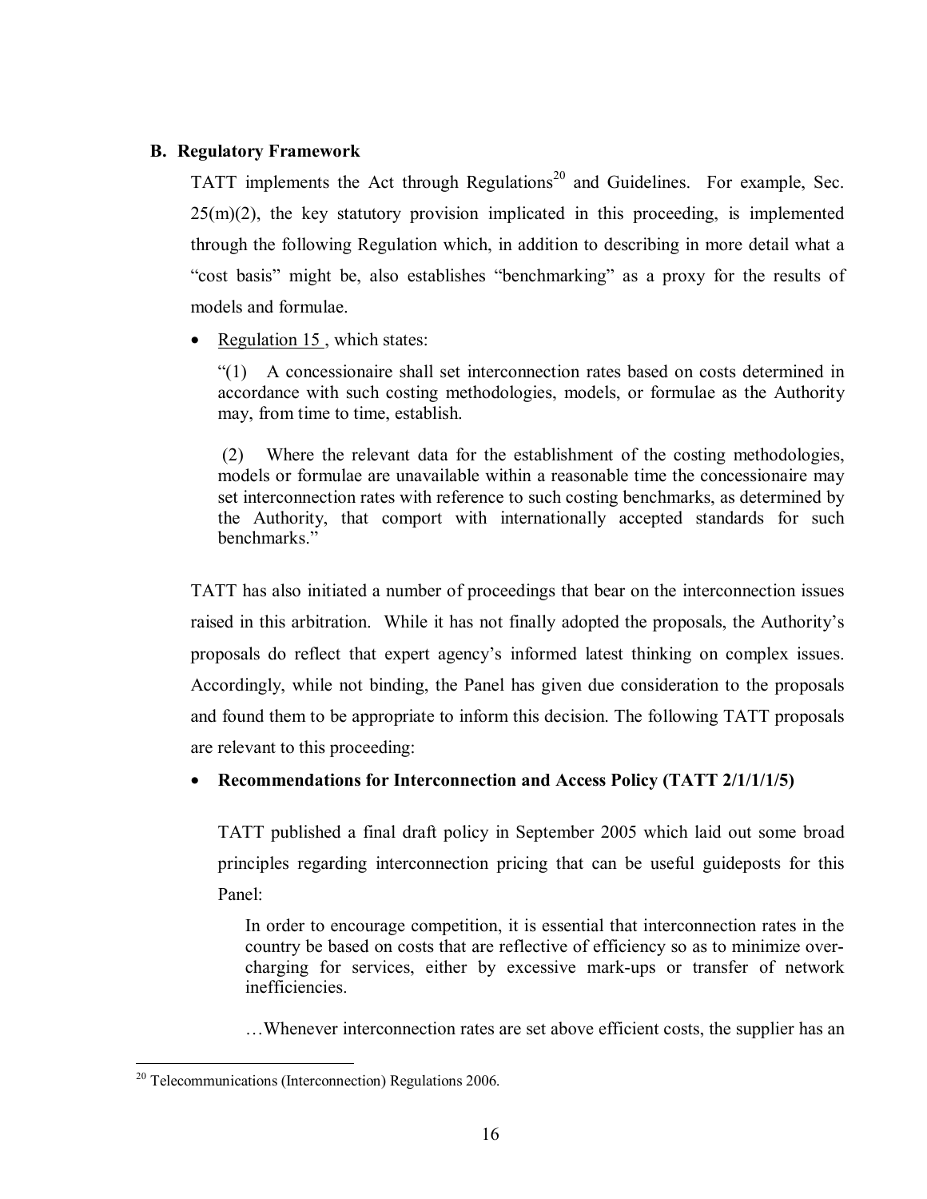### B. Regulatory Framework

TATT implements the Act through Regulations[20] and Guidelines. For example, Sec. 25(m)(2), the key statutory provision implicated in this proceeding, is implemented through the following Regulation which, in addition to describing in more detail what a "cost basis" might be, also establishes "benchmarking" as a proxy for the results of models and formulae.

- Regulation 15 , which states:

  "(1) A concessionaire shall set interconnection rates based on costs determined in accordance with such costing methodologies, models, or formulae as the Authority may, from time to time, establish.

  (2) Where the relevant data for the establishment of the costing methodologies, models or formulae are unavailable within a reasonable time the concessionaire may set interconnection rates with reference to such costing benchmarks, as determined by the Authority, that comport with internationally accepted standards for such benchmarks."

TATT has also initiated a number of proceedings that bear on the interconnection issues raised in this arbitration. While it has not finally adopted the proposals, the Authority's proposals do reflect that expert agency's informed latest thinking on complex issues. Accordingly, while not binding, the Panel has given due consideration to the proposals and found them to be appropriate to inform this decision. The following TATT proposals are relevant to this proceeding:

- **Recommendations for Interconnection and Access Policy (TATT 2/1/1/1/5)**

  TATT published a final draft policy in September 2005 which laid out some broad principles regarding interconnection pricing that can be useful guideposts for this Panel:

  > In order to encourage competition, it is essential that interconnection rates in the country be based on costs that are reflective of efficiency so as to minimize over-charging for services, either by excessive mark-ups or transfer of network inefficiencies.
  >
  > …Whenever interconnection rates are set above efficient costs, the supplier has an

[20] Telecommunications (Interconnection) Regulations 2006.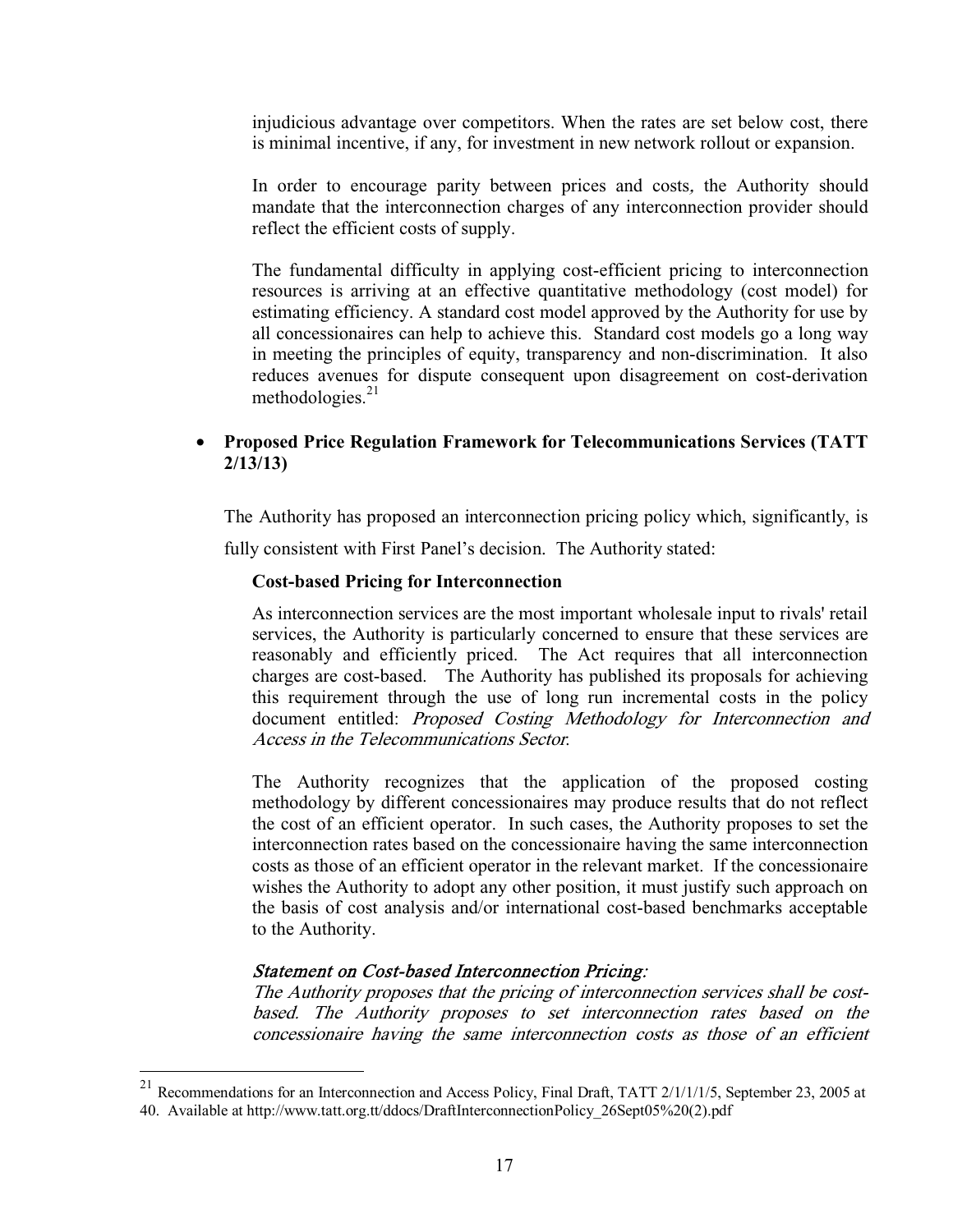injudicious advantage over competitors. When the rates are set below cost, there is minimal incentive, if any, for investment in new network rollout or expansion.

In order to encourage parity between prices and costs, the Authority should mandate that the interconnection charges of any interconnection provider should reflect the efficient costs of supply.

The fundamental difficulty in applying cost-efficient pricing to interconnection resources is arriving at an effective quantitative methodology (cost model) for estimating efficiency. A standard cost model approved by the Authority for use by all concessionaires can help to achieve this. Standard cost models go a long way in meeting the principles of equity, transparency and non-discrimination. It also reduces avenues for dispute consequent upon disagreement on cost-derivation methodologies.[21]

- **Proposed Price Regulation Framework for Telecommunications Services (TATT 2/13/13)**

The Authority has proposed an interconnection pricing policy which, significantly, is fully consistent with First Panel's decision. The Authority stated:

> **Cost-based Pricing for Interconnection**
>
> As interconnection services are the most important wholesale input to rivals' retail services, the Authority is particularly concerned to ensure that these services are reasonably and efficiently priced. The Act requires that all interconnection charges are cost-based. The Authority has published its proposals for achieving this requirement through the use of long run incremental costs in the policy document entitled: *Proposed Costing Methodology for Interconnection and Access in the Telecommunications Sector*.
>
> The Authority recognizes that the application of the proposed costing methodology by different concessionaires may produce results that do not reflect the cost of an efficient operator. In such cases, the Authority proposes to set the interconnection rates based on the concessionaire having the same interconnection costs as those of an efficient operator in the relevant market. If the concessionaire wishes the Authority to adopt any other position, it must justify such approach on the basis of cost analysis and/or international cost-based benchmarks acceptable to the Authority.
>
> *Statement on Cost-based Interconnection Pricing:*
> *The Authority proposes that the pricing of interconnection services shall be cost-based. The Authority proposes to set interconnection rates based on the concessionaire having the same interconnection costs as those of an efficient*

---

[21] Recommendations for an Interconnection and Access Policy, Final Draft, TATT 2/1/1/1/5, September 23, 2005 at 40. Available at http://www.tatt.org.tt/ddocs/DraftInterconnectionPolicy_26Sept05%20(2).pdf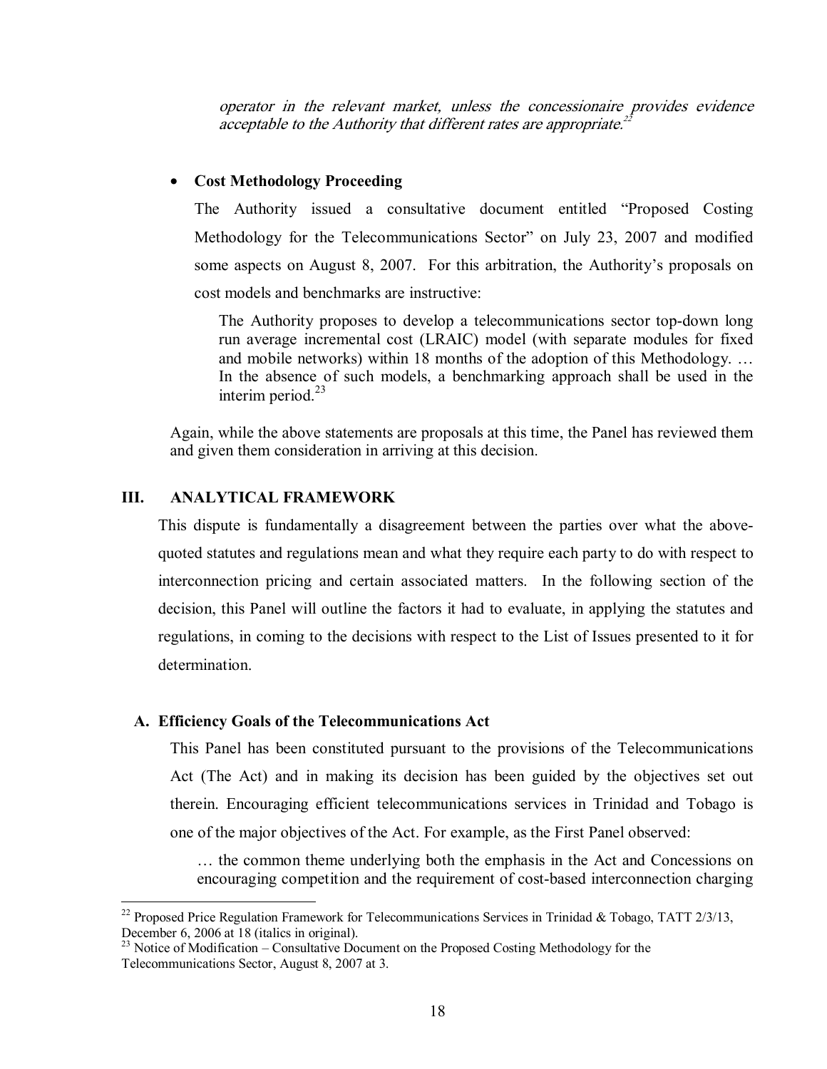*operator in the relevant market, unless the concessionaire provides evidence acceptable to the Authority that different rates are appropriate.*[22]

- **Cost Methodology Proceeding**

  The Authority issued a consultative document entitled "Proposed Costing Methodology for the Telecommunications Sector" on July 23, 2007 and modified some aspects on August 8, 2007. For this arbitration, the Authority's proposals on cost models and benchmarks are instructive:

  > The Authority proposes to develop a telecommunications sector top-down long run average incremental cost (LRAIC) model (with separate modules for fixed and mobile networks) within 18 months of the adoption of this Methodology. … In the absence of such models, a benchmarking approach shall be used in the interim period.[23]

Again, while the above statements are proposals at this time, the Panel has reviewed them and given them consideration in arriving at this decision.

## III. ANALYTICAL FRAMEWORK

This dispute is fundamentally a disagreement between the parties over what the above-quoted statutes and regulations mean and what they require each party to do with respect to interconnection pricing and certain associated matters. In the following section of the decision, this Panel will outline the factors it had to evaluate, in applying the statutes and regulations, in coming to the decisions with respect to the List of Issues presented to it for determination.

### A. Efficiency Goals of the Telecommunications Act

This Panel has been constituted pursuant to the provisions of the Telecommunications Act (The Act) and in making its decision has been guided by the objectives set out therein. Encouraging efficient telecommunications services in Trinidad and Tobago is one of the major objectives of the Act. For example, as the First Panel observed:

> … the common theme underlying both the emphasis in the Act and Concessions on encouraging competition and the requirement of cost-based interconnection charging

---

[22] Proposed Price Regulation Framework for Telecommunications Services in Trinidad & Tobago, TATT 2/3/13, December 6, 2006 at 18 (italics in original).

[23] Notice of Modification – Consultative Document on the Proposed Costing Methodology for the Telecommunications Sector, August 8, 2007 at 3.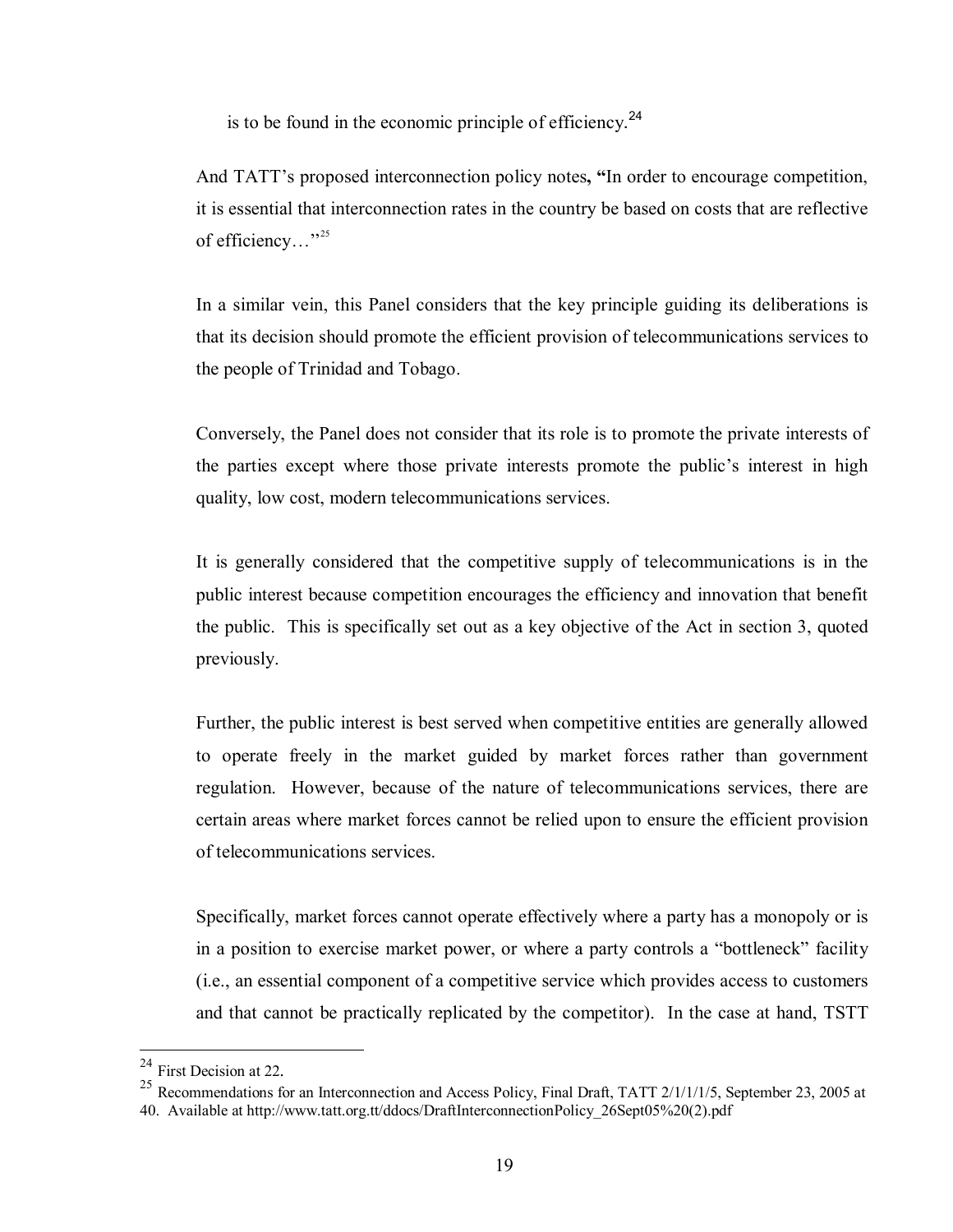is to be found in the economic principle of efficiency.[24]

And TATT's proposed interconnection policy notes**, "**In order to encourage competition, it is essential that interconnection rates in the country be based on costs that are reflective of efficiency…"[25]

In a similar vein, this Panel considers that the key principle guiding its deliberations is that its decision should promote the efficient provision of telecommunications services to the people of Trinidad and Tobago.

Conversely, the Panel does not consider that its role is to promote the private interests of the parties except where those private interests promote the public's interest in high quality, low cost, modern telecommunications services.

It is generally considered that the competitive supply of telecommunications is in the public interest because competition encourages the efficiency and innovation that benefit the public. This is specifically set out as a key objective of the Act in section 3, quoted previously.

Further, the public interest is best served when competitive entities are generally allowed to operate freely in the market guided by market forces rather than government regulation. However, because of the nature of telecommunications services, there are certain areas where market forces cannot be relied upon to ensure the efficient provision of telecommunications services.

Specifically, market forces cannot operate effectively where a party has a monopoly or is in a position to exercise market power, or where a party controls a "bottleneck" facility (i.e., an essential component of a competitive service which provides access to customers and that cannot be practically replicated by the competitor). In the case at hand, TSTT

---

[24] First Decision at 22.

[25] Recommendations for an Interconnection and Access Policy, Final Draft, TATT 2/1/1/1/5, September 23, 2005 at 40. Available at http://www.tatt.org.tt/ddocs/DraftInterconnectionPolicy_26Sept05%20(2).pdf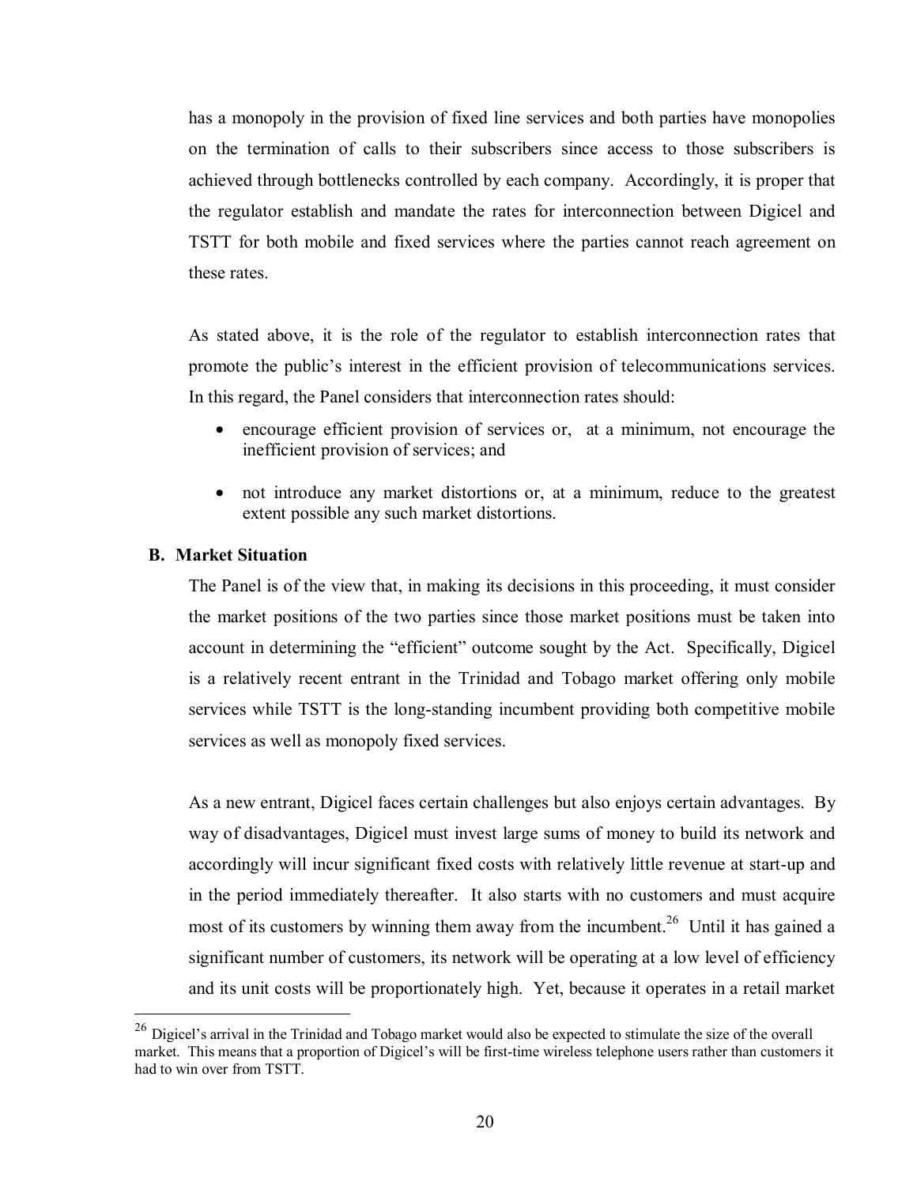has a monopoly in the provision of fixed line services and both parties have monopolies on the termination of calls to their subscribers since access to those subscribers is achieved through bottlenecks controlled by each company. Accordingly, it is proper that the regulator establish and mandate the rates for interconnection between Digicel and TSTT for both mobile and fixed services where the parties cannot reach agreement on these rates.

As stated above, it is the role of the regulator to establish interconnection rates that promote the public's interest in the efficient provision of telecommunications services. In this regard, the Panel considers that interconnection rates should:

- encourage efficient provision of services or, at a minimum, not encourage the inefficient provision of services; and
- not introduce any market distortions or, at a minimum, reduce to the greatest extent possible any such market distortions.

**B. Market Situation**

The Panel is of the view that, in making its decisions in this proceeding, it must consider the market positions of the two parties since those market positions must be taken into account in determining the "efficient" outcome sought by the Act. Specifically, Digicel is a relatively recent entrant in the Trinidad and Tobago market offering only mobile services while TSTT is the long-standing incumbent providing both competitive mobile services as well as monopoly fixed services.

As a new entrant, Digicel faces certain challenges but also enjoys certain advantages. By way of disadvantages, Digicel must invest large sums of money to build its network and accordingly will incur significant fixed costs with relatively little revenue at start-up and in the period immediately thereafter. It also starts with no customers and must acquire most of its customers by winning them away from the incumbent.[26] Until it has gained a significant number of customers, its network will be operating at a low level of efficiency and its unit costs will be proportionately high. Yet, because it operates in a retail market

[26] Digicel's arrival in the Trinidad and Tobago market would also be expected to stimulate the size of the overall market. This means that a proportion of Digicel's will be first-time wireless telephone users rather than customers it had to win over from TSTT.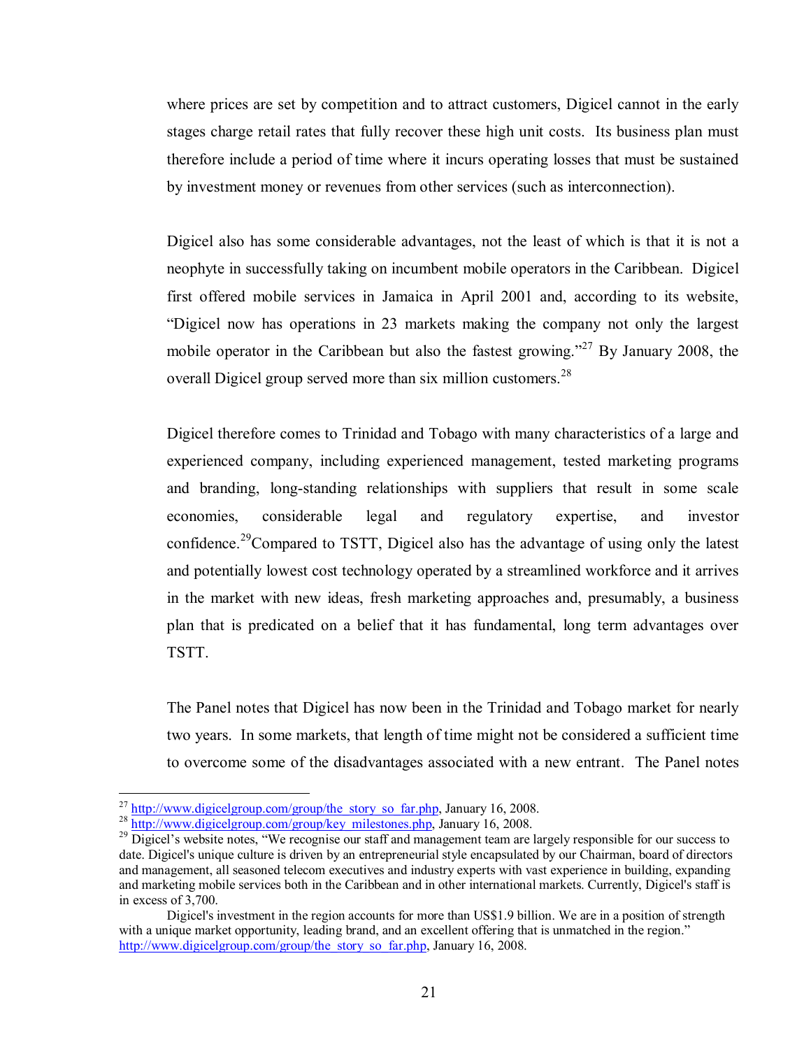where prices are set by competition and to attract customers, Digicel cannot in the early stages charge retail rates that fully recover these high unit costs. Its business plan must therefore include a period of time where it incurs operating losses that must be sustained by investment money or revenues from other services (such as interconnection).

Digicel also has some considerable advantages, not the least of which is that it is not a neophyte in successfully taking on incumbent mobile operators in the Caribbean. Digicel first offered mobile services in Jamaica in April 2001 and, according to its website, "Digicel now has operations in 23 markets making the company not only the largest mobile operator in the Caribbean but also the fastest growing."[27] By January 2008, the overall Digicel group served more than six million customers.[28]

Digicel therefore comes to Trinidad and Tobago with many characteristics of a large and experienced company, including experienced management, tested marketing programs and branding, long-standing relationships with suppliers that result in some scale economies, considerable legal and regulatory expertise, and investor confidence.[29] Compared to TSTT, Digicel also has the advantage of using only the latest and potentially lowest cost technology operated by a streamlined workforce and it arrives in the market with new ideas, fresh marketing approaches and, presumably, a business plan that is predicated on a belief that it has fundamental, long term advantages over TSTT.

The Panel notes that Digicel has now been in the Trinidad and Tobago market for nearly two years. In some markets, that length of time might not be considered a sufficient time to overcome some of the disadvantages associated with a new entrant. The Panel notes

---

[27] http://www.digicelgroup.com/group/the_story_so_far.php, January 16, 2008.

[28] http://www.digicelgroup.com/group/key_milestones.php, January 16, 2008.

[29] Digicel's website notes, "We recognise our staff and management team are largely responsible for our success to date. Digicel's unique culture is driven by an entrepreneurial style encapsulated by our Chairman, board of directors and management, all seasoned telecom executives and industry experts with vast experience in building, expanding and marketing mobile services both in the Caribbean and in other international markets. Currently, Digicel's staff is in excess of 3,700.

Digicel's investment in the region accounts for more than US$1.9 billion. We are in a position of strength with a unique market opportunity, leading brand, and an excellent offering that is unmatched in the region." http://www.digicelgroup.com/group/the_story_so_far.php, January 16, 2008.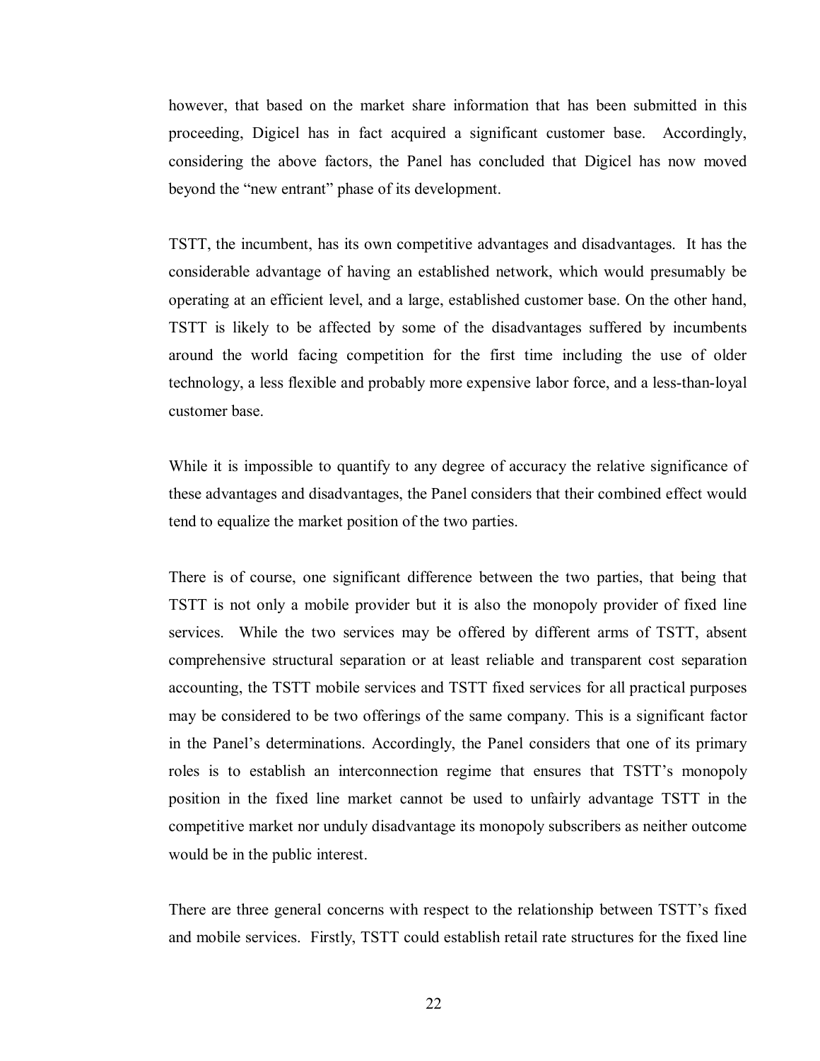however, that based on the market share information that has been submitted in this proceeding, Digicel has in fact acquired a significant customer base. Accordingly, considering the above factors, the Panel has concluded that Digicel has now moved beyond the "new entrant" phase of its development.

TSTT, the incumbent, has its own competitive advantages and disadvantages. It has the considerable advantage of having an established network, which would presumably be operating at an efficient level, and a large, established customer base. On the other hand, TSTT is likely to be affected by some of the disadvantages suffered by incumbents around the world facing competition for the first time including the use of older technology, a less flexible and probably more expensive labor force, and a less-than-loyal customer base.

While it is impossible to quantify to any degree of accuracy the relative significance of these advantages and disadvantages, the Panel considers that their combined effect would tend to equalize the market position of the two parties.

There is of course, one significant difference between the two parties, that being that TSTT is not only a mobile provider but it is also the monopoly provider of fixed line services. While the two services may be offered by different arms of TSTT, absent comprehensive structural separation or at least reliable and transparent cost separation accounting, the TSTT mobile services and TSTT fixed services for all practical purposes may be considered to be two offerings of the same company. This is a significant factor in the Panel's determinations. Accordingly, the Panel considers that one of its primary roles is to establish an interconnection regime that ensures that TSTT's monopoly position in the fixed line market cannot be used to unfairly advantage TSTT in the competitive market nor unduly disadvantage its monopoly subscribers as neither outcome would be in the public interest.

There are three general concerns with respect to the relationship between TSTT's fixed and mobile services. Firstly, TSTT could establish retail rate structures for the fixed line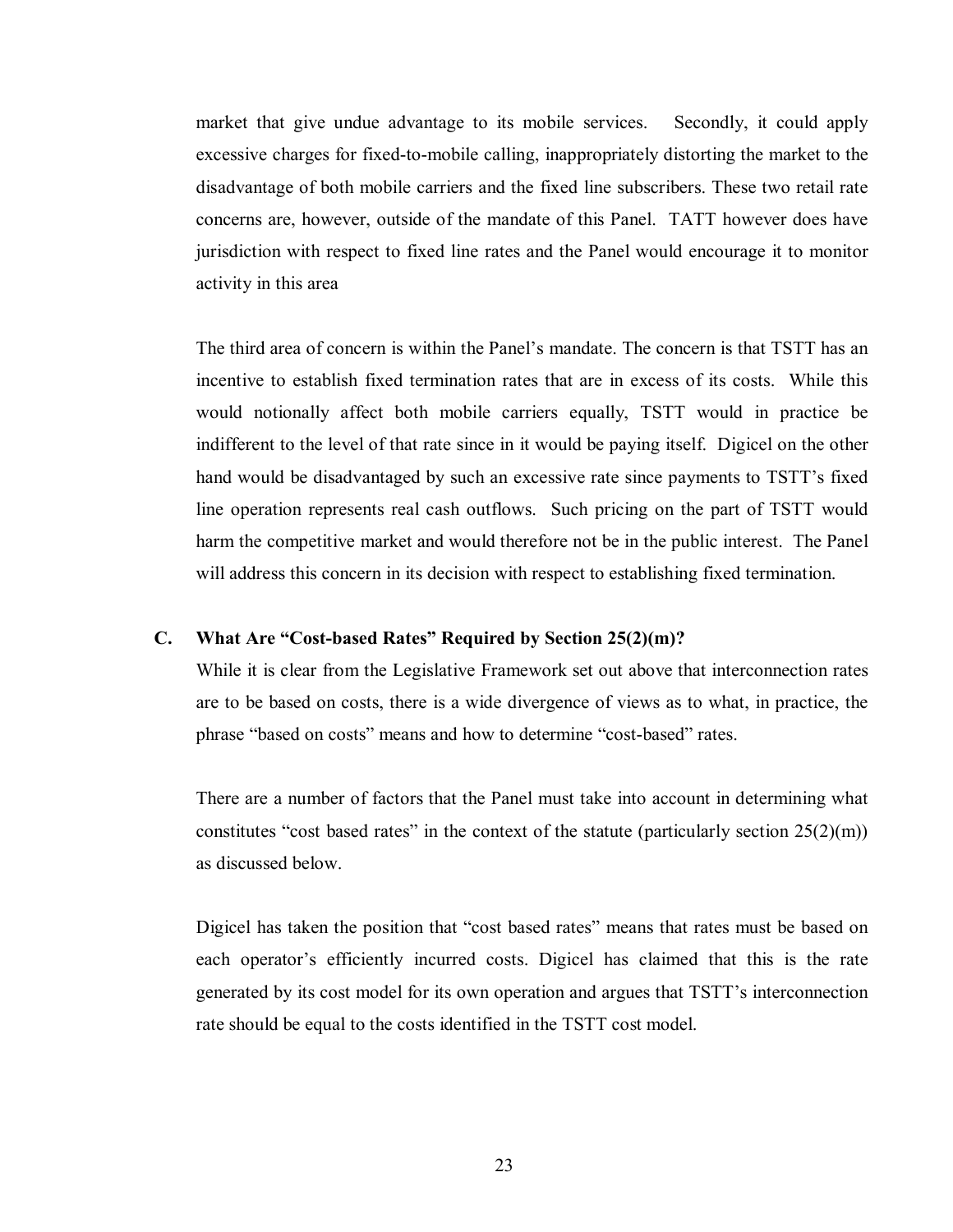market that give undue advantage to its mobile services. Secondly, it could apply excessive charges for fixed-to-mobile calling, inappropriately distorting the market to the disadvantage of both mobile carriers and the fixed line subscribers. These two retail rate concerns are, however, outside of the mandate of this Panel. TATT however does have jurisdiction with respect to fixed line rates and the Panel would encourage it to monitor activity in this area

The third area of concern is within the Panel's mandate. The concern is that TSTT has an incentive to establish fixed termination rates that are in excess of its costs. While this would notionally affect both mobile carriers equally, TSTT would in practice be indifferent to the level of that rate since in it would be paying itself. Digicel on the other hand would be disadvantaged by such an excessive rate since payments to TSTT's fixed line operation represents real cash outflows. Such pricing on the part of TSTT would harm the competitive market and would therefore not be in the public interest. The Panel will address this concern in its decision with respect to establishing fixed termination.

### C. What Are "Cost-based Rates" Required by Section 25(2)(m)?

While it is clear from the Legislative Framework set out above that interconnection rates are to be based on costs, there is a wide divergence of views as to what, in practice, the phrase "based on costs" means and how to determine "cost-based" rates.

There are a number of factors that the Panel must take into account in determining what constitutes "cost based rates" in the context of the statute (particularly section 25(2)(m)) as discussed below.

Digicel has taken the position that "cost based rates" means that rates must be based on each operator's efficiently incurred costs. Digicel has claimed that this is the rate generated by its cost model for its own operation and argues that TSTT's interconnection rate should be equal to the costs identified in the TSTT cost model.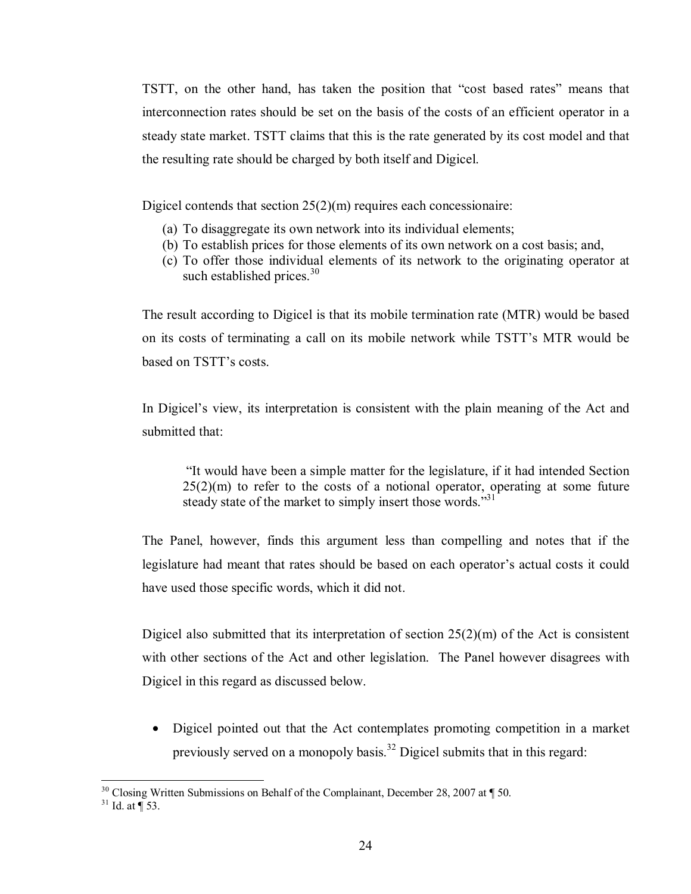TSTT, on the other hand, has taken the position that "cost based rates" means that interconnection rates should be set on the basis of the costs of an efficient operator in a steady state market. TSTT claims that this is the rate generated by its cost model and that the resulting rate should be charged by both itself and Digicel.

Digicel contends that section 25(2)(m) requires each concessionaire:

(a) To disaggregate its own network into its individual elements;
(b) To establish prices for those elements of its own network on a cost basis; and,
(c) To offer those individual elements of its network to the originating operator at such established prices.[30]

The result according to Digicel is that its mobile termination rate (MTR) would be based on its costs of terminating a call on its mobile network while TSTT's MTR would be based on TSTT's costs.

In Digicel's view, its interpretation is consistent with the plain meaning of the Act and submitted that:

> "It would have been a simple matter for the legislature, if it had intended Section 25(2)(m) to refer to the costs of a notional operator, operating at some future steady state of the market to simply insert those words."[31]

The Panel, however, finds this argument less than compelling and notes that if the legislature had meant that rates should be based on each operator's actual costs it could have used those specific words, which it did not.

Digicel also submitted that its interpretation of section 25(2)(m) of the Act is consistent with other sections of the Act and other legislation. The Panel however disagrees with Digicel in this regard as discussed below.

- Digicel pointed out that the Act contemplates promoting competition in a market previously served on a monopoly basis.[32] Digicel submits that in this regard:

---

[30] Closing Written Submissions on Behalf of the Complainant, December 28, 2007 at ¶ 50.

[31] Id. at ¶ 53.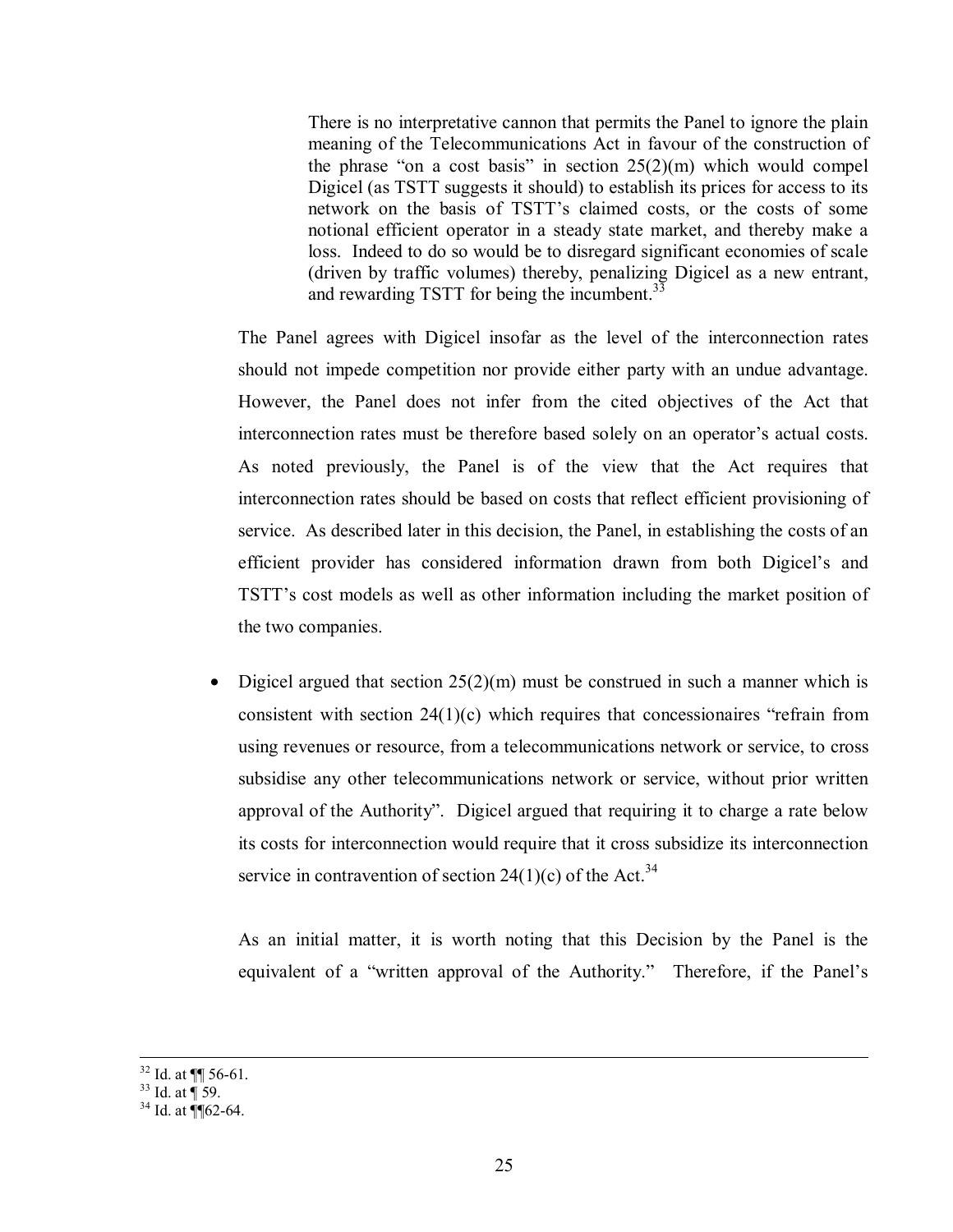> There is no interpretative cannon that permits the Panel to ignore the plain meaning of the Telecommunications Act in favour of the construction of the phrase "on a cost basis" in section 25(2)(m) which would compel Digicel (as TSTT suggests it should) to establish its prices for access to its network on the basis of TSTT's claimed costs, or the costs of some notional efficient operator in a steady state market, and thereby make a loss. Indeed to do so would be to disregard significant economies of scale (driven by traffic volumes) thereby, penalizing Digicel as a new entrant, and rewarding TSTT for being the incumbent.[33]

The Panel agrees with Digicel insofar as the level of the interconnection rates should not impede competition nor provide either party with an undue advantage. However, the Panel does not infer from the cited objectives of the Act that interconnection rates must be therefore based solely on an operator's actual costs. As noted previously, the Panel is of the view that the Act requires that interconnection rates should be based on costs that reflect efficient provisioning of service. As described later in this decision, the Panel, in establishing the costs of an efficient provider has considered information drawn from both Digicel's and TSTT's cost models as well as other information including the market position of the two companies.

- Digicel argued that section 25(2)(m) must be construed in such a manner which is consistent with section 24(1)(c) which requires that concessionaires "refrain from using revenues or resource, from a telecommunications network or service, to cross subsidise any other telecommunications network or service, without prior written approval of the Authority". Digicel argued that requiring it to charge a rate below its costs for interconnection would require that it cross subsidize its interconnection service in contravention of section 24(1)(c) of the Act.[34]

  As an initial matter, it is worth noting that this Decision by the Panel is the equivalent of a "written approval of the Authority." Therefore, if the Panel's

---

[32] Id. at ¶¶ 56-61.

[33] Id. at ¶ 59.

[34] Id. at ¶¶62-64.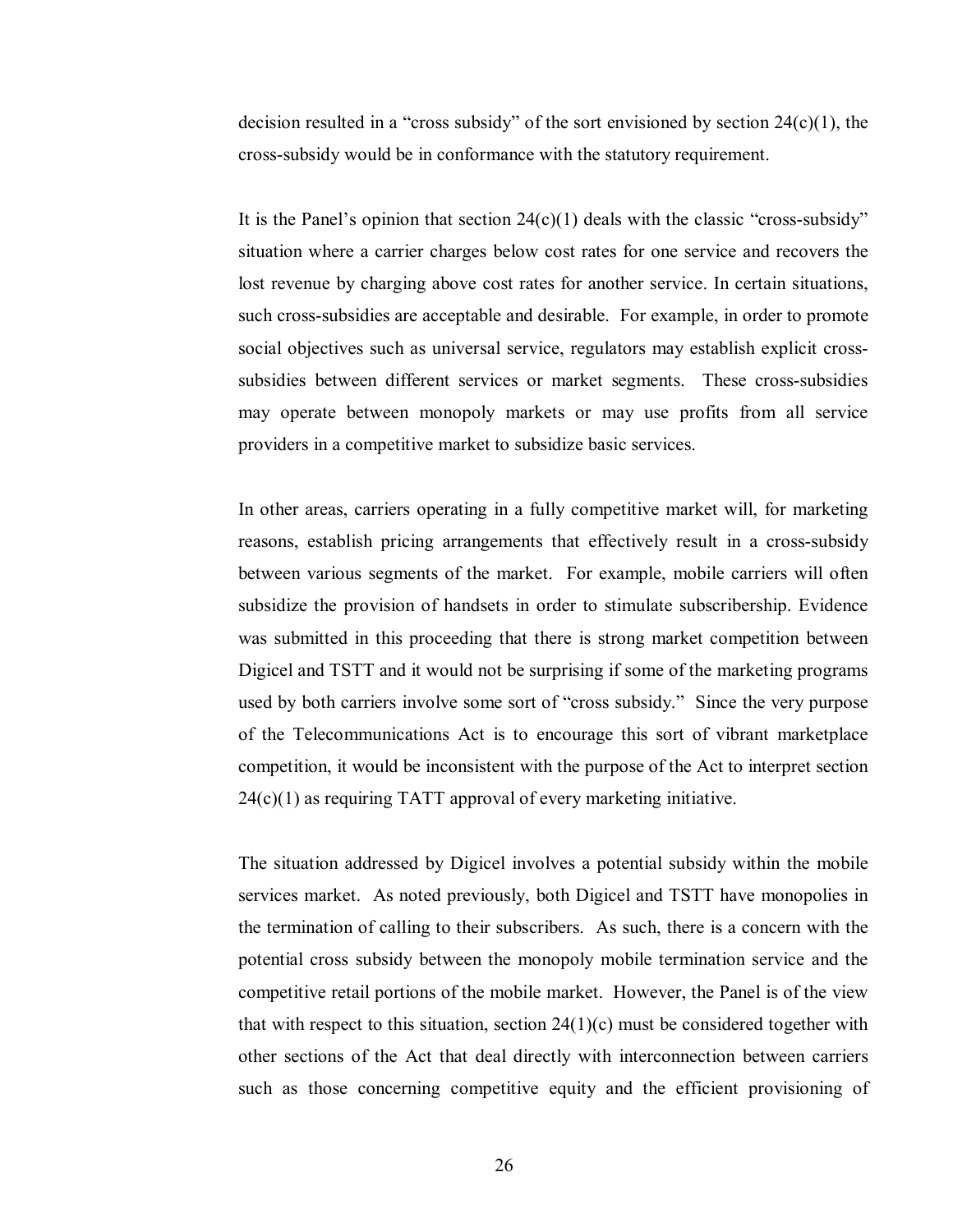decision resulted in a "cross subsidy" of the sort envisioned by section 24(c)(1), the cross-subsidy would be in conformance with the statutory requirement.

It is the Panel's opinion that section 24(c)(1) deals with the classic "cross-subsidy" situation where a carrier charges below cost rates for one service and recovers the lost revenue by charging above cost rates for another service. In certain situations, such cross-subsidies are acceptable and desirable. For example, in order to promote social objectives such as universal service, regulators may establish explicit cross-subsidies between different services or market segments. These cross-subsidies may operate between monopoly markets or may use profits from all service providers in a competitive market to subsidize basic services.

In other areas, carriers operating in a fully competitive market will, for marketing reasons, establish pricing arrangements that effectively result in a cross-subsidy between various segments of the market. For example, mobile carriers will often subsidize the provision of handsets in order to stimulate subscribership. Evidence was submitted in this proceeding that there is strong market competition between Digicel and TSTT and it would not be surprising if some of the marketing programs used by both carriers involve some sort of "cross subsidy." Since the very purpose of the Telecommunications Act is to encourage this sort of vibrant marketplace competition, it would be inconsistent with the purpose of the Act to interpret section 24(c)(1) as requiring TATT approval of every marketing initiative.

The situation addressed by Digicel involves a potential subsidy within the mobile services market. As noted previously, both Digicel and TSTT have monopolies in the termination of calling to their subscribers. As such, there is a concern with the potential cross subsidy between the monopoly mobile termination service and the competitive retail portions of the mobile market. However, the Panel is of the view that with respect to this situation, section 24(1)(c) must be considered together with other sections of the Act that deal directly with interconnection between carriers such as those concerning competitive equity and the efficient provisioning of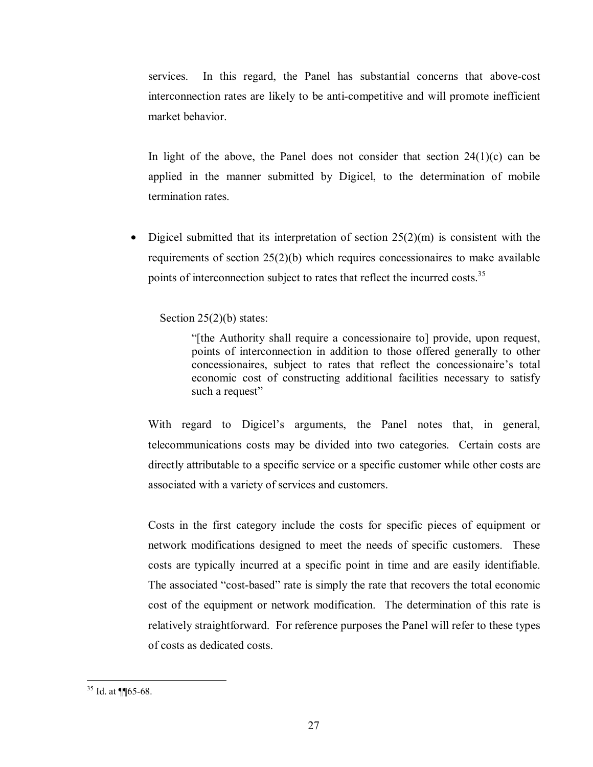services. In this regard, the Panel has substantial concerns that above-cost interconnection rates are likely to be anti-competitive and will promote inefficient market behavior.

In light of the above, the Panel does not consider that section 24(1)(c) can be applied in the manner submitted by Digicel, to the determination of mobile termination rates.

- Digicel submitted that its interpretation of section 25(2)(m) is consistent with the requirements of section 25(2)(b) which requires concessionaires to make available points of interconnection subject to rates that reflect the incurred costs.[35]

  Section 25(2)(b) states:

  > "[the Authority shall require a concessionaire to] provide, upon request, points of interconnection in addition to those offered generally to other concessionaires, subject to rates that reflect the concessionaire's total economic cost of constructing additional facilities necessary to satisfy such a request"

  With regard to Digicel's arguments, the Panel notes that, in general, telecommunications costs may be divided into two categories. Certain costs are directly attributable to a specific service or a specific customer while other costs are associated with a variety of services and customers.

  Costs in the first category include the costs for specific pieces of equipment or network modifications designed to meet the needs of specific customers. These costs are typically incurred at a specific point in time and are easily identifiable. The associated "cost-based" rate is simply the rate that recovers the total economic cost of the equipment or network modification. The determination of this rate is relatively straightforward. For reference purposes the Panel will refer to these types of costs as dedicated costs.

[35] Id. at ¶¶65-68.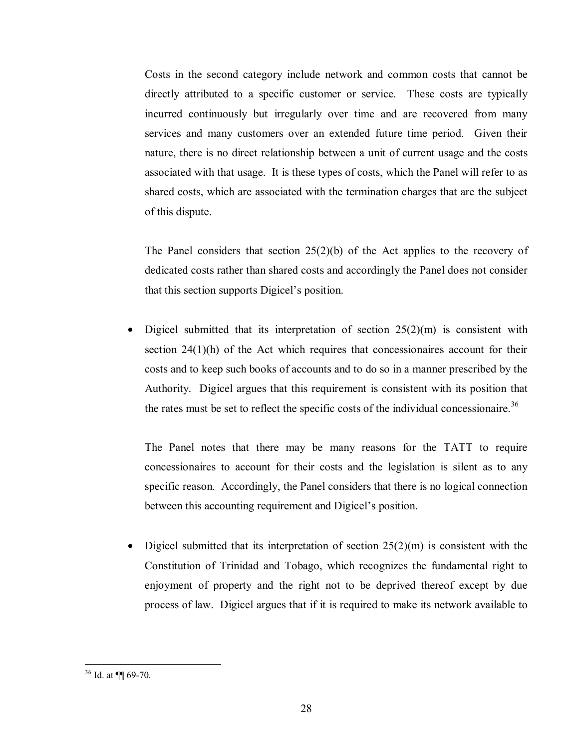Costs in the second category include network and common costs that cannot be directly attributed to a specific customer or service. These costs are typically incurred continuously but irregularly over time and are recovered from many services and many customers over an extended future time period. Given their nature, there is no direct relationship between a unit of current usage and the costs associated with that usage. It is these types of costs, which the Panel will refer to as shared costs, which are associated with the termination charges that are the subject of this dispute.

The Panel considers that section 25(2)(b) of the Act applies to the recovery of dedicated costs rather than shared costs and accordingly the Panel does not consider that this section supports Digicel's position.

- Digicel submitted that its interpretation of section 25(2)(m) is consistent with section 24(1)(h) of the Act which requires that concessionaires account for their costs and to keep such books of accounts and to do so in a manner prescribed by the Authority. Digicel argues that this requirement is consistent with its position that the rates must be set to reflect the specific costs of the individual concessionaire.[36]

  The Panel notes that there may be many reasons for the TATT to require concessionaires to account for their costs and the legislation is silent as to any specific reason. Accordingly, the Panel considers that there is no logical connection between this accounting requirement and Digicel's position.

- Digicel submitted that its interpretation of section 25(2)(m) is consistent with the Constitution of Trinidad and Tobago, which recognizes the fundamental right to enjoyment of property and the right not to be deprived thereof except by due process of law. Digicel argues that if it is required to make its network available to

[36] Id. at ¶¶ 69-70.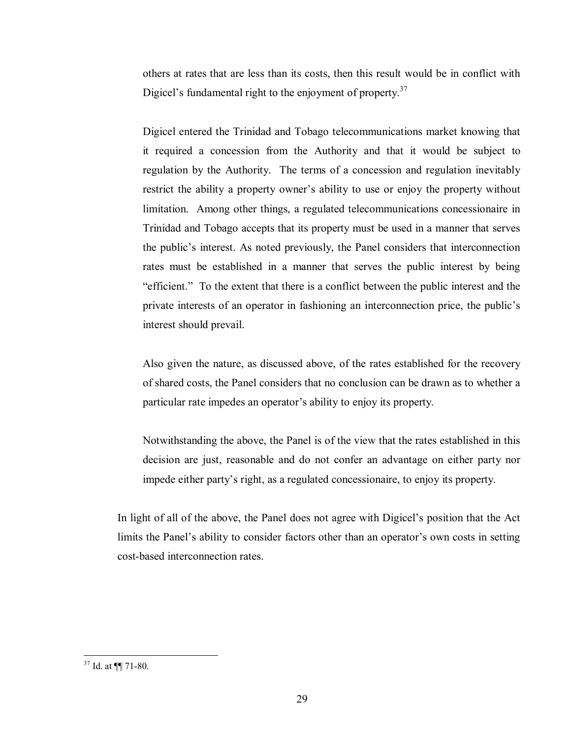others at rates that are less than its costs, then this result would be in conflict with Digicel's fundamental right to the enjoyment of property.[37]

Digicel entered the Trinidad and Tobago telecommunications market knowing that it required a concession from the Authority and that it would be subject to regulation by the Authority. The terms of a concession and regulation inevitably restrict the ability a property owner's ability to use or enjoy the property without limitation. Among other things, a regulated telecommunications concessionaire in Trinidad and Tobago accepts that its property must be used in a manner that serves the public's interest. As noted previously, the Panel considers that interconnection rates must be established in a manner that serves the public interest by being "efficient." To the extent that there is a conflict between the public interest and the private interests of an operator in fashioning an interconnection price, the public's interest should prevail.

Also given the nature, as discussed above, of the rates established for the recovery of shared costs, the Panel considers that no conclusion can be drawn as to whether a particular rate impedes an operator's ability to enjoy its property.

Notwithstanding the above, the Panel is of the view that the rates established in this decision are just, reasonable and do not confer an advantage on either party nor impede either party's right, as a regulated concessionaire, to enjoy its property.

In light of all of the above, the Panel does not agree with Digicel's position that the Act limits the Panel's ability to consider factors other than an operator's own costs in setting cost-based interconnection rates.

---

[37] Id. at ¶¶ 71-80.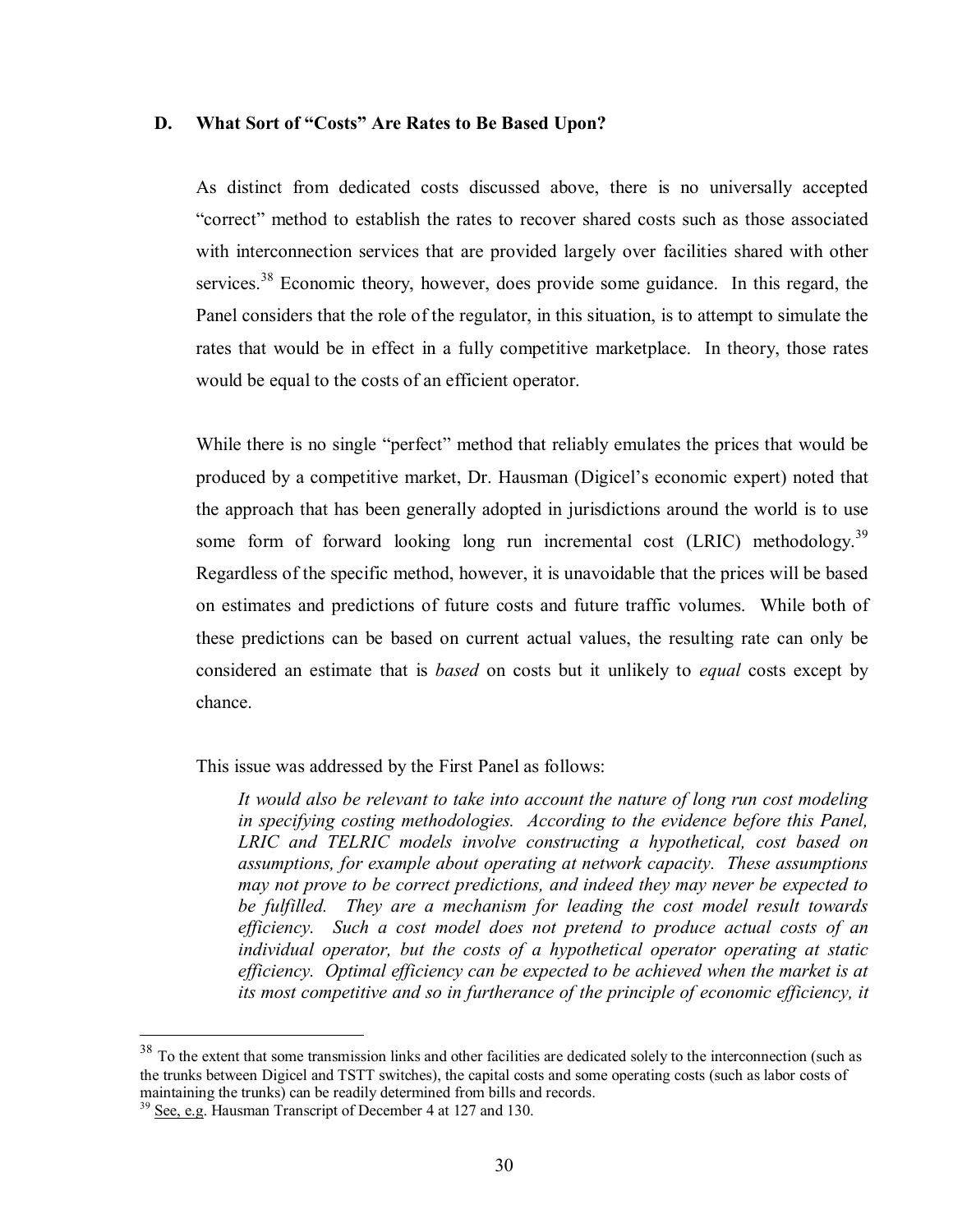### D. What Sort of "Costs" Are Rates to Be Based Upon?

As distinct from dedicated costs discussed above, there is no universally accepted "correct" method to establish the rates to recover shared costs such as those associated with interconnection services that are provided largely over facilities shared with other services.[38] Economic theory, however, does provide some guidance. In this regard, the Panel considers that the role of the regulator, in this situation, is to attempt to simulate the rates that would be in effect in a fully competitive marketplace. In theory, those rates would be equal to the costs of an efficient operator.

While there is no single "perfect" method that reliably emulates the prices that would be produced by a competitive market, Dr. Hausman (Digicel's economic expert) noted that the approach that has been generally adopted in jurisdictions around the world is to use some form of forward looking long run incremental cost (LRIC) methodology.[39] Regardless of the specific method, however, it is unavoidable that the prices will be based on estimates and predictions of future costs and future traffic volumes. While both of these predictions can be based on current actual values, the resulting rate can only be considered an estimate that is *based* on costs but it unlikely to *equal* costs except by chance.

This issue was addressed by the First Panel as follows:

> *It would also be relevant to take into account the nature of long run cost modeling in specifying costing methodologies. According to the evidence before this Panel, LRIC and TELRIC models involve constructing a hypothetical, cost based on assumptions, for example about operating at network capacity. These assumptions may not prove to be correct predictions, and indeed they may never be expected to be fulfilled. They are a mechanism for leading the cost model result towards efficiency. Such a cost model does not pretend to produce actual costs of an individual operator, but the costs of a hypothetical operator operating at static efficiency. Optimal efficiency can be expected to be achieved when the market is at its most competitive and so in furtherance of the principle of economic efficiency, it*

---

[38] To the extent that some transmission links and other facilities are dedicated solely to the interconnection (such as the trunks between Digicel and TSTT switches), the capital costs and some operating costs (such as labor costs of maintaining the trunks) can be readily determined from bills and records.

[39] See, e.g. Hausman Transcript of December 4 at 127 and 130.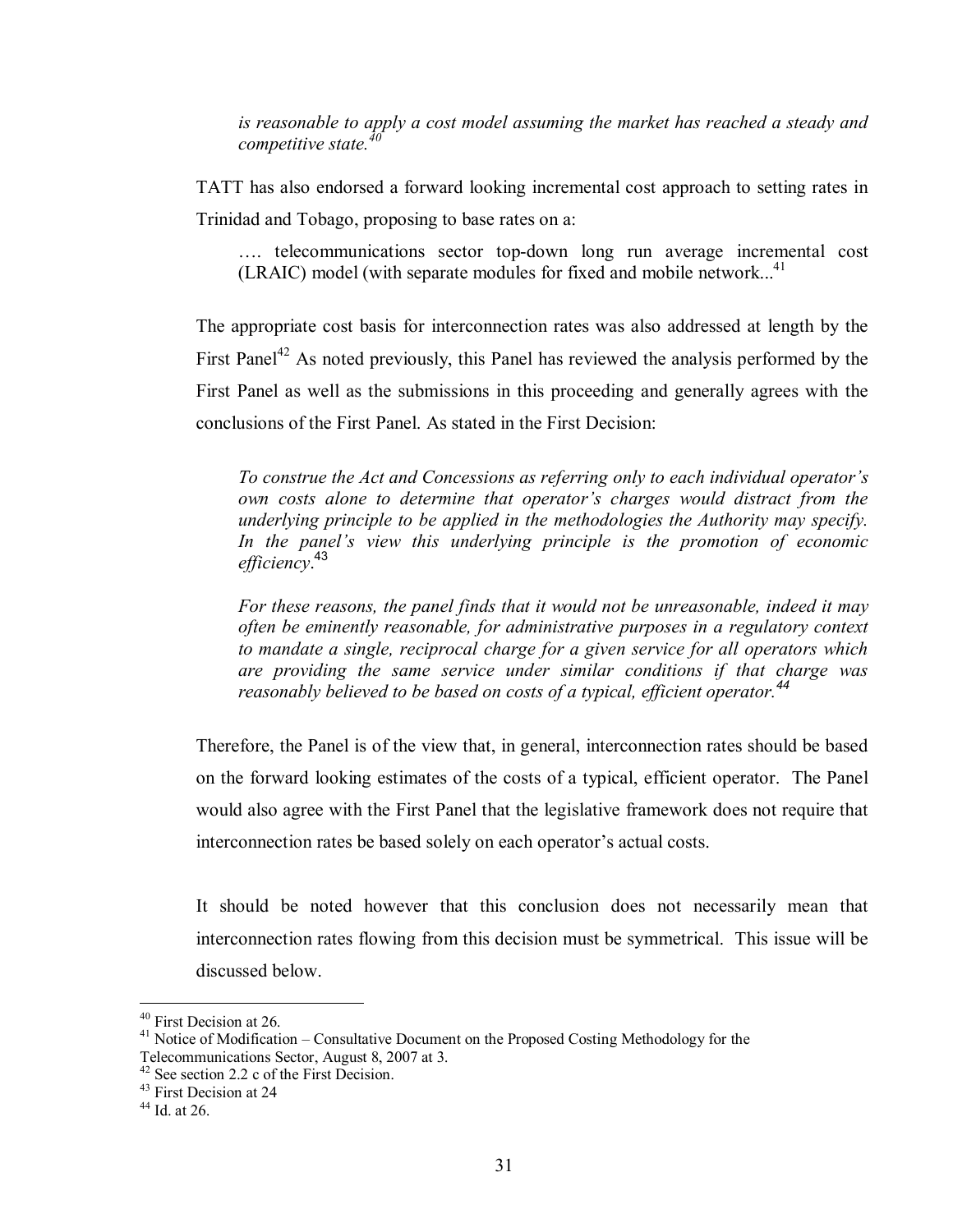*is reasonable to apply a cost model assuming the market has reached a steady and competitive state.*[40]

TATT has also endorsed a forward looking incremental cost approach to setting rates in Trinidad and Tobago, proposing to base rates on a:

> …. telecommunications sector top-down long run average incremental cost (LRAIC) model (with separate modules for fixed and mobile network...[41]

The appropriate cost basis for interconnection rates was also addressed at length by the First Panel[42] As noted previously, this Panel has reviewed the analysis performed by the First Panel as well as the submissions in this proceeding and generally agrees with the conclusions of the First Panel. As stated in the First Decision:

> *To construe the Act and Concessions as referring only to each individual operator's own costs alone to determine that operator's charges would distract from the underlying principle to be applied in the methodologies the Authority may specify. In the panel's view this underlying principle is the promotion of economic efficiency*.[43]
>
> *For these reasons, the panel finds that it would not be unreasonable, indeed it may often be eminently reasonable, for administrative purposes in a regulatory context to mandate a single, reciprocal charge for a given service for all operators which are providing the same service under similar conditions if that charge was reasonably believed to be based on costs of a typical, efficient operator.*[44]

Therefore, the Panel is of the view that, in general, interconnection rates should be based on the forward looking estimates of the costs of a typical, efficient operator. The Panel would also agree with the First Panel that the legislative framework does not require that interconnection rates be based solely on each operator's actual costs.

It should be noted however that this conclusion does not necessarily mean that interconnection rates flowing from this decision must be symmetrical. This issue will be discussed below.

---

[40] First Decision at 26.

[41] Notice of Modification – Consultative Document on the Proposed Costing Methodology for the Telecommunications Sector, August 8, 2007 at 3.

[42] See section 2.2 c of the First Decision.

[43] First Decision at 24

[44] Id. at 26.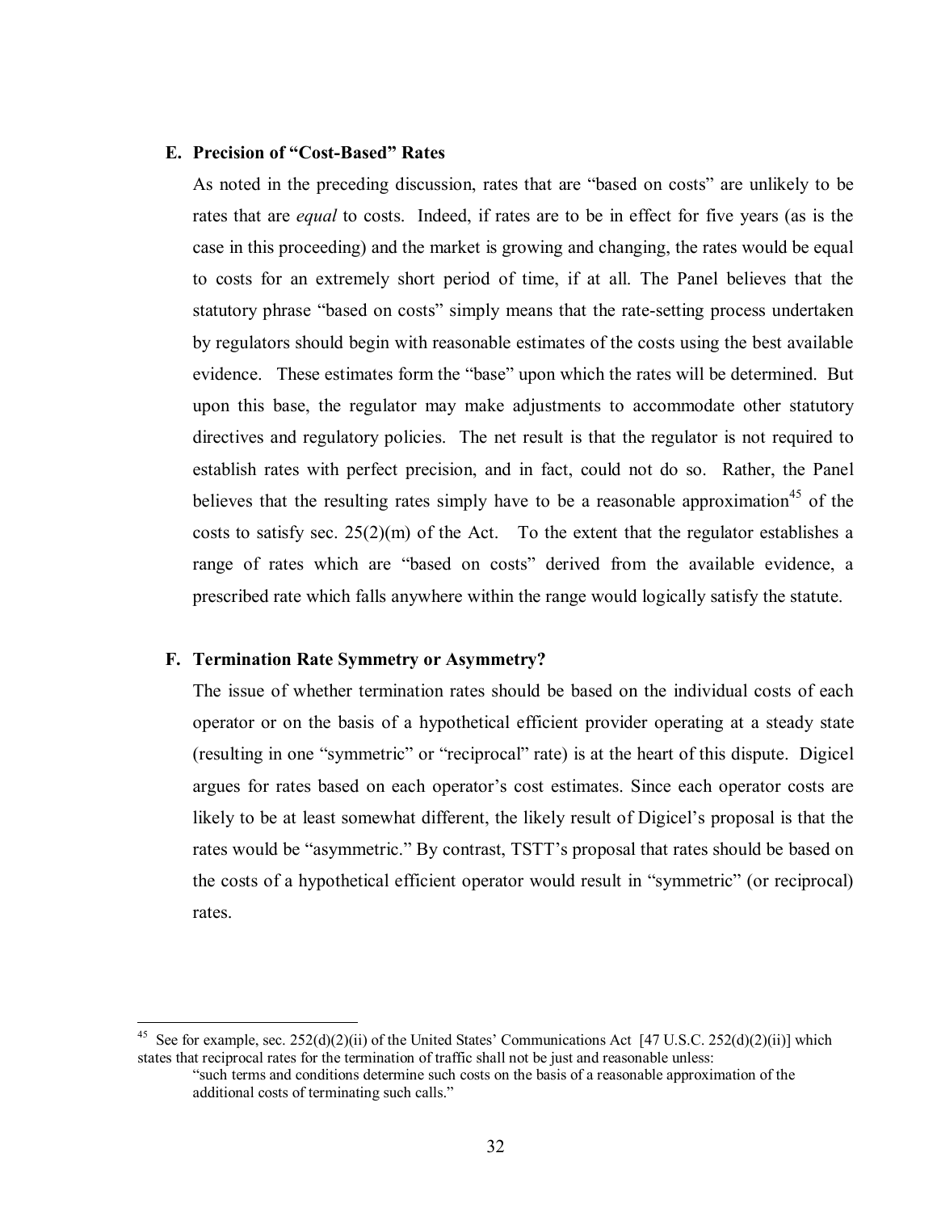### E. Precision of "Cost-Based" Rates

As noted in the preceding discussion, rates that are "based on costs" are unlikely to be rates that are *equal* to costs. Indeed, if rates are to be in effect for five years (as is the case in this proceeding) and the market is growing and changing, the rates would be equal to costs for an extremely short period of time, if at all. The Panel believes that the statutory phrase "based on costs" simply means that the rate-setting process undertaken by regulators should begin with reasonable estimates of the costs using the best available evidence. These estimates form the "base" upon which the rates will be determined. But upon this base, the regulator may make adjustments to accommodate other statutory directives and regulatory policies. The net result is that the regulator is not required to establish rates with perfect precision, and in fact, could not do so. Rather, the Panel believes that the resulting rates simply have to be a reasonable approximation[45] of the costs to satisfy sec. 25(2)(m) of the Act. To the extent that the regulator establishes a range of rates which are "based on costs" derived from the available evidence, a prescribed rate which falls anywhere within the range would logically satisfy the statute.

### F. Termination Rate Symmetry or Asymmetry?

The issue of whether termination rates should be based on the individual costs of each operator or on the basis of a hypothetical efficient provider operating at a steady state (resulting in one "symmetric" or "reciprocal" rate) is at the heart of this dispute. Digicel argues for rates based on each operator's cost estimates. Since each operator costs are likely to be at least somewhat different, the likely result of Digicel's proposal is that the rates would be "asymmetric." By contrast, TSTT's proposal that rates should be based on the costs of a hypothetical efficient operator would result in "symmetric" (or reciprocal) rates.

---

[45] See for example, sec. 252(d)(2)(ii) of the United States' Communications Act [47 U.S.C. 252(d)(2)(ii)] which states that reciprocal rates for the termination of traffic shall not be just and reasonable unless:

> "such terms and conditions determine such costs on the basis of a reasonable approximation of the additional costs of terminating such calls."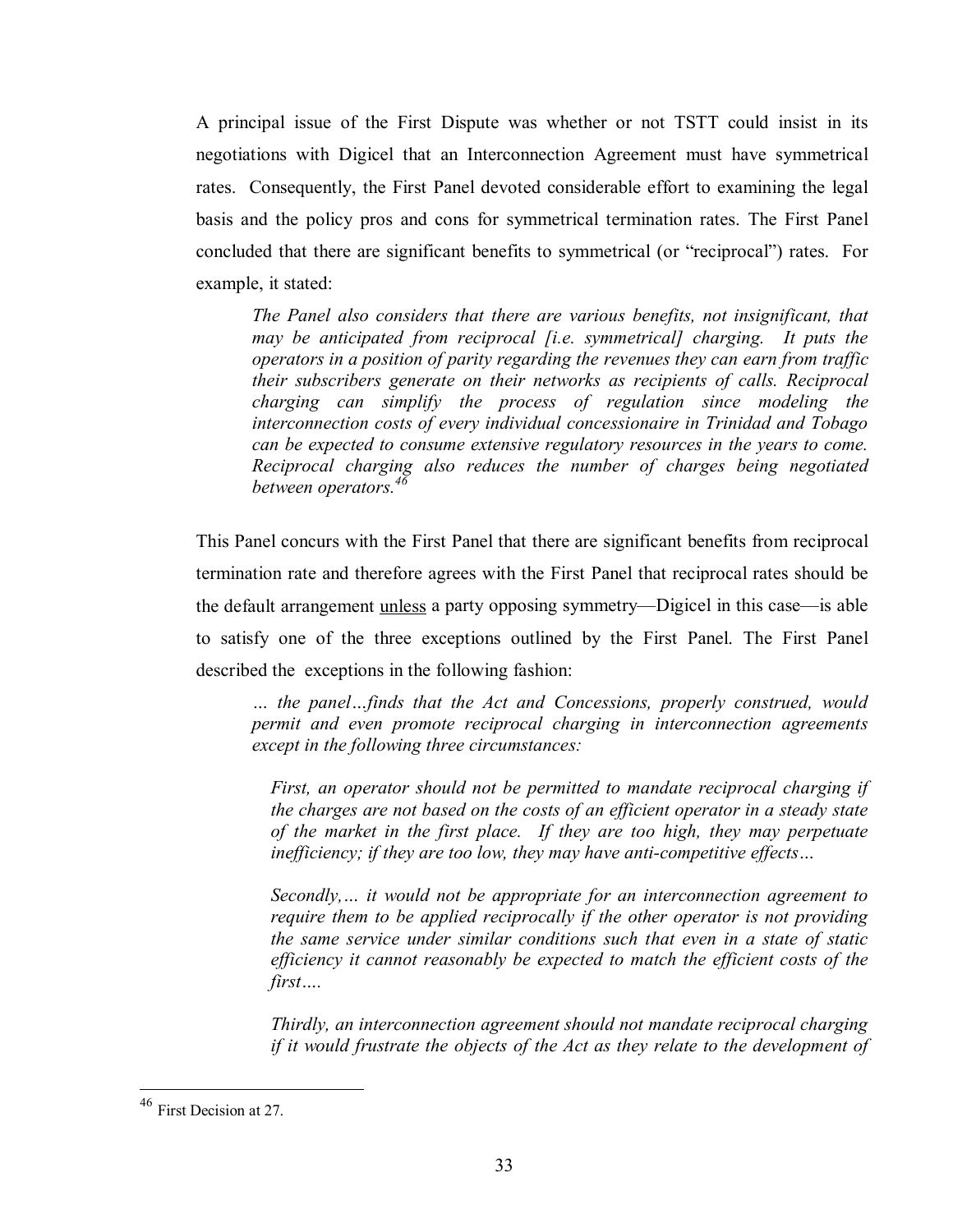A principal issue of the First Dispute was whether or not TSTT could insist in its negotiations with Digicel that an Interconnection Agreement must have symmetrical rates. Consequently, the First Panel devoted considerable effort to examining the legal basis and the policy pros and cons for symmetrical termination rates. The First Panel concluded that there are significant benefits to symmetrical (or "reciprocal") rates. For example, it stated:

> *The Panel also considers that there are various benefits, not insignificant, that may be anticipated from reciprocal [i.e. symmetrical] charging. It puts the operators in a position of parity regarding the revenues they can earn from traffic their subscribers generate on their networks as recipients of calls. Reciprocal charging can simplify the process of regulation since modeling the interconnection costs of every individual concessionaire in Trinidad and Tobago can be expected to consume extensive regulatory resources in the years to come. Reciprocal charging also reduces the number of charges being negotiated between operators.*[46]

This Panel concurs with the First Panel that there are significant benefits from reciprocal termination rate and therefore agrees with the First Panel that reciprocal rates should be the default arrangement <u>unless</u> a party opposing symmetry—Digicel in this case—is able to satisfy one of the three exceptions outlined by the First Panel. The First Panel described the exceptions in the following fashion:

> *… the panel…finds that the Act and Concessions, properly construed, would permit and even promote reciprocal charging in interconnection agreements except in the following three circumstances:*
>
> *First, an operator should not be permitted to mandate reciprocal charging if the charges are not based on the costs of an efficient operator in a steady state of the market in the first place. If they are too high, they may perpetuate inefficiency; if they are too low, they may have anti-competitive effects…*
>
> *Secondly,… it would not be appropriate for an interconnection agreement to require them to be applied reciprocally if the other operator is not providing the same service under similar conditions such that even in a state of static efficiency it cannot reasonably be expected to match the efficient costs of the first….*
>
> *Thirdly, an interconnection agreement should not mandate reciprocal charging if it would frustrate the objects of the Act as they relate to the development of*

[46] First Decision at 27.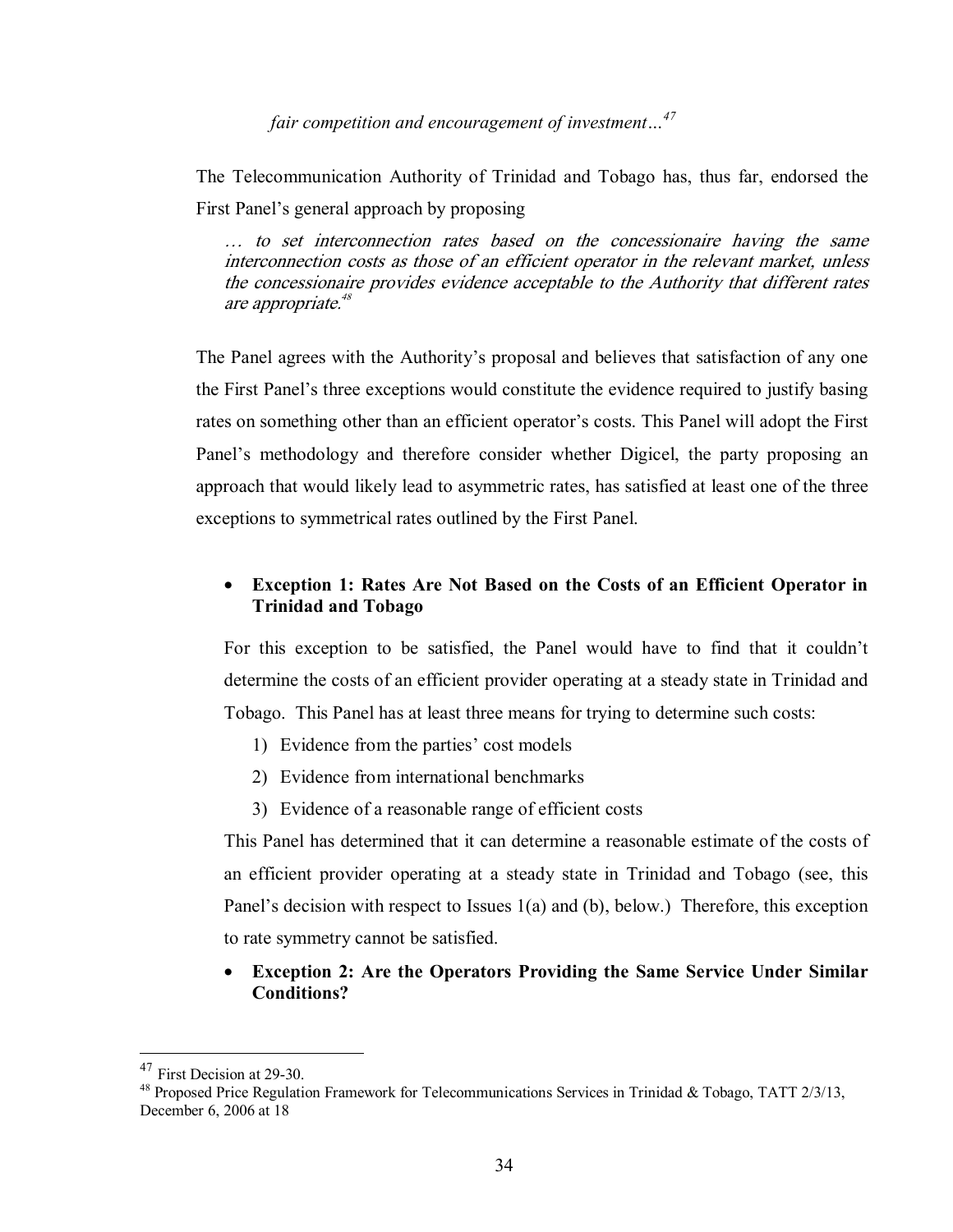*fair competition and encouragement of investment…*[47]

The Telecommunication Authority of Trinidad and Tobago has, thus far, endorsed the First Panel's general approach by proposing

> *… to set interconnection rates based on the concessionaire having the same interconnection costs as those of an efficient operator in the relevant market, unless the concessionaire provides evidence acceptable to the Authority that different rates are appropriate.*[48]

The Panel agrees with the Authority's proposal and believes that satisfaction of any one the First Panel's three exceptions would constitute the evidence required to justify basing rates on something other than an efficient operator's costs. This Panel will adopt the First Panel's methodology and therefore consider whether Digicel, the party proposing an approach that would likely lead to asymmetric rates, has satisfied at least one of the three exceptions to symmetrical rates outlined by the First Panel.

- **Exception 1: Rates Are Not Based on the Costs of an Efficient Operator in Trinidad and Tobago**

  For this exception to be satisfied, the Panel would have to find that it couldn't determine the costs of an efficient provider operating at a steady state in Trinidad and Tobago. This Panel has at least three means for trying to determine such costs:

  1) Evidence from the parties' cost models
  2) Evidence from international benchmarks
  3) Evidence of a reasonable range of efficient costs

  This Panel has determined that it can determine a reasonable estimate of the costs of an efficient provider operating at a steady state in Trinidad and Tobago (see, this Panel's decision with respect to Issues 1(a) and (b), below.) Therefore, this exception to rate symmetry cannot be satisfied.

- **Exception 2: Are the Operators Providing the Same Service Under Similar Conditions?**

---

[47] First Decision at 29-30.

[48] Proposed Price Regulation Framework for Telecommunications Services in Trinidad & Tobago, TATT 2/3/13, December 6, 2006 at 18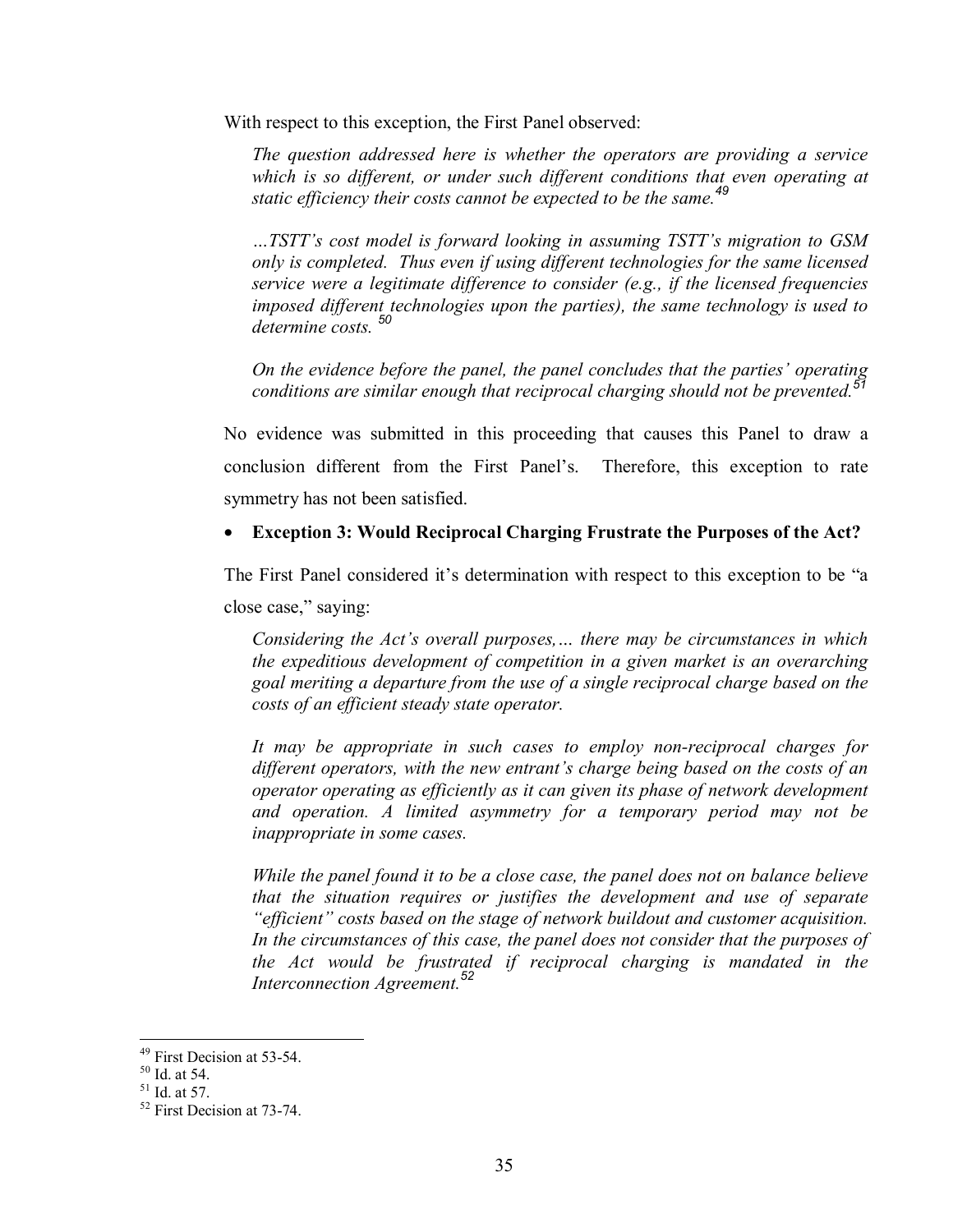With respect to this exception, the First Panel observed:

> *The question addressed here is whether the operators are providing a service which is so different, or under such different conditions that even operating at static efficiency their costs cannot be expected to be the same.*[49]
>
> *…TSTT's cost model is forward looking in assuming TSTT's migration to GSM only is completed. Thus even if using different technologies for the same licensed service were a legitimate difference to consider (e.g., if the licensed frequencies imposed different technologies upon the parties), the same technology is used to determine costs.* [50]
>
> *On the evidence before the panel, the panel concludes that the parties' operating conditions are similar enough that reciprocal charging should not be prevented.*[51]

No evidence was submitted in this proceeding that causes this Panel to draw a conclusion different from the First Panel's. Therefore, this exception to rate symmetry has not been satisfied.

- **Exception 3: Would Reciprocal Charging Frustrate the Purposes of the Act?**

The First Panel considered it's determination with respect to this exception to be "a close case," saying:

> *Considering the Act's overall purposes,… there may be circumstances in which the expeditious development of competition in a given market is an overarching goal meriting a departure from the use of a single reciprocal charge based on the costs of an efficient steady state operator.*
>
> *It may be appropriate in such cases to employ non-reciprocal charges for different operators, with the new entrant's charge being based on the costs of an operator operating as efficiently as it can given its phase of network development and operation. A limited asymmetry for a temporary period may not be inappropriate in some cases.*
>
> *While the panel found it to be a close case, the panel does not on balance believe that the situation requires or justifies the development and use of separate "efficient" costs based on the stage of network buildout and customer acquisition. In the circumstances of this case, the panel does not consider that the purposes of the Act would be frustrated if reciprocal charging is mandated in the Interconnection Agreement.*[52]

---

[49] First Decision at 53-54.

[50] Id. at 54.

[51] Id. at 57.

[52] First Decision at 73-74.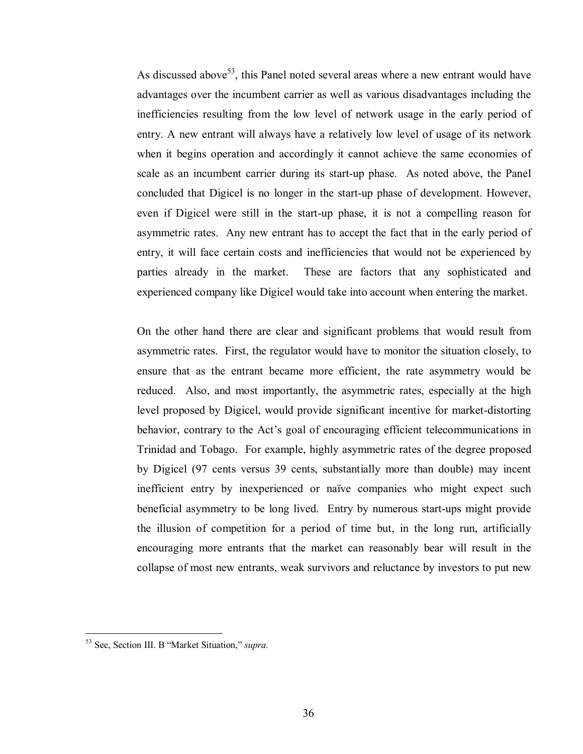As discussed above[53], this Panel noted several areas where a new entrant would have advantages over the incumbent carrier as well as various disadvantages including the inefficiencies resulting from the low level of network usage in the early period of entry. A new entrant will always have a relatively low level of usage of its network when it begins operation and accordingly it cannot achieve the same economies of scale as an incumbent carrier during its start-up phase. As noted above, the Panel concluded that Digicel is no longer in the start-up phase of development. However, even if Digicel were still in the start-up phase, it is not a compelling reason for asymmetric rates. Any new entrant has to accept the fact that in the early period of entry, it will face certain costs and inefficiencies that would not be experienced by parties already in the market. These are factors that any sophisticated and experienced company like Digicel would take into account when entering the market.

On the other hand there are clear and significant problems that would result from asymmetric rates. First, the regulator would have to monitor the situation closely, to ensure that as the entrant became more efficient, the rate asymmetry would be reduced. Also, and most importantly, the asymmetric rates, especially at the high level proposed by Digicel, would provide significant incentive for market-distorting behavior, contrary to the Act's goal of encouraging efficient telecommunications in Trinidad and Tobago. For example, highly asymmetric rates of the degree proposed by Digicel (97 cents versus 39 cents, substantially more than double) may incent inefficient entry by inexperienced or naïve companies who might expect such beneficial asymmetry to be long lived. Entry by numerous start-ups might provide the illusion of competition for a period of time but, in the long run, artificially encouraging more entrants that the market can reasonably bear will result in the collapse of most new entrants, weak survivors and reluctance by investors to put new

---

[53] See, Section III. B "Market Situation," *supra.*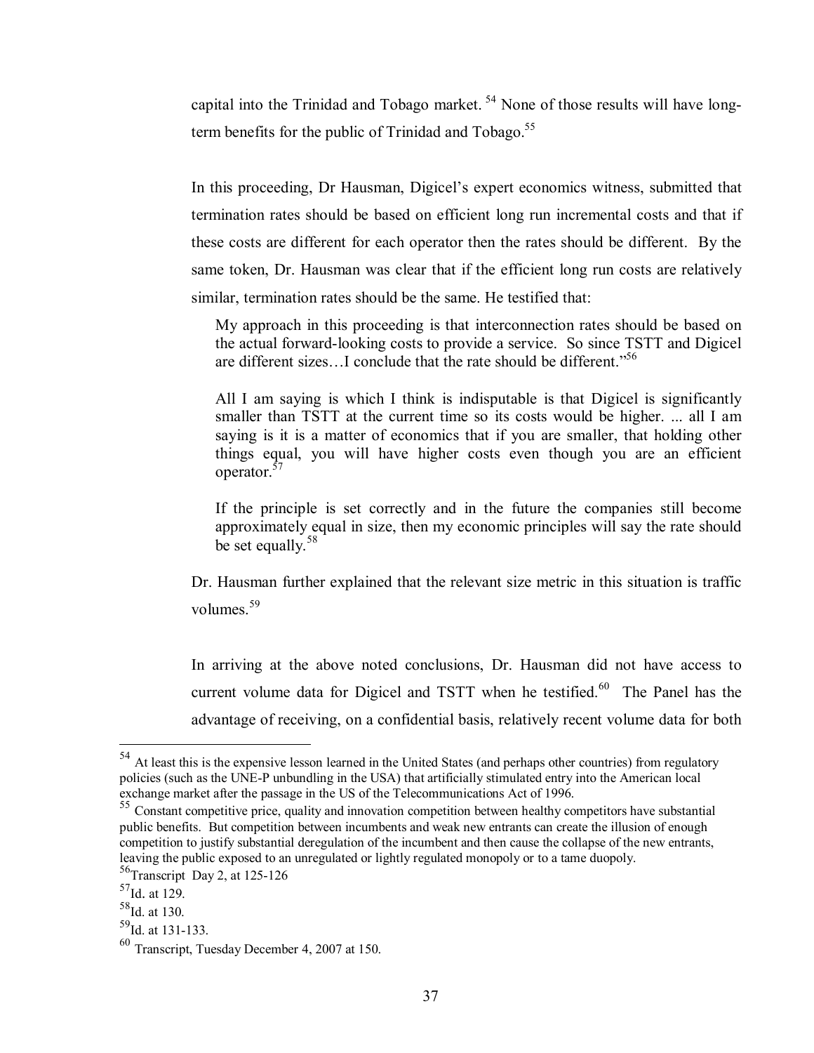capital into the Trinidad and Tobago market. [54] None of those results will have long-term benefits for the public of Trinidad and Tobago.[55]

In this proceeding, Dr Hausman, Digicel's expert economics witness, submitted that termination rates should be based on efficient long run incremental costs and that if these costs are different for each operator then the rates should be different. By the same token, Dr. Hausman was clear that if the efficient long run costs are relatively similar, termination rates should be the same. He testified that:

> My approach in this proceeding is that interconnection rates should be based on the actual forward-looking costs to provide a service. So since TSTT and Digicel are different sizes…I conclude that the rate should be different."[56]
>
> All I am saying is which I think is indisputable is that Digicel is significantly smaller than TSTT at the current time so its costs would be higher. ... all I am saying is it is a matter of economics that if you are smaller, that holding other things equal, you will have higher costs even though you are an efficient operator.[57]
>
> If the principle is set correctly and in the future the companies still become approximately equal in size, then my economic principles will say the rate should be set equally.[58]

Dr. Hausman further explained that the relevant size metric in this situation is traffic volumes.[59]

In arriving at the above noted conclusions, Dr. Hausman did not have access to current volume data for Digicel and TSTT when he testified.[60] The Panel has the advantage of receiving, on a confidential basis, relatively recent volume data for both

---

[54] At least this is the expensive lesson learned in the United States (and perhaps other countries) from regulatory policies (such as the UNE-P unbundling in the USA) that artificially stimulated entry into the American local exchange market after the passage in the US of the Telecommunications Act of 1996.

[55] Constant competitive price, quality and innovation competition between healthy competitors have substantial public benefits. But competition between incumbents and weak new entrants can create the illusion of enough competition to justify substantial deregulation of the incumbent and then cause the collapse of the new entrants, leaving the public exposed to an unregulated or lightly regulated monopoly or to a tame duopoly.

[56] Transcript Day 2, at 125-126

[57] Id. at 129.

[58] Id. at 130.

[59] Id. at 131-133.

[60] Transcript, Tuesday December 4, 2007 at 150.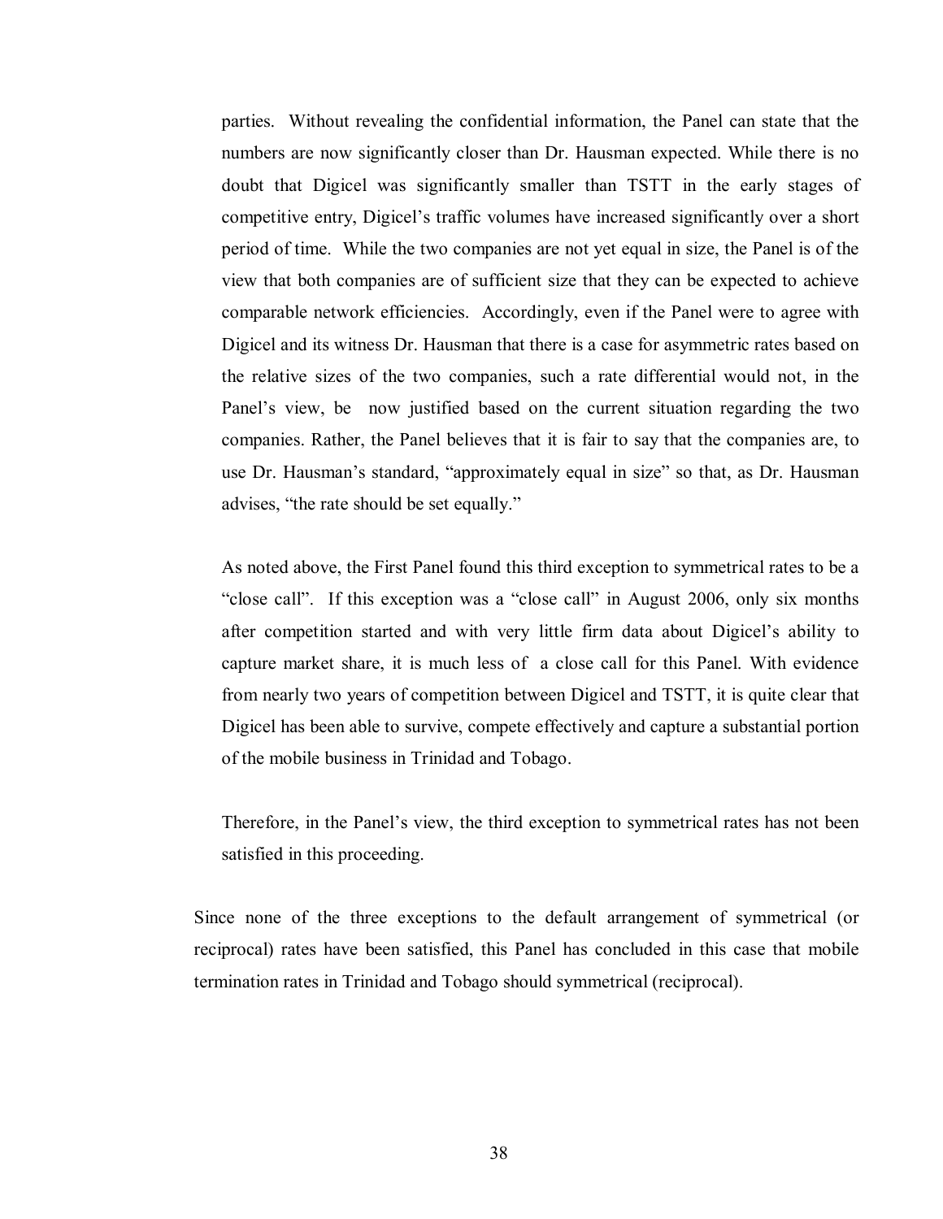parties. Without revealing the confidential information, the Panel can state that the numbers are now significantly closer than Dr. Hausman expected. While there is no doubt that Digicel was significantly smaller than TSTT in the early stages of competitive entry, Digicel's traffic volumes have increased significantly over a short period of time. While the two companies are not yet equal in size, the Panel is of the view that both companies are of sufficient size that they can be expected to achieve comparable network efficiencies. Accordingly, even if the Panel were to agree with Digicel and its witness Dr. Hausman that there is a case for asymmetric rates based on the relative sizes of the two companies, such a rate differential would not, in the Panel's view, be now justified based on the current situation regarding the two companies. Rather, the Panel believes that it is fair to say that the companies are, to use Dr. Hausman's standard, "approximately equal in size" so that, as Dr. Hausman advises, "the rate should be set equally."

As noted above, the First Panel found this third exception to symmetrical rates to be a "close call". If this exception was a "close call" in August 2006, only six months after competition started and with very little firm data about Digicel's ability to capture market share, it is much less of a close call for this Panel. With evidence from nearly two years of competition between Digicel and TSTT, it is quite clear that Digicel has been able to survive, compete effectively and capture a substantial portion of the mobile business in Trinidad and Tobago.

Therefore, in the Panel's view, the third exception to symmetrical rates has not been satisfied in this proceeding.

Since none of the three exceptions to the default arrangement of symmetrical (or reciprocal) rates have been satisfied, this Panel has concluded in this case that mobile termination rates in Trinidad and Tobago should symmetrical (reciprocal).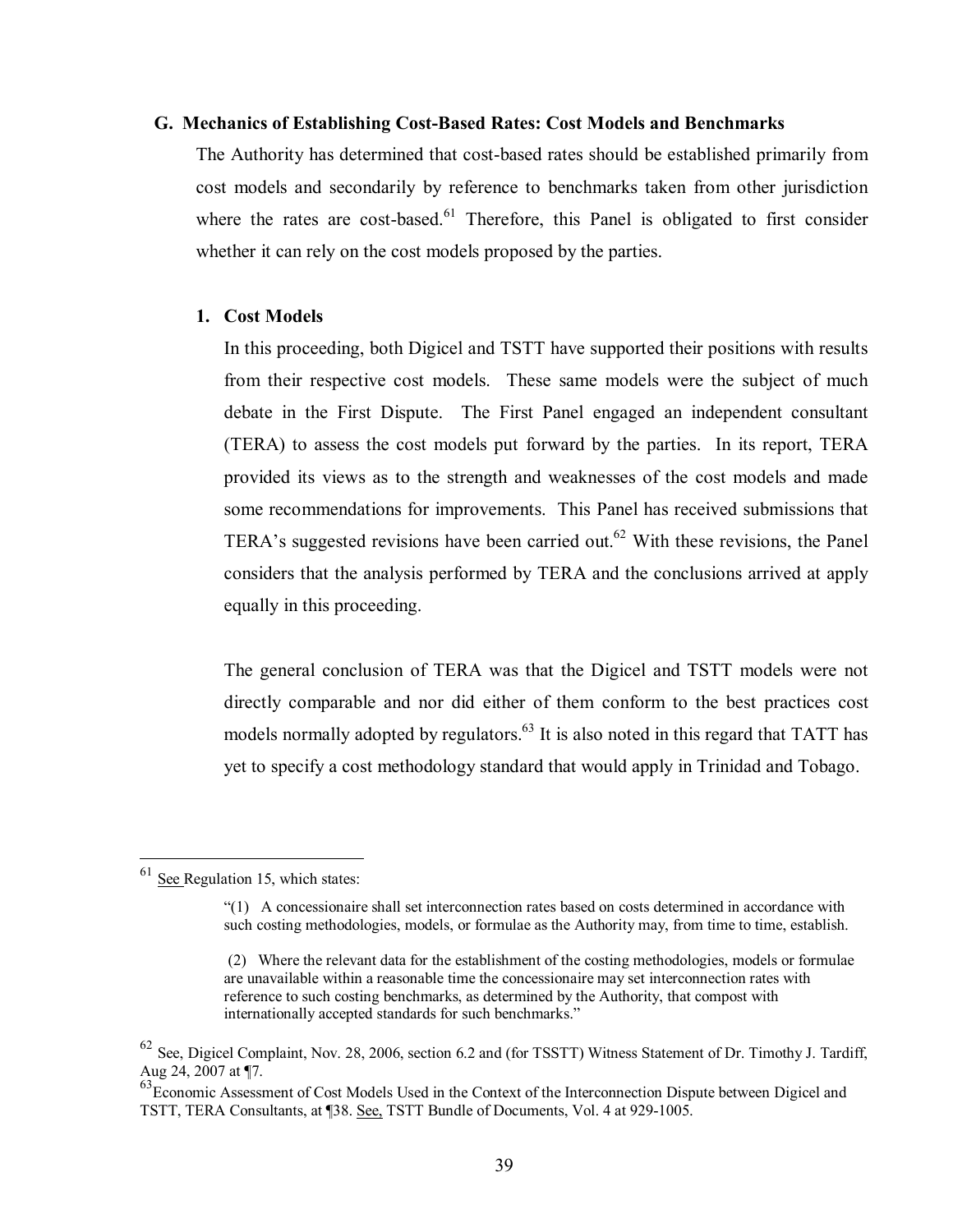### G. Mechanics of Establishing Cost-Based Rates: Cost Models and Benchmarks

The Authority has determined that cost-based rates should be established primarily from cost models and secondarily by reference to benchmarks taken from other jurisdiction where the rates are cost-based.[61] Therefore, this Panel is obligated to first consider whether it can rely on the cost models proposed by the parties.

#### 1. Cost Models

In this proceeding, both Digicel and TSTT have supported their positions with results from their respective cost models. These same models were the subject of much debate in the First Dispute. The First Panel engaged an independent consultant (TERA) to assess the cost models put forward by the parties. In its report, TERA provided its views as to the strength and weaknesses of the cost models and made some recommendations for improvements. This Panel has received submissions that TERA's suggested revisions have been carried out.[62] With these revisions, the Panel considers that the analysis performed by TERA and the conclusions arrived at apply equally in this proceeding.

The general conclusion of TERA was that the Digicel and TSTT models were not directly comparable and nor did either of them conform to the best practices cost models normally adopted by regulators.[63] It is also noted in this regard that TATT has yet to specify a cost methodology standard that would apply in Trinidad and Tobago.

---

[61] See Regulation 15, which states:

> "(1) A concessionaire shall set interconnection rates based on costs determined in accordance with such costing methodologies, models, or formulae as the Authority may, from time to time, establish.
>
> (2) Where the relevant data for the establishment of the costing methodologies, models or formulae are unavailable within a reasonable time the concessionaire may set interconnection rates with reference to such costing benchmarks, as determined by the Authority, that compost with internationally accepted standards for such benchmarks."

[62] See, Digicel Complaint, Nov. 28, 2006, section 6.2 and (for TSSTT) Witness Statement of Dr. Timothy J. Tardiff, Aug 24, 2007 at ¶7.

[63] Economic Assessment of Cost Models Used in the Context of the Interconnection Dispute between Digicel and TSTT, TERA Consultants, at ¶38. See, TSTT Bundle of Documents, Vol. 4 at 929-1005.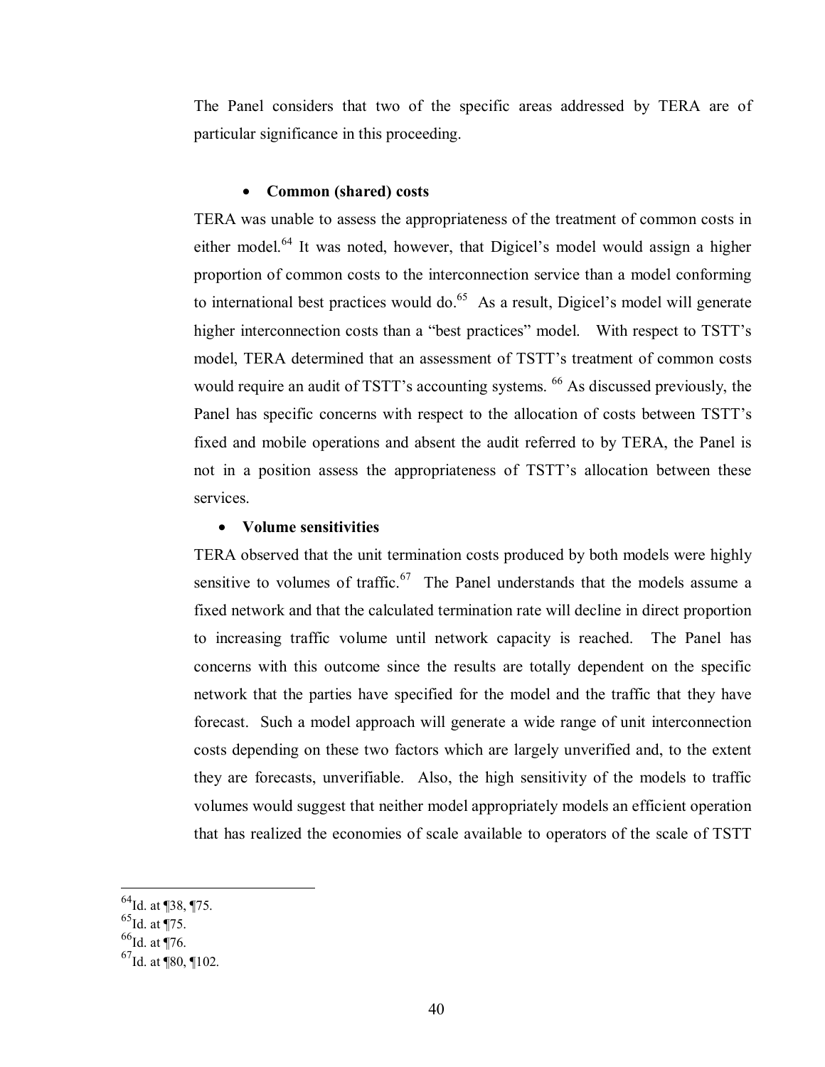The Panel considers that two of the specific areas addressed by TERA are of particular significance in this proceeding.

- **Common (shared) costs**

TERA was unable to assess the appropriateness of the treatment of common costs in either model.[64] It was noted, however, that Digicel's model would assign a higher proportion of common costs to the interconnection service than a model conforming to international best practices would do.[65] As a result, Digicel's model will generate higher interconnection costs than a "best practices" model. With respect to TSTT's model, TERA determined that an assessment of TSTT's treatment of common costs would require an audit of TSTT's accounting systems.[66] As discussed previously, the Panel has specific concerns with respect to the allocation of costs between TSTT's fixed and mobile operations and absent the audit referred to by TERA, the Panel is not in a position assess the appropriateness of TSTT's allocation between these services.

- **Volume sensitivities**

TERA observed that the unit termination costs produced by both models were highly sensitive to volumes of traffic.[67] The Panel understands that the models assume a fixed network and that the calculated termination rate will decline in direct proportion to increasing traffic volume until network capacity is reached. The Panel has concerns with this outcome since the results are totally dependent on the specific network that the parties have specified for the model and the traffic that they have forecast. Such a model approach will generate a wide range of unit interconnection costs depending on these two factors which are largely unverified and, to the extent they are forecasts, unverifiable. Also, the high sensitivity of the models to traffic volumes would suggest that neither model appropriately models an efficient operation that has realized the economies of scale available to operators of the scale of TSTT

---

[64] Id. at ¶38, ¶75.

[65] Id. at ¶75.

[66] Id. at ¶76.

[67] Id. at ¶80, ¶102.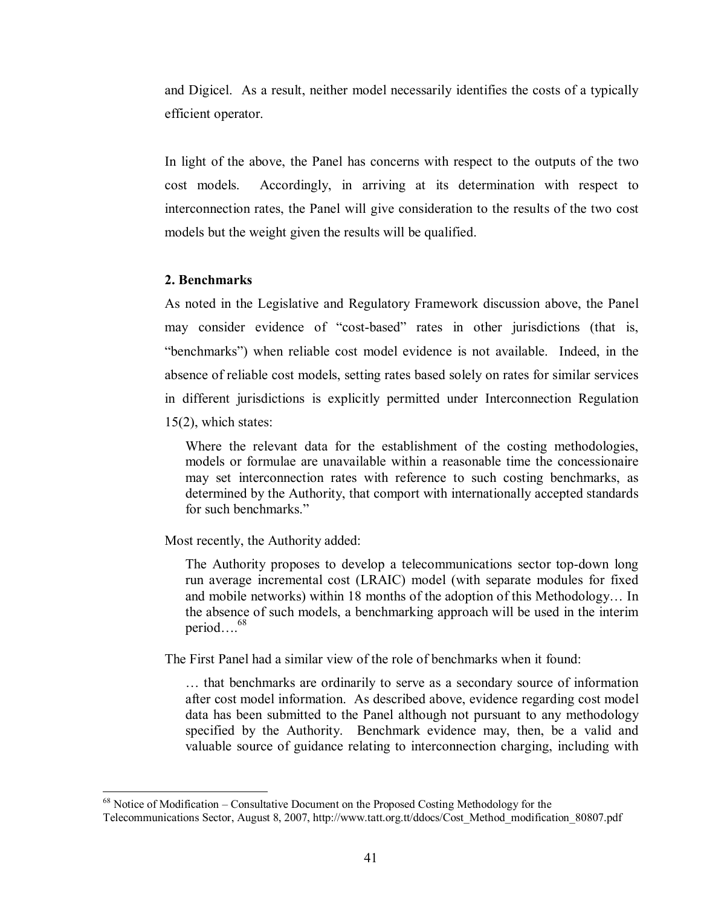and Digicel. As a result, neither model necessarily identifies the costs of a typically efficient operator.

In light of the above, the Panel has concerns with respect to the outputs of the two cost models. Accordingly, in arriving at its determination with respect to interconnection rates, the Panel will give consideration to the results of the two cost models but the weight given the results will be qualified.

**2. Benchmarks**

As noted in the Legislative and Regulatory Framework discussion above, the Panel may consider evidence of "cost-based" rates in other jurisdictions (that is, "benchmarks") when reliable cost model evidence is not available. Indeed, in the absence of reliable cost models, setting rates based solely on rates for similar services in different jurisdictions is explicitly permitted under Interconnection Regulation 15(2), which states:

> Where the relevant data for the establishment of the costing methodologies, models or formulae are unavailable within a reasonable time the concessionaire may set interconnection rates with reference to such costing benchmarks, as determined by the Authority, that comport with internationally accepted standards for such benchmarks."

Most recently, the Authority added:

> The Authority proposes to develop a telecommunications sector top-down long run average incremental cost (LRAIC) model (with separate modules for fixed and mobile networks) within 18 months of the adoption of this Methodology… In the absence of such models, a benchmarking approach will be used in the interim period….[68]

The First Panel had a similar view of the role of benchmarks when it found:

> … that benchmarks are ordinarily to serve as a secondary source of information after cost model information. As described above, evidence regarding cost model data has been submitted to the Panel although not pursuant to any methodology specified by the Authority. Benchmark evidence may, then, be a valid and valuable source of guidance relating to interconnection charging, including with

[68] Notice of Modification – Consultative Document on the Proposed Costing Methodology for the Telecommunications Sector, August 8, 2007, http://www.tatt.org.tt/ddocs/Cost_Method_modification_80807.pdf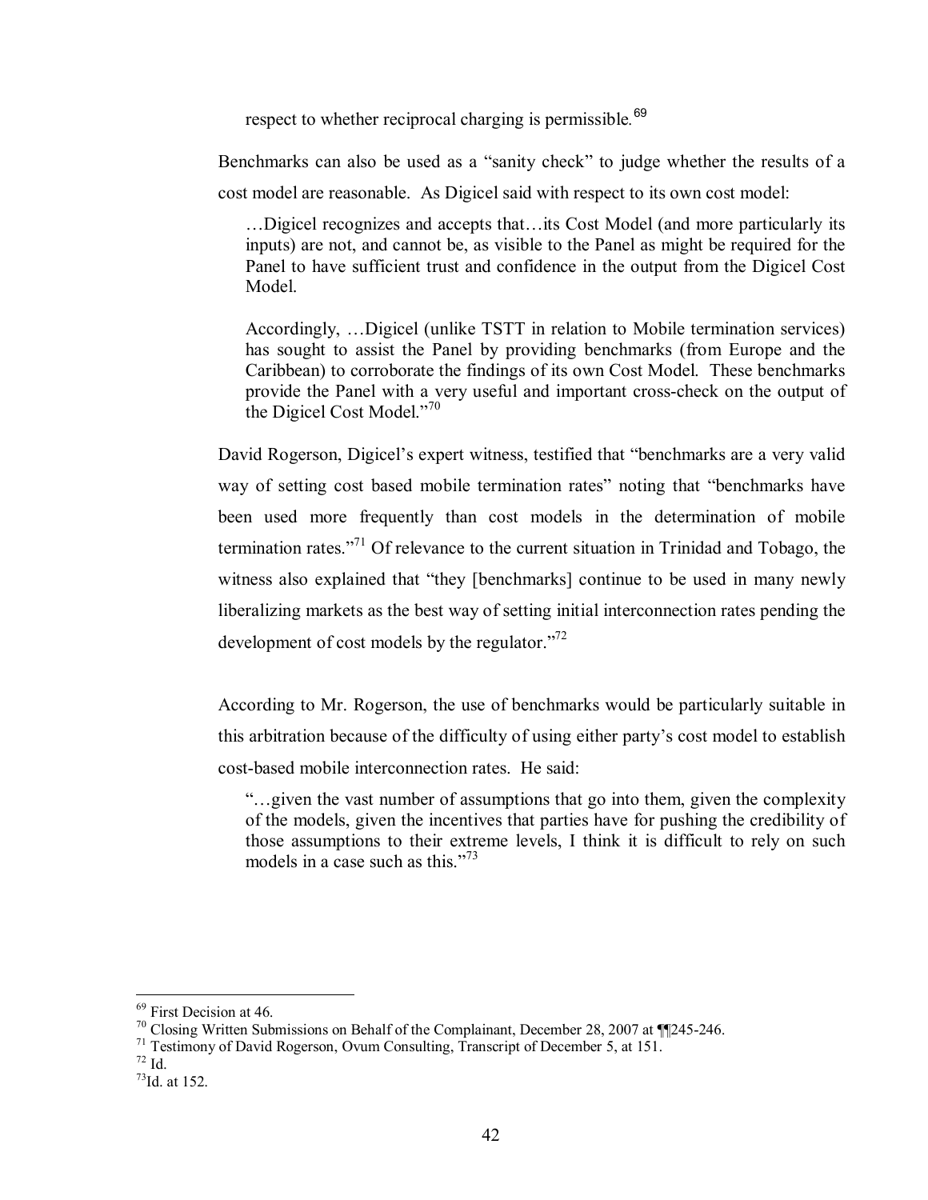respect to whether reciprocal charging is permissible.[69]

Benchmarks can also be used as a "sanity check" to judge whether the results of a cost model are reasonable. As Digicel said with respect to its own cost model:

> …Digicel recognizes and accepts that…its Cost Model (and more particularly its inputs) are not, and cannot be, as visible to the Panel as might be required for the Panel to have sufficient trust and confidence in the output from the Digicel Cost Model.
>
> Accordingly, …Digicel (unlike TSTT in relation to Mobile termination services) has sought to assist the Panel by providing benchmarks (from Europe and the Caribbean) to corroborate the findings of its own Cost Model. These benchmarks provide the Panel with a very useful and important cross-check on the output of the Digicel Cost Model."[70]

David Rogerson, Digicel's expert witness, testified that "benchmarks are a very valid way of setting cost based mobile termination rates" noting that "benchmarks have been used more frequently than cost models in the determination of mobile termination rates."[71] Of relevance to the current situation in Trinidad and Tobago, the witness also explained that "they [benchmarks] continue to be used in many newly liberalizing markets as the best way of setting initial interconnection rates pending the development of cost models by the regulator."[72]

According to Mr. Rogerson, the use of benchmarks would be particularly suitable in this arbitration because of the difficulty of using either party's cost model to establish cost-based mobile interconnection rates. He said:

> "…given the vast number of assumptions that go into them, given the complexity of the models, given the incentives that parties have for pushing the credibility of those assumptions to their extreme levels, I think it is difficult to rely on such models in a case such as this."[73]

---

[69] First Decision at 46.

[70] Closing Written Submissions on Behalf of the Complainant, December 28, 2007 at ¶¶245-246.

[71] Testimony of David Rogerson, Ovum Consulting, Transcript of December 5, at 151.

[72] Id.

[73] Id. at 152.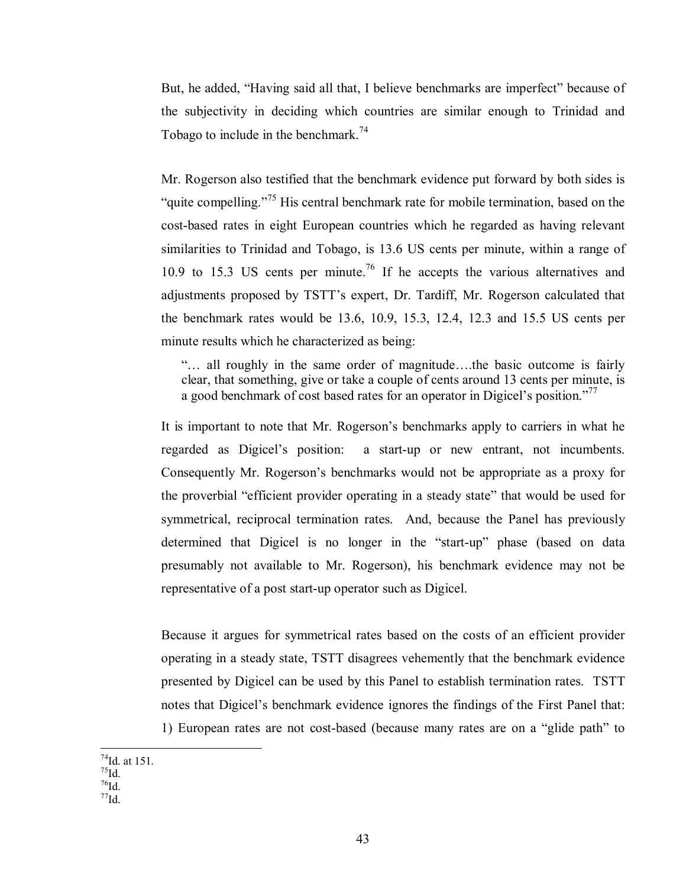But, he added, "Having said all that, I believe benchmarks are imperfect" because of the subjectivity in deciding which countries are similar enough to Trinidad and Tobago to include in the benchmark.[74]

Mr. Rogerson also testified that the benchmark evidence put forward by both sides is "quite compelling."[75] His central benchmark rate for mobile termination, based on the cost-based rates in eight European countries which he regarded as having relevant similarities to Trinidad and Tobago, is 13.6 US cents per minute, within a range of 10.9 to 15.3 US cents per minute.[76] If he accepts the various alternatives and adjustments proposed by TSTT's expert, Dr. Tardiff, Mr. Rogerson calculated that the benchmark rates would be 13.6, 10.9, 15.3, 12.4, 12.3 and 15.5 US cents per minute results which he characterized as being:

> "… all roughly in the same order of magnitude….the basic outcome is fairly clear, that something, give or take a couple of cents around 13 cents per minute, is a good benchmark of cost based rates for an operator in Digicel's position."[77]

It is important to note that Mr. Rogerson's benchmarks apply to carriers in what he regarded as Digicel's position: a start-up or new entrant, not incumbents. Consequently Mr. Rogerson's benchmarks would not be appropriate as a proxy for the proverbial "efficient provider operating in a steady state" that would be used for symmetrical, reciprocal termination rates. And, because the Panel has previously determined that Digicel is no longer in the "start-up" phase (based on data presumably not available to Mr. Rogerson), his benchmark evidence may not be representative of a post start-up operator such as Digicel.

Because it argues for symmetrical rates based on the costs of an efficient provider operating in a steady state, TSTT disagrees vehemently that the benchmark evidence presented by Digicel can be used by this Panel to establish termination rates. TSTT notes that Digicel's benchmark evidence ignores the findings of the First Panel that: 1) European rates are not cost-based (because many rates are on a "glide path" to

---

[74] Id. at 151.
[75] Id.
[76] Id.
[77] Id.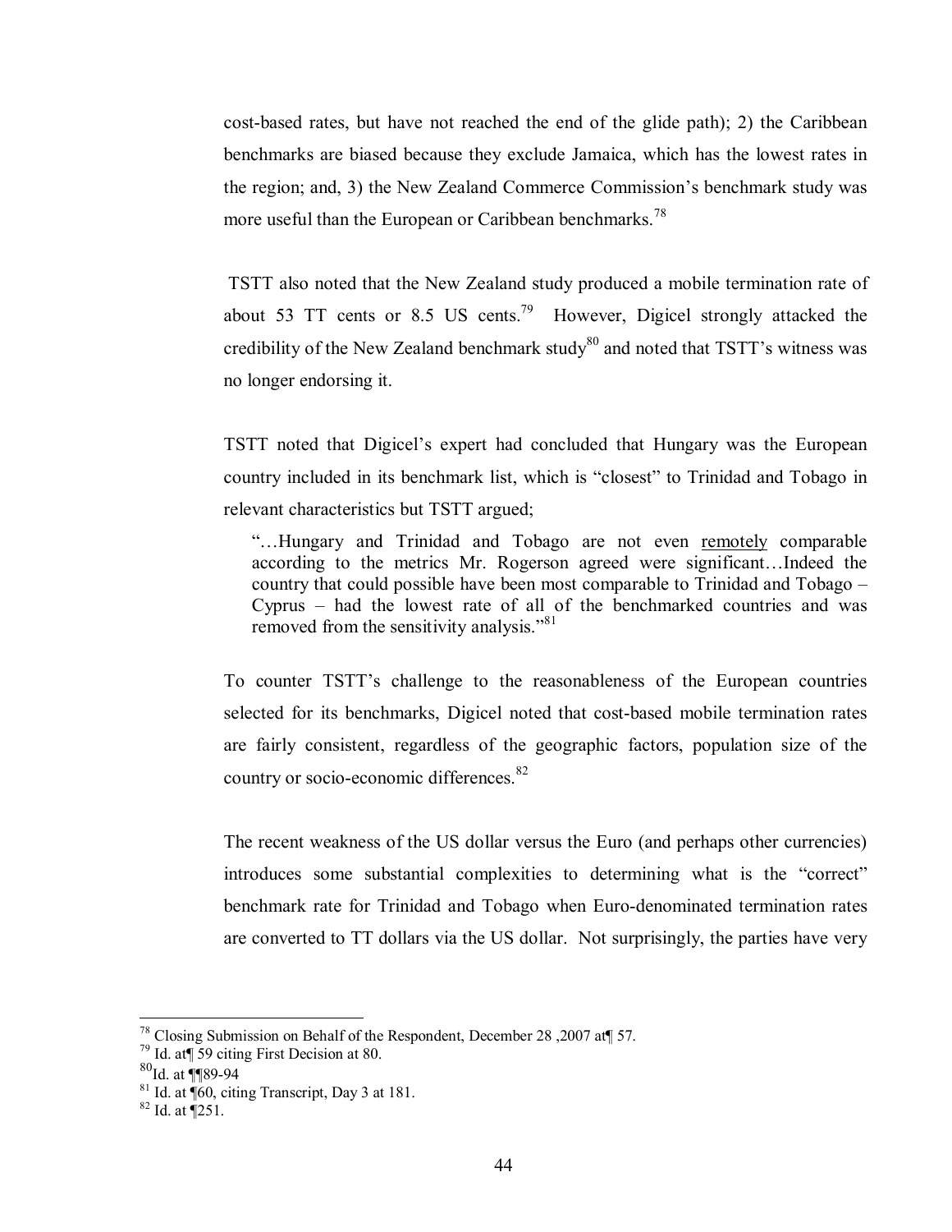cost-based rates, but have not reached the end of the glide path); 2) the Caribbean benchmarks are biased because they exclude Jamaica, which has the lowest rates in the region; and, 3) the New Zealand Commerce Commission's benchmark study was more useful than the European or Caribbean benchmarks.[78]

TSTT also noted that the New Zealand study produced a mobile termination rate of about 53 TT cents or 8.5 US cents.[79] However, Digicel strongly attacked the credibility of the New Zealand benchmark study[80] and noted that TSTT's witness was no longer endorsing it.

TSTT noted that Digicel's expert had concluded that Hungary was the European country included in its benchmark list, which is "closest" to Trinidad and Tobago in relevant characteristics but TSTT argued;

> "…Hungary and Trinidad and Tobago are not even <u>remotely</u> comparable according to the metrics Mr. Rogerson agreed were significant…Indeed the country that could possible have been most comparable to Trinidad and Tobago – Cyprus – had the lowest rate of all of the benchmarked countries and was removed from the sensitivity analysis."[81]

To counter TSTT's challenge to the reasonableness of the European countries selected for its benchmarks, Digicel noted that cost-based mobile termination rates are fairly consistent, regardless of the geographic factors, population size of the country or socio-economic differences.[82]

The recent weakness of the US dollar versus the Euro (and perhaps other currencies) introduces some substantial complexities to determining what is the "correct" benchmark rate for Trinidad and Tobago when Euro-denominated termination rates are converted to TT dollars via the US dollar. Not surprisingly, the parties have very

---

[78] Closing Submission on Behalf of the Respondent, December 28 ,2007 at¶ 57.

[79] Id. at¶ 59 citing First Decision at 80.

[80] Id. at ¶¶89-94

[81] Id. at ¶60, citing Transcript, Day 3 at 181.

[82] Id. at ¶251.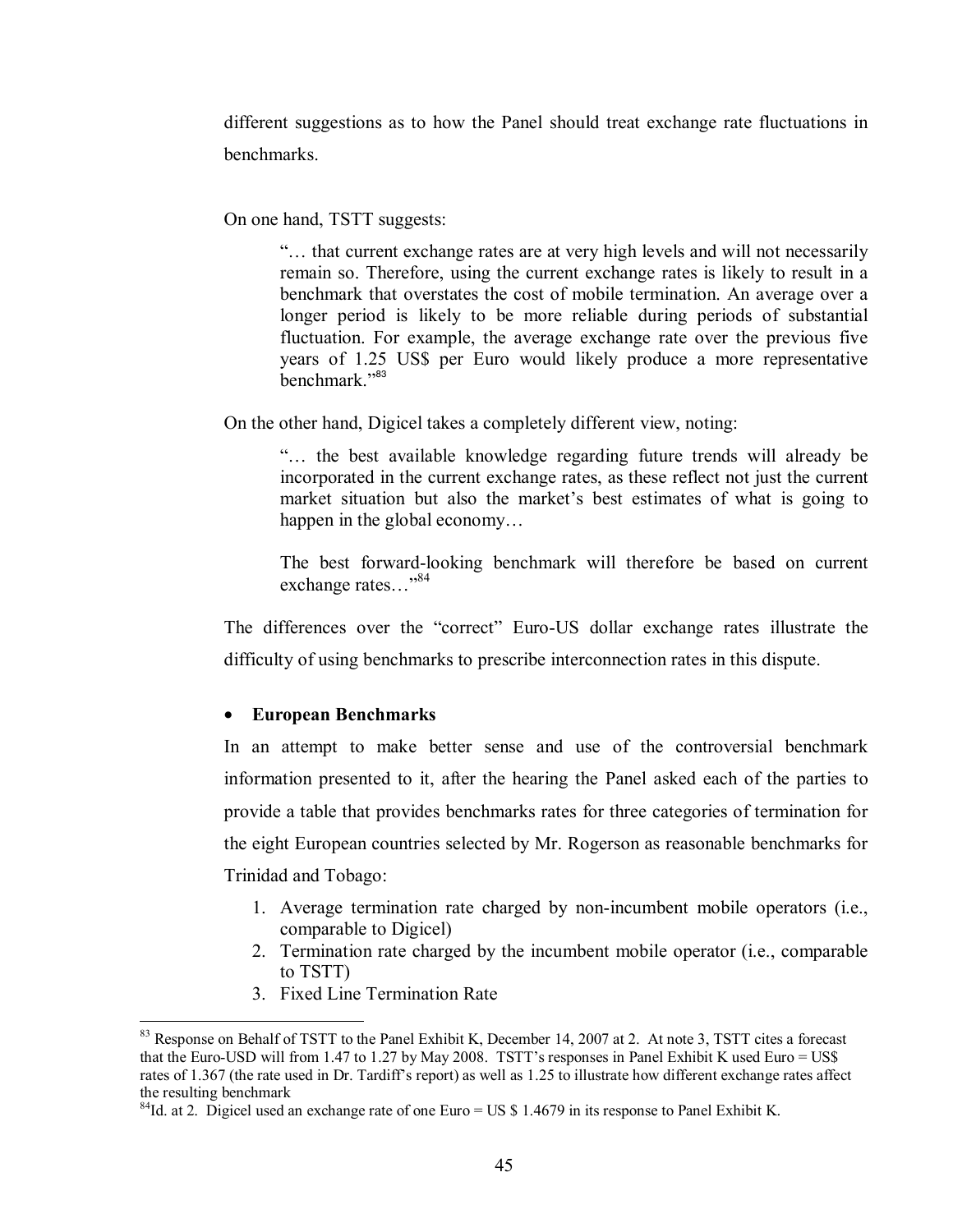different suggestions as to how the Panel should treat exchange rate fluctuations in benchmarks.

On one hand, TSTT suggests:

> "… that current exchange rates are at very high levels and will not necessarily remain so. Therefore, using the current exchange rates is likely to result in a benchmark that overstates the cost of mobile termination. An average over a longer period is likely to be more reliable during periods of substantial fluctuation. For example, the average exchange rate over the previous five years of 1.25 US$ per Euro would likely produce a more representative benchmark."[83]

On the other hand, Digicel takes a completely different view, noting:

> "… the best available knowledge regarding future trends will already be incorporated in the current exchange rates, as these reflect not just the current market situation but also the market's best estimates of what is going to happen in the global economy…
>
> The best forward-looking benchmark will therefore be based on current exchange rates…"[84]

The differences over the "correct" Euro-US dollar exchange rates illustrate the difficulty of using benchmarks to prescribe interconnection rates in this dispute.

- **European Benchmarks**

In an attempt to make better sense and use of the controversial benchmark information presented to it, after the hearing the Panel asked each of the parties to provide a table that provides benchmarks rates for three categories of termination for the eight European countries selected by Mr. Rogerson as reasonable benchmarks for Trinidad and Tobago:

1. Average termination rate charged by non-incumbent mobile operators (i.e., comparable to Digicel)
2. Termination rate charged by the incumbent mobile operator (i.e., comparable to TSTT)
3. Fixed Line Termination Rate

---

[83] Response on Behalf of TSTT to the Panel Exhibit K, December 14, 2007 at 2. At note 3, TSTT cites a forecast that the Euro-USD will from 1.47 to 1.27 by May 2008. TSTT's responses in Panel Exhibit K used Euro = US$ rates of 1.367 (the rate used in Dr. Tardiff's report) as well as 1.25 to illustrate how different exchange rates affect the resulting benchmark

[84] Id. at 2. Digicel used an exchange rate of one Euro = US $ 1.4679 in its response to Panel Exhibit K.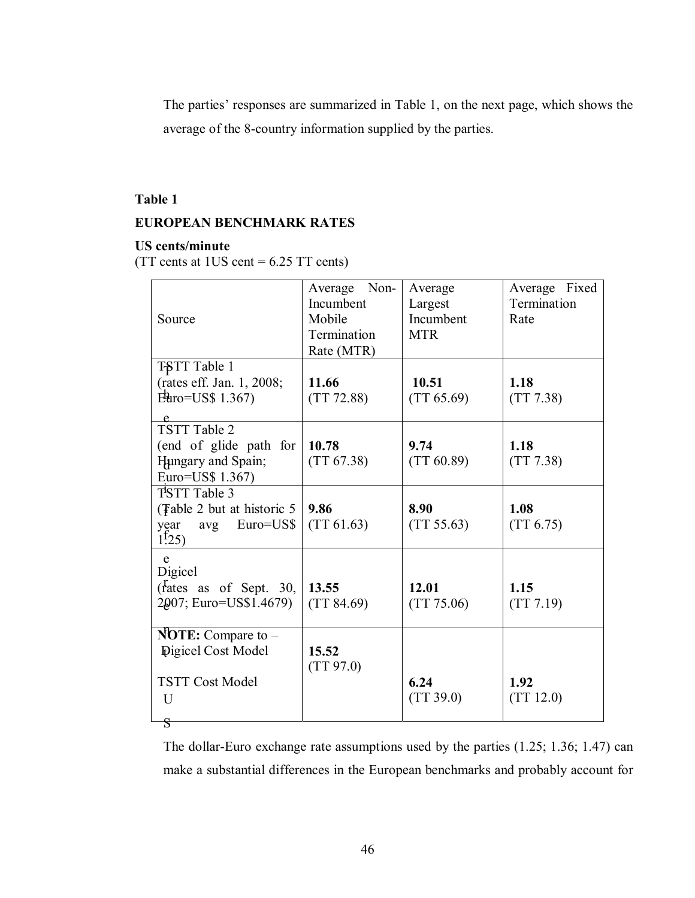The parties' responses are summarized in Table 1, on the next page, which shows the average of the 8-country information supplied by the parties.

**Table 1**

**EUROPEAN BENCHMARK RATES**

**US cents/minute**
(TT cents at 1US cent = 6.25 TT cents)

| Source | Average Non-Incumbent Mobile Termination Rate (MTR) | Average Largest Incumbent MTR | Average Fixed Termination Rate |
|---|---|---|---|
| TSTT Table 1 (rates eff. Jan. 1, 2008; Euro=US$ 1.367) | **11.66** (TT 72.88) | **10.51** (TT 65.69) | **1.18** (TT 7.38) |
| TSTT Table 2 (end of glide path for Hungary and Spain; Euro=US$ 1.367) | **10.78** (TT 67.38) | **9.74** (TT 60.89) | **1.18** (TT 7.38) |
| TSTT Table 3 (Table 2 but at historic 5 year avg Euro=US$ 1.25) | **9.86** (TT 61.63) | **8.90** (TT 55.63) | **1.08** (TT 6.75) |
| Digicel (rates as of Sept. 30, 2007; Euro=US$1.4679) | **13.55** (TT 84.69) | **12.01** (TT 75.06) | **1.15** (TT 7.19) |
| **NOTE:** Compare to – Digicel Cost Model | **15.52** (TT 97.0) | | |
| TSTT Cost Model | | **6.24** (TT 39.0) | **1.92** (TT 12.0) |

The dollar-Euro exchange rate assumptions used by the parties (1.25; 1.36; 1.47) can make a substantial differences in the European benchmarks and probably account for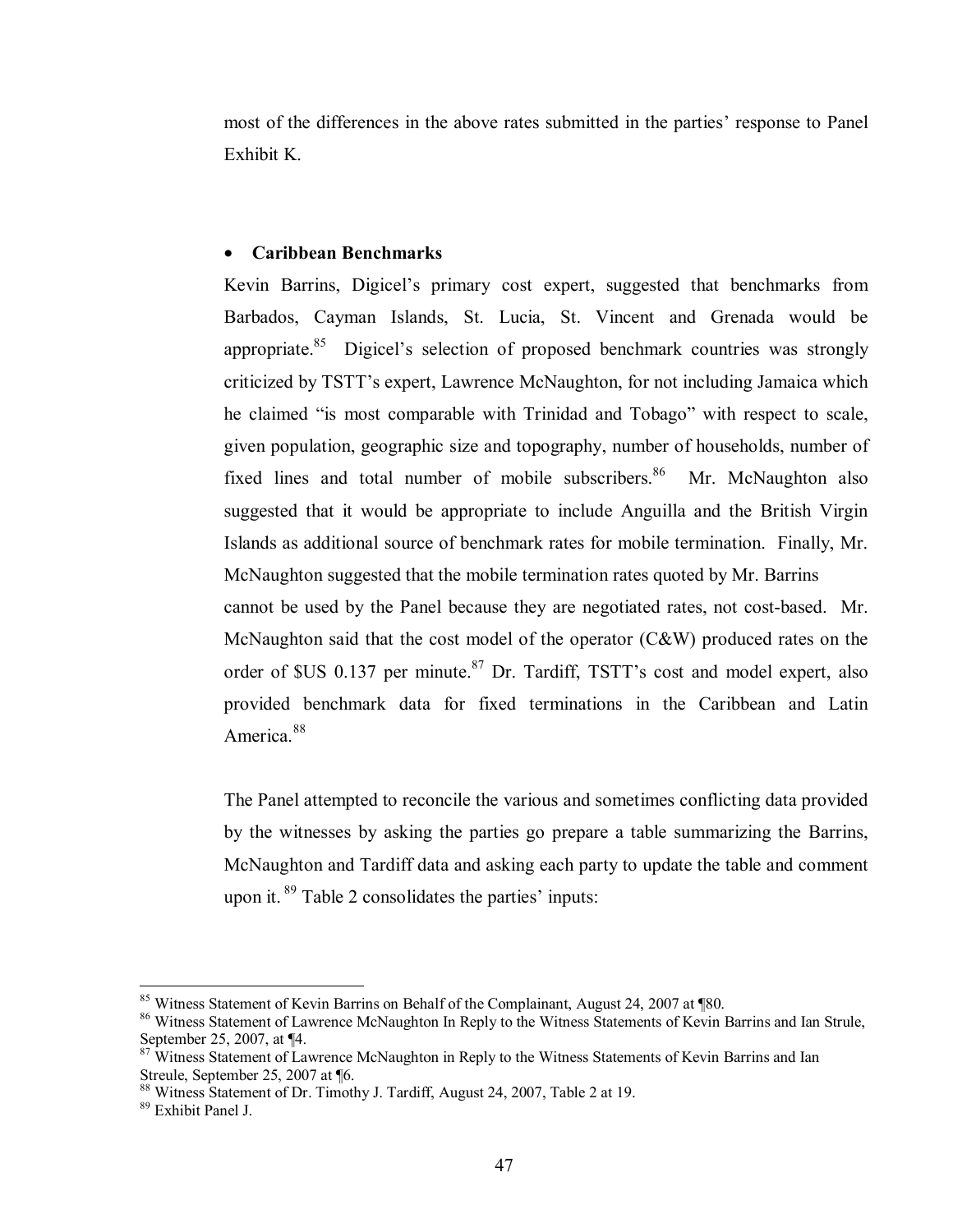most of the differences in the above rates submitted in the parties' response to Panel Exhibit K.

- **Caribbean Benchmarks**

Kevin Barrins, Digicel's primary cost expert, suggested that benchmarks from Barbados, Cayman Islands, St. Lucia, St. Vincent and Grenada would be appropriate.[85] Digicel's selection of proposed benchmark countries was strongly criticized by TSTT's expert, Lawrence McNaughton, for not including Jamaica which he claimed "is most comparable with Trinidad and Tobago" with respect to scale, given population, geographic size and topography, number of households, number of fixed lines and total number of mobile subscribers.[86] Mr. McNaughton also suggested that it would be appropriate to include Anguilla and the British Virgin Islands as additional source of benchmark rates for mobile termination. Finally, Mr. McNaughton suggested that the mobile termination rates quoted by Mr. Barrins cannot be used by the Panel because they are negotiated rates, not cost-based. Mr. McNaughton said that the cost model of the operator (C&W) produced rates on the order of $US 0.137 per minute.[87] Dr. Tardiff, TSTT's cost and model expert, also provided benchmark data for fixed terminations in the Caribbean and Latin America.[88]

The Panel attempted to reconcile the various and sometimes conflicting data provided by the witnesses by asking the parties go prepare a table summarizing the Barrins, McNaughton and Tardiff data and asking each party to update the table and comment upon it.[89] Table 2 consolidates the parties' inputs:

---

[85] Witness Statement of Kevin Barrins on Behalf of the Complainant, August 24, 2007 at ¶80.

[86] Witness Statement of Lawrence McNaughton In Reply to the Witness Statements of Kevin Barrins and Ian Strule, September 25, 2007, at ¶4.

[87] Witness Statement of Lawrence McNaughton in Reply to the Witness Statements of Kevin Barrins and Ian Streule, September 25, 2007 at ¶6.

[88] Witness Statement of Dr. Timothy J. Tardiff, August 24, 2007, Table 2 at 19.

[89] Exhibit Panel J.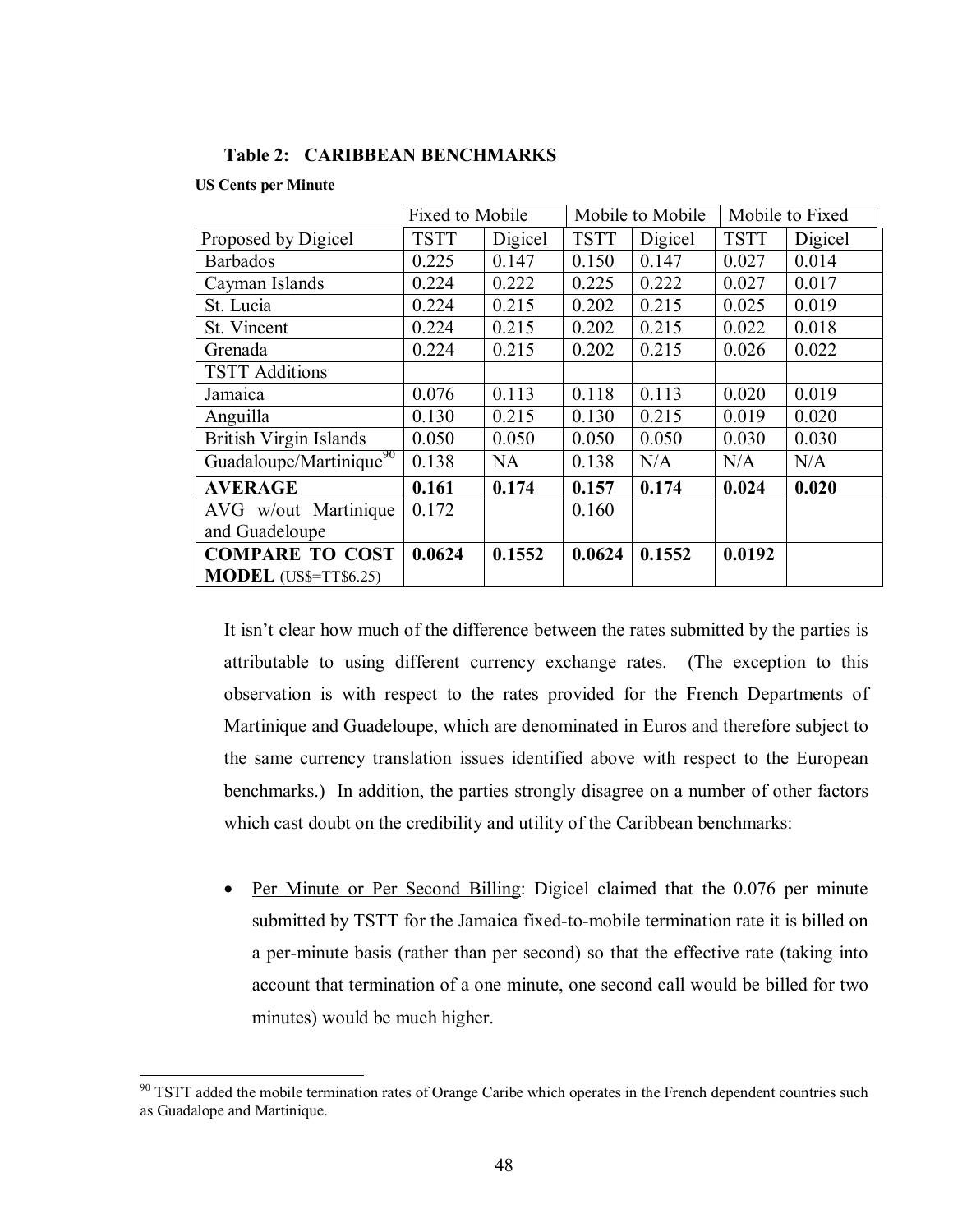**Table 2: CARIBBEAN BENCHMARKS**

**US Cents per Minute**

| | Fixed to Mobile | | Mobile to Mobile | | Mobile to Fixed | |
|---|---|---|---|---|---|---|
| Proposed by Digicel | TSTT | Digicel | TSTT | Digicel | TSTT | Digicel |
| Barbados | 0.225 | 0.147 | 0.150 | 0.147 | 0.027 | 0.014 |
| Cayman Islands | 0.224 | 0.222 | 0.225 | 0.222 | 0.027 | 0.017 |
| St. Lucia | 0.224 | 0.215 | 0.202 | 0.215 | 0.025 | 0.019 |
| St. Vincent | 0.224 | 0.215 | 0.202 | 0.215 | 0.022 | 0.018 |
| Grenada | 0.224 | 0.215 | 0.202 | 0.215 | 0.026 | 0.022 |
| TSTT Additions | | | | | | |
| Jamaica | 0.076 | 0.113 | 0.118 | 0.113 | 0.020 | 0.019 |
| Anguilla | 0.130 | 0.215 | 0.130 | 0.215 | 0.019 | 0.020 |
| British Virgin Islands | 0.050 | 0.050 | 0.050 | 0.050 | 0.030 | 0.030 |
| Guadaloupe/Martinique[90] | 0.138 | NA | 0.138 | N/A | N/A | N/A |
| **AVERAGE** | **0.161** | **0.174** | **0.157** | **0.174** | **0.024** | **0.020** |
| AVG w/out Martinique and Guadeloupe | 0.172 | | 0.160 | | | |
| **COMPARE TO COST MODEL** (US$=TT$6.25) | **0.0624** | **0.1552** | **0.0624** | **0.1552** | **0.0192** | |

It isn't clear how much of the difference between the rates submitted by the parties is attributable to using different currency exchange rates. (The exception to this observation is with respect to the rates provided for the French Departments of Martinique and Guadeloupe, which are denominated in Euros and therefore subject to the same currency translation issues identified above with respect to the European benchmarks.) In addition, the parties strongly disagree on a number of other factors which cast doubt on the credibility and utility of the Caribbean benchmarks:

- Per Minute or Per Second Billing: Digicel claimed that the 0.076 per minute submitted by TSTT for the Jamaica fixed-to-mobile termination rate it is billed on a per-minute basis (rather than per second) so that the effective rate (taking into account that termination of a one minute, one second call would be billed for two minutes) would be much higher.

[90] TSTT added the mobile termination rates of Orange Caribe which operates in the French dependent countries such as Guadalope and Martinique.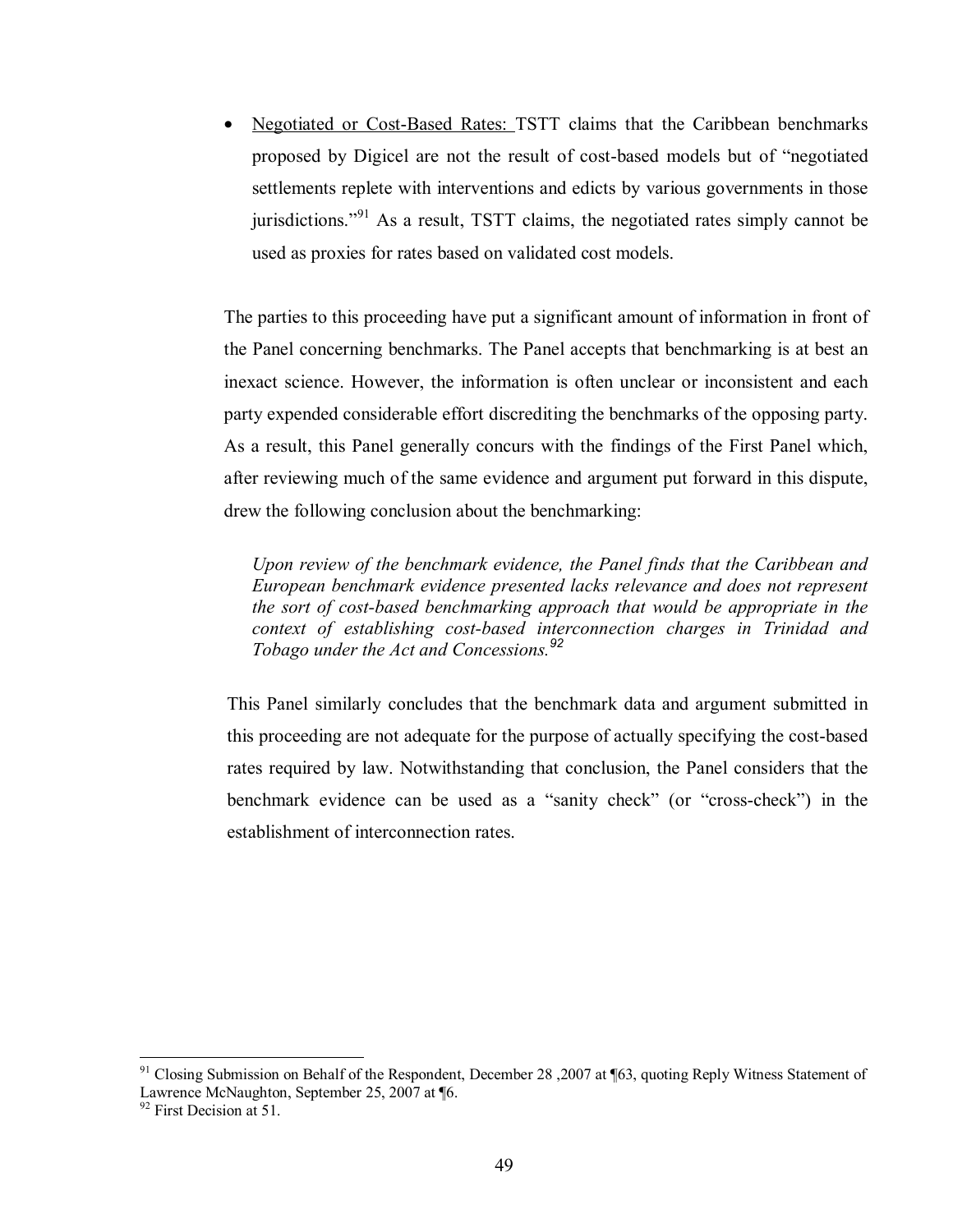- Negotiated or Cost-Based Rates: TSTT claims that the Caribbean benchmarks proposed by Digicel are not the result of cost-based models but of "negotiated settlements replete with interventions and edicts by various governments in those jurisdictions."[91] As a result, TSTT claims, the negotiated rates simply cannot be used as proxies for rates based on validated cost models.

The parties to this proceeding have put a significant amount of information in front of the Panel concerning benchmarks. The Panel accepts that benchmarking is at best an inexact science. However, the information is often unclear or inconsistent and each party expended considerable effort discrediting the benchmarks of the opposing party. As a result, this Panel generally concurs with the findings of the First Panel which, after reviewing much of the same evidence and argument put forward in this dispute, drew the following conclusion about the benchmarking:

> *Upon review of the benchmark evidence, the Panel finds that the Caribbean and European benchmark evidence presented lacks relevance and does not represent the sort of cost-based benchmarking approach that would be appropriate in the context of establishing cost-based interconnection charges in Trinidad and Tobago under the Act and Concessions.*[92]

This Panel similarly concludes that the benchmark data and argument submitted in this proceeding are not adequate for the purpose of actually specifying the cost-based rates required by law. Notwithstanding that conclusion, the Panel considers that the benchmark evidence can be used as a "sanity check" (or "cross-check") in the establishment of interconnection rates.

---

[91] Closing Submission on Behalf of the Respondent, December 28 ,2007 at ¶63, quoting Reply Witness Statement of Lawrence McNaughton, September 25, 2007 at ¶6.

[92] First Decision at 51.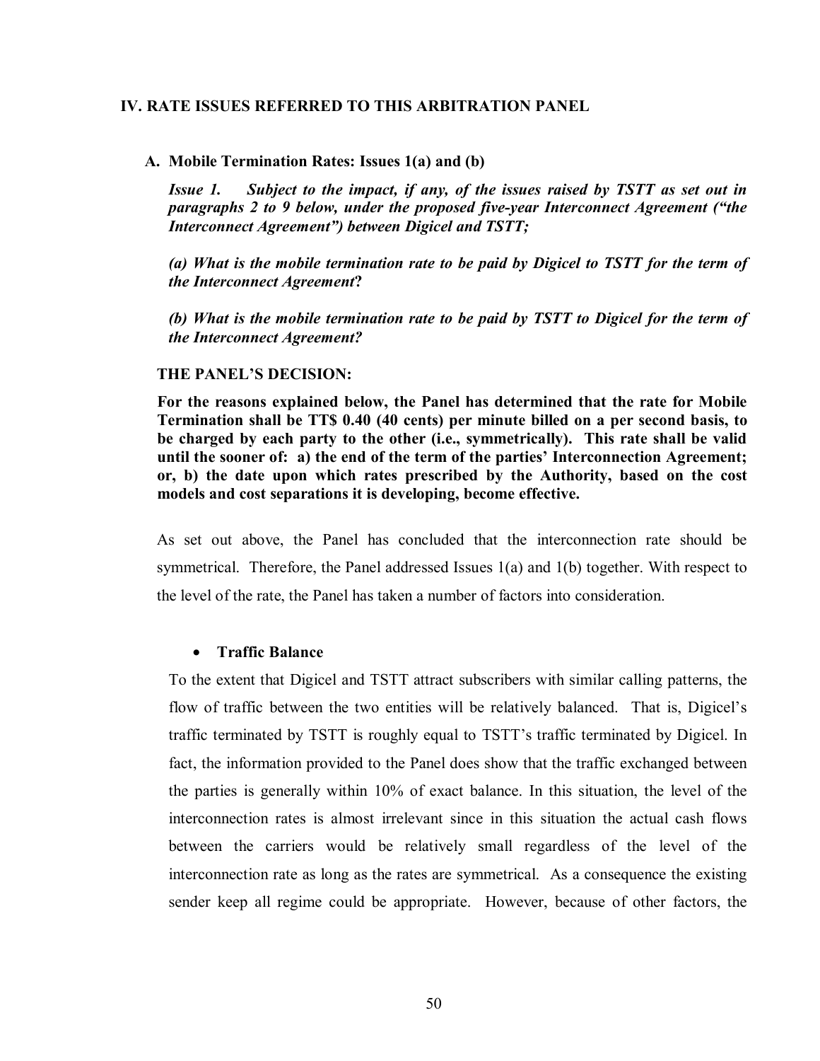## IV. RATE ISSUES REFERRED TO THIS ARBITRATION PANEL

### A. Mobile Termination Rates: Issues 1(a) and (b)

***Issue 1. Subject to the impact, if any, of the issues raised by TSTT as set out in paragraphs 2 to 9 below, under the proposed five-year Interconnect Agreement ("the Interconnect Agreement") between Digicel and TSTT;***

***(a) What is the mobile termination rate to be paid by Digicel to TSTT for the term of the Interconnect Agreement?***

***(b) What is the mobile termination rate to be paid by TSTT to Digicel for the term of the Interconnect Agreement?***

**THE PANEL'S DECISION:**

**For the reasons explained below, the Panel has determined that the rate for Mobile Termination shall be TT$ 0.40 (40 cents) per minute billed on a per second basis, to be charged by each party to the other (i.e., symmetrically). This rate shall be valid until the sooner of: a) the end of the term of the parties' Interconnection Agreement; or, b) the date upon which rates prescribed by the Authority, based on the cost models and cost separations it is developing, become effective.**

As set out above, the Panel has concluded that the interconnection rate should be symmetrical. Therefore, the Panel addressed Issues 1(a) and 1(b) together. With respect to the level of the rate, the Panel has taken a number of factors into consideration.

- **Traffic Balance**

To the extent that Digicel and TSTT attract subscribers with similar calling patterns, the flow of traffic between the two entities will be relatively balanced. That is, Digicel's traffic terminated by TSTT is roughly equal to TSTT's traffic terminated by Digicel. In fact, the information provided to the Panel does show that the traffic exchanged between the parties is generally within 10% of exact balance. In this situation, the level of the interconnection rates is almost irrelevant since in this situation the actual cash flows between the carriers would be relatively small regardless of the level of the interconnection rate as long as the rates are symmetrical. As a consequence the existing sender keep all regime could be appropriate. However, because of other factors, the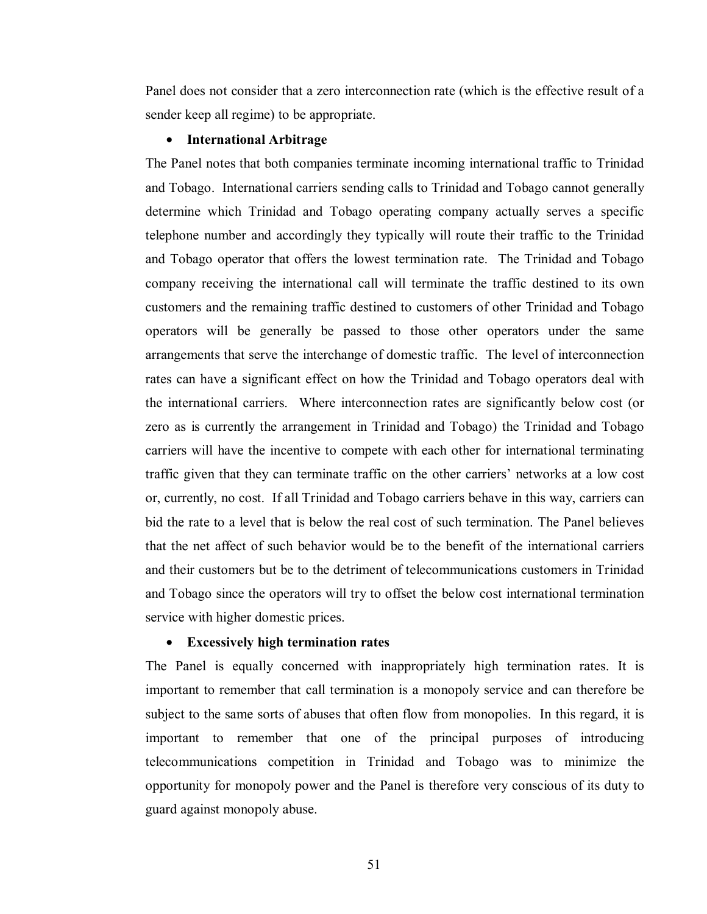Panel does not consider that a zero interconnection rate (which is the effective result of a sender keep all regime) to be appropriate.

- **International Arbitrage**

The Panel notes that both companies terminate incoming international traffic to Trinidad and Tobago. International carriers sending calls to Trinidad and Tobago cannot generally determine which Trinidad and Tobago operating company actually serves a specific telephone number and accordingly they typically will route their traffic to the Trinidad and Tobago operator that offers the lowest termination rate. The Trinidad and Tobago company receiving the international call will terminate the traffic destined to its own customers and the remaining traffic destined to customers of other Trinidad and Tobago operators will be generally be passed to those other operators under the same arrangements that serve the interchange of domestic traffic. The level of interconnection rates can have a significant effect on how the Trinidad and Tobago operators deal with the international carriers. Where interconnection rates are significantly below cost (or zero as is currently the arrangement in Trinidad and Tobago) the Trinidad and Tobago carriers will have the incentive to compete with each other for international terminating traffic given that they can terminate traffic on the other carriers' networks at a low cost or, currently, no cost. If all Trinidad and Tobago carriers behave in this way, carriers can bid the rate to a level that is below the real cost of such termination. The Panel believes that the net affect of such behavior would be to the benefit of the international carriers and their customers but be to the detriment of telecommunications customers in Trinidad and Tobago since the operators will try to offset the below cost international termination service with higher domestic prices.

- **Excessively high termination rates**

The Panel is equally concerned with inappropriately high termination rates. It is important to remember that call termination is a monopoly service and can therefore be subject to the same sorts of abuses that often flow from monopolies. In this regard, it is important to remember that one of the principal purposes of introducing telecommunications competition in Trinidad and Tobago was to minimize the opportunity for monopoly power and the Panel is therefore very conscious of its duty to guard against monopoly abuse.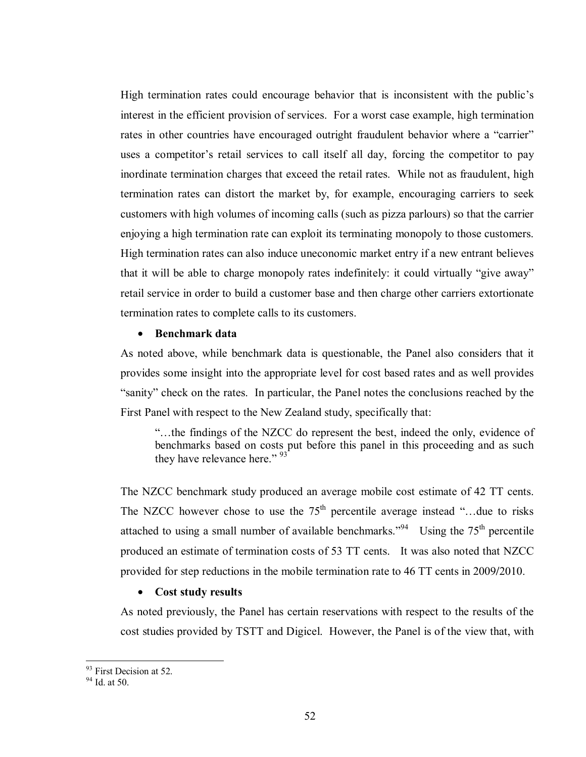High termination rates could encourage behavior that is inconsistent with the public's interest in the efficient provision of services. For a worst case example, high termination rates in other countries have encouraged outright fraudulent behavior where a "carrier" uses a competitor's retail services to call itself all day, forcing the competitor to pay inordinate termination charges that exceed the retail rates. While not as fraudulent, high termination rates can distort the market by, for example, encouraging carriers to seek customers with high volumes of incoming calls (such as pizza parlours) so that the carrier enjoying a high termination rate can exploit its terminating monopoly to those customers. High termination rates can also induce uneconomic market entry if a new entrant believes that it will be able to charge monopoly rates indefinitely: it could virtually "give away" retail service in order to build a customer base and then charge other carriers extortionate termination rates to complete calls to its customers.

- **Benchmark data**

As noted above, while benchmark data is questionable, the Panel also considers that it provides some insight into the appropriate level for cost based rates and as well provides "sanity" check on the rates. In particular, the Panel notes the conclusions reached by the First Panel with respect to the New Zealand study, specifically that:

> "…the findings of the NZCC do represent the best, indeed the only, evidence of benchmarks based on costs put before this panel in this proceeding and as such they have relevance here." [93]

The NZCC benchmark study produced an average mobile cost estimate of 42 TT cents. The NZCC however chose to use the 75th percentile average instead "…due to risks attached to using a small number of available benchmarks."[94] Using the 75th percentile produced an estimate of termination costs of 53 TT cents. It was also noted that NZCC provided for step reductions in the mobile termination rate to 46 TT cents in 2009/2010.

- **Cost study results**

As noted previously, the Panel has certain reservations with respect to the results of the cost studies provided by TSTT and Digicel. However, the Panel is of the view that, with

---

[93] First Decision at 52.

[94] Id. at 50.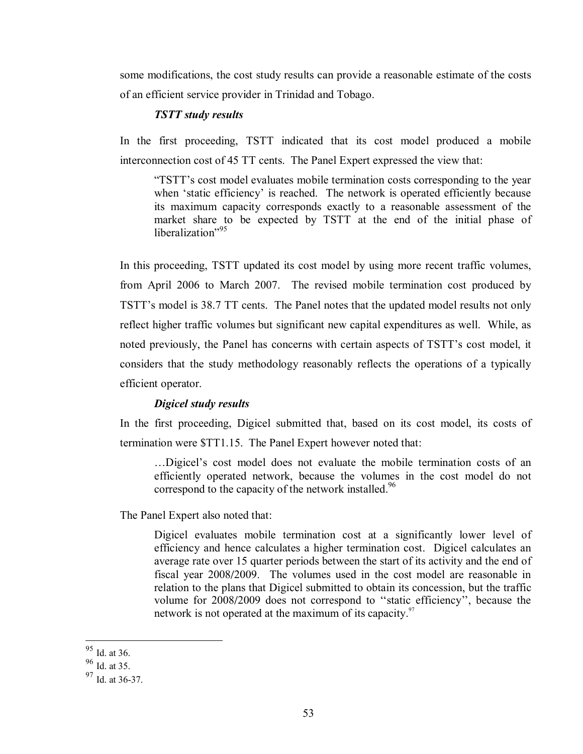some modifications, the cost study results can provide a reasonable estimate of the costs of an efficient service provider in Trinidad and Tobago.

***TSTT study results***

In the first proceeding, TSTT indicated that its cost model produced a mobile interconnection cost of 45 TT cents. The Panel Expert expressed the view that:

> "TSTT's cost model evaluates mobile termination costs corresponding to the year when 'static efficiency' is reached. The network is operated efficiently because its maximum capacity corresponds exactly to a reasonable assessment of the market share to be expected by TSTT at the end of the initial phase of liberalization"[95]

In this proceeding, TSTT updated its cost model by using more recent traffic volumes, from April 2006 to March 2007. The revised mobile termination cost produced by TSTT's model is 38.7 TT cents. The Panel notes that the updated model results not only reflect higher traffic volumes but significant new capital expenditures as well. While, as noted previously, the Panel has concerns with certain aspects of TSTT's cost model, it considers that the study methodology reasonably reflects the operations of a typically efficient operator.

***Digicel study results***

In the first proceeding, Digicel submitted that, based on its cost model, its costs of termination were $TT1.15. The Panel Expert however noted that:

> …Digicel's cost model does not evaluate the mobile termination costs of an efficiently operated network, because the volumes in the cost model do not correspond to the capacity of the network installed.[96]

The Panel Expert also noted that:

> Digicel evaluates mobile termination cost at a significantly lower level of efficiency and hence calculates a higher termination cost. Digicel calculates an average rate over 15 quarter periods between the start of its activity and the end of fiscal year 2008/2009. The volumes used in the cost model are reasonable in relation to the plans that Digicel submitted to obtain its concession, but the traffic volume for 2008/2009 does not correspond to ''static efficiency'', because the network is not operated at the maximum of its capacity.[97]

---

[95] Id. at 36.

[96] Id. at 35.

[97] Id. at 36-37.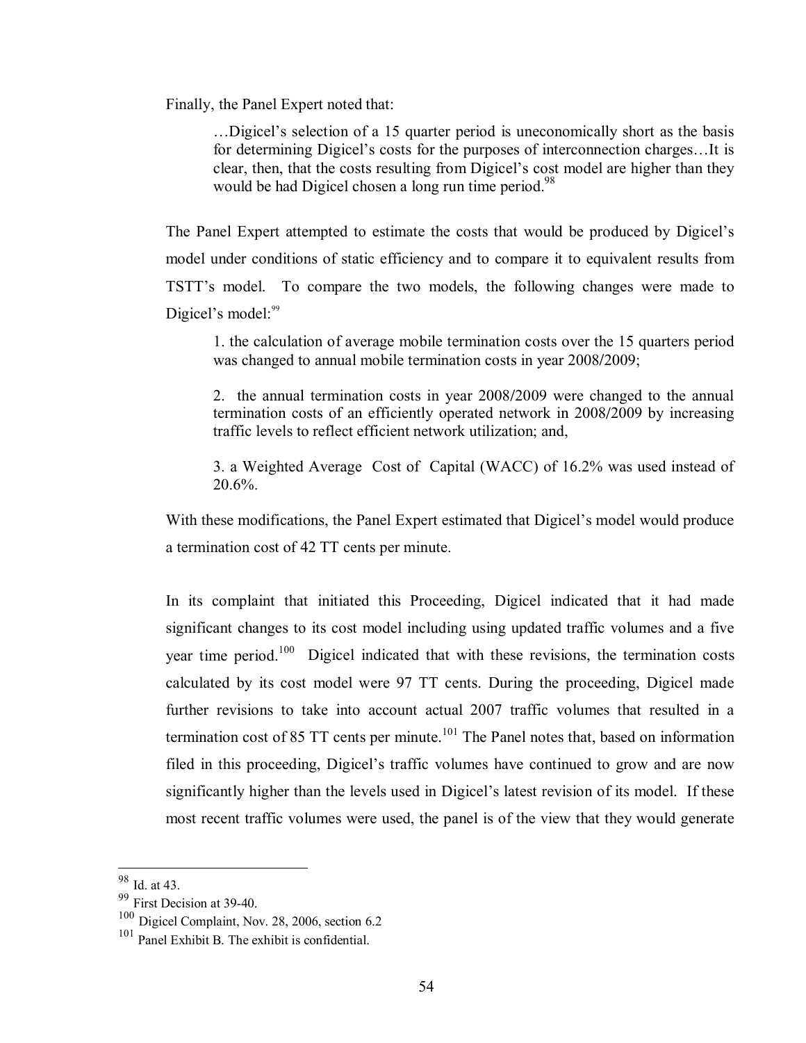Finally, the Panel Expert noted that:

> …Digicel's selection of a 15 quarter period is uneconomically short as the basis for determining Digicel's costs for the purposes of interconnection charges…It is clear, then, that the costs resulting from Digicel's cost model are higher than they would be had Digicel chosen a long run time period.[98]

The Panel Expert attempted to estimate the costs that would be produced by Digicel's model under conditions of static efficiency and to compare it to equivalent results from TSTT's model. To compare the two models, the following changes were made to Digicel's model:[99]

> 1. the calculation of average mobile termination costs over the 15 quarters period was changed to annual mobile termination costs in year 2008/2009;
>
> 2. the annual termination costs in year 2008/2009 were changed to the annual termination costs of an efficiently operated network in 2008/2009 by increasing traffic levels to reflect efficient network utilization; and,
>
> 3. a Weighted Average Cost of Capital (WACC) of 16.2% was used instead of 20.6%.

With these modifications, the Panel Expert estimated that Digicel's model would produce a termination cost of 42 TT cents per minute.

In its complaint that initiated this Proceeding, Digicel indicated that it had made significant changes to its cost model including using updated traffic volumes and a five year time period.[100] Digicel indicated that with these revisions, the termination costs calculated by its cost model were 97 TT cents. During the proceeding, Digicel made further revisions to take into account actual 2007 traffic volumes that resulted in a termination cost of 85 TT cents per minute.[101] The Panel notes that, based on information filed in this proceeding, Digicel's traffic volumes have continued to grow and are now significantly higher than the levels used in Digicel's latest revision of its model. If these most recent traffic volumes were used, the panel is of the view that they would generate

---

[98] Id. at 43.

[99] First Decision at 39-40.

[100] Digicel Complaint, Nov. 28, 2006, section 6.2

[101] Panel Exhibit B. The exhibit is confidential.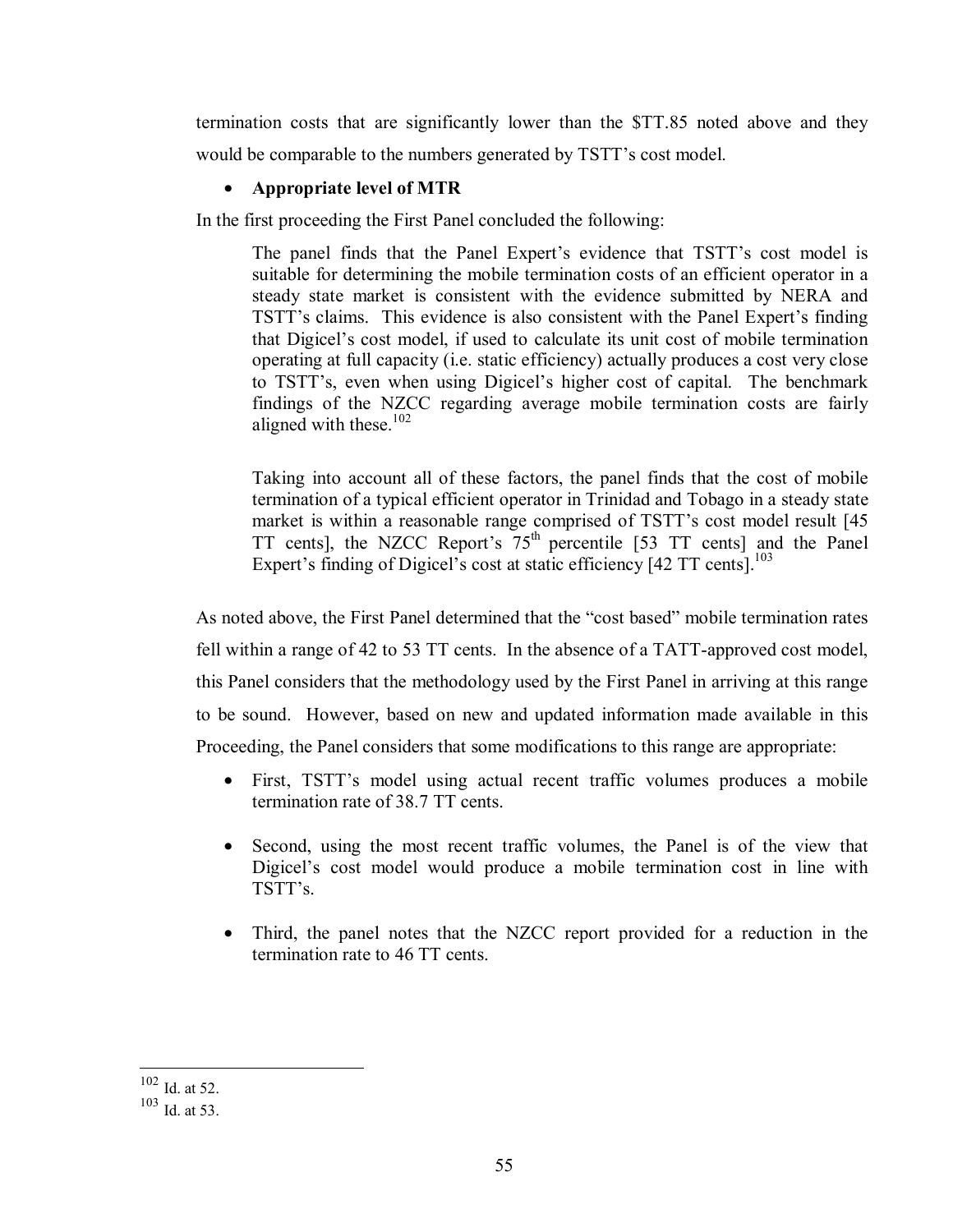termination costs that are significantly lower than the $TT.85 noted above and they would be comparable to the numbers generated by TSTT's cost model.

- **Appropriate level of MTR**

In the first proceeding the First Panel concluded the following:

> The panel finds that the Panel Expert's evidence that TSTT's cost model is suitable for determining the mobile termination costs of an efficient operator in a steady state market is consistent with the evidence submitted by NERA and TSTT's claims. This evidence is also consistent with the Panel Expert's finding that Digicel's cost model, if used to calculate its unit cost of mobile termination operating at full capacity (i.e. static efficiency) actually produces a cost very close to TSTT's, even when using Digicel's higher cost of capital. The benchmark findings of the NZCC regarding average mobile termination costs are fairly aligned with these.[102]
>
> Taking into account all of these factors, the panel finds that the cost of mobile termination of a typical efficient operator in Trinidad and Tobago in a steady state market is within a reasonable range comprised of TSTT's cost model result [45 TT cents], the NZCC Report's 75th percentile [53 TT cents] and the Panel Expert's finding of Digicel's cost at static efficiency [42 TT cents].[103]

As noted above, the First Panel determined that the "cost based" mobile termination rates fell within a range of 42 to 53 TT cents. In the absence of a TATT-approved cost model, this Panel considers that the methodology used by the First Panel in arriving at this range to be sound. However, based on new and updated information made available in this Proceeding, the Panel considers that some modifications to this range are appropriate:

- First, TSTT's model using actual recent traffic volumes produces a mobile termination rate of 38.7 TT cents.
- Second, using the most recent traffic volumes, the Panel is of the view that Digicel's cost model would produce a mobile termination cost in line with TSTT's.
- Third, the panel notes that the NZCC report provided for a reduction in the termination rate to 46 TT cents.

---

[102] Id. at 52.

[103] Id. at 53.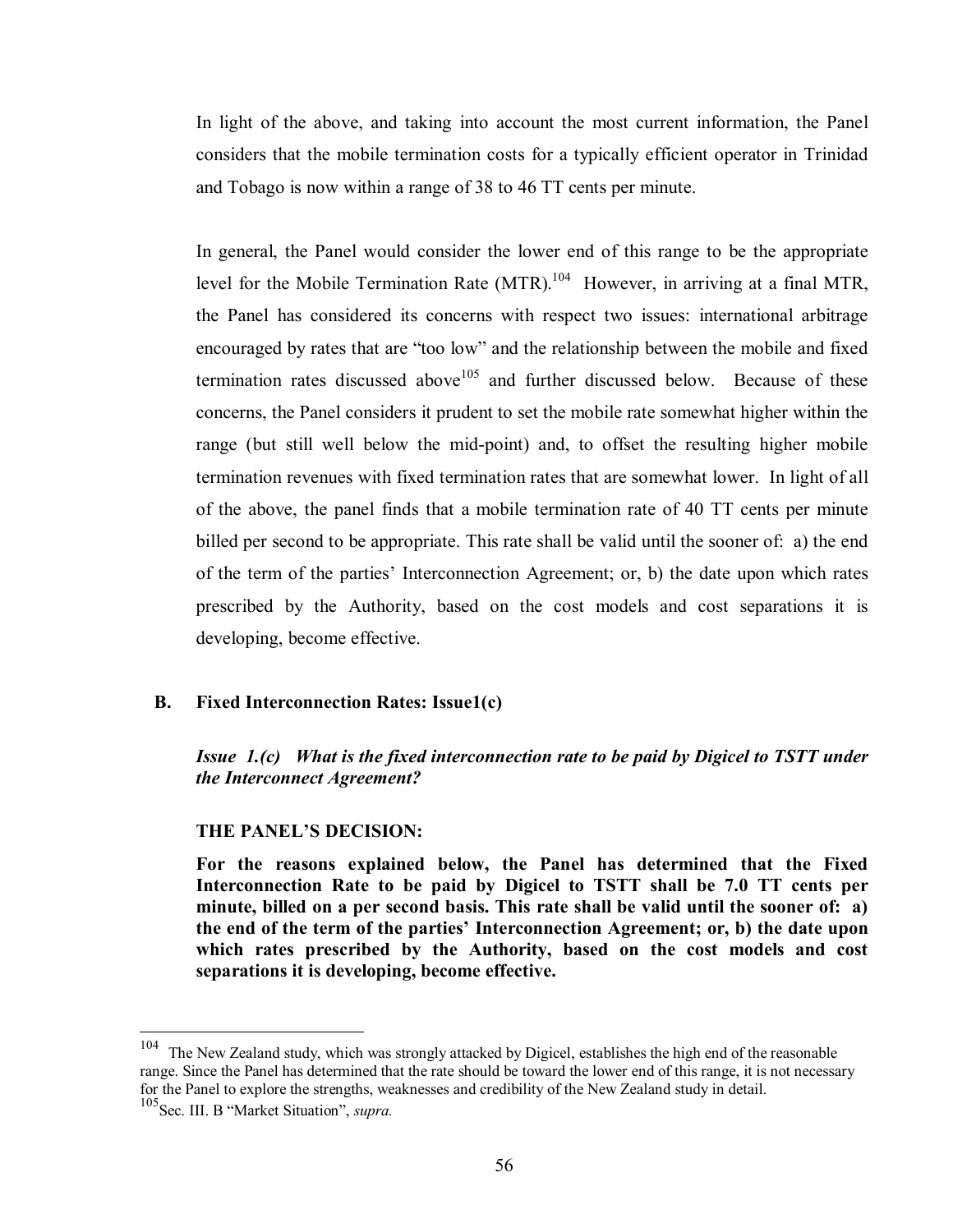In light of the above, and taking into account the most current information, the Panel considers that the mobile termination costs for a typically efficient operator in Trinidad and Tobago is now within a range of 38 to 46 TT cents per minute.

In general, the Panel would consider the lower end of this range to be the appropriate level for the Mobile Termination Rate (MTR).[104] However, in arriving at a final MTR, the Panel has considered its concerns with respect two issues: international arbitrage encouraged by rates that are "too low" and the relationship between the mobile and fixed termination rates discussed above[105] and further discussed below. Because of these concerns, the Panel considers it prudent to set the mobile rate somewhat higher within the range (but still well below the mid-point) and, to offset the resulting higher mobile termination revenues with fixed termination rates that are somewhat lower. In light of all of the above, the panel finds that a mobile termination rate of 40 TT cents per minute billed per second to be appropriate. This rate shall be valid until the sooner of: a) the end of the term of the parties' Interconnection Agreement; or, b) the date upon which rates prescribed by the Authority, based on the cost models and cost separations it is developing, become effective.

### B. Fixed Interconnection Rates: Issue1(c)

***Issue 1.(c) What is the fixed interconnection rate to be paid by Digicel to TSTT under the Interconnect Agreement?***

**THE PANEL'S DECISION:**

**For the reasons explained below, the Panel has determined that the Fixed Interconnection Rate to be paid by Digicel to TSTT shall be 7.0 TT cents per minute, billed on a per second basis. This rate shall be valid until the sooner of: a) the end of the term of the parties' Interconnection Agreement; or, b) the date upon which rates prescribed by the Authority, based on the cost models and cost separations it is developing, become effective.**

---

[104] The New Zealand study, which was strongly attacked by Digicel, establishes the high end of the reasonable range. Since the Panel has determined that the rate should be toward the lower end of this range, it is not necessary for the Panel to explore the strengths, weaknesses and credibility of the New Zealand study in detail.

[105] Sec. III. B "Market Situation", *supra.*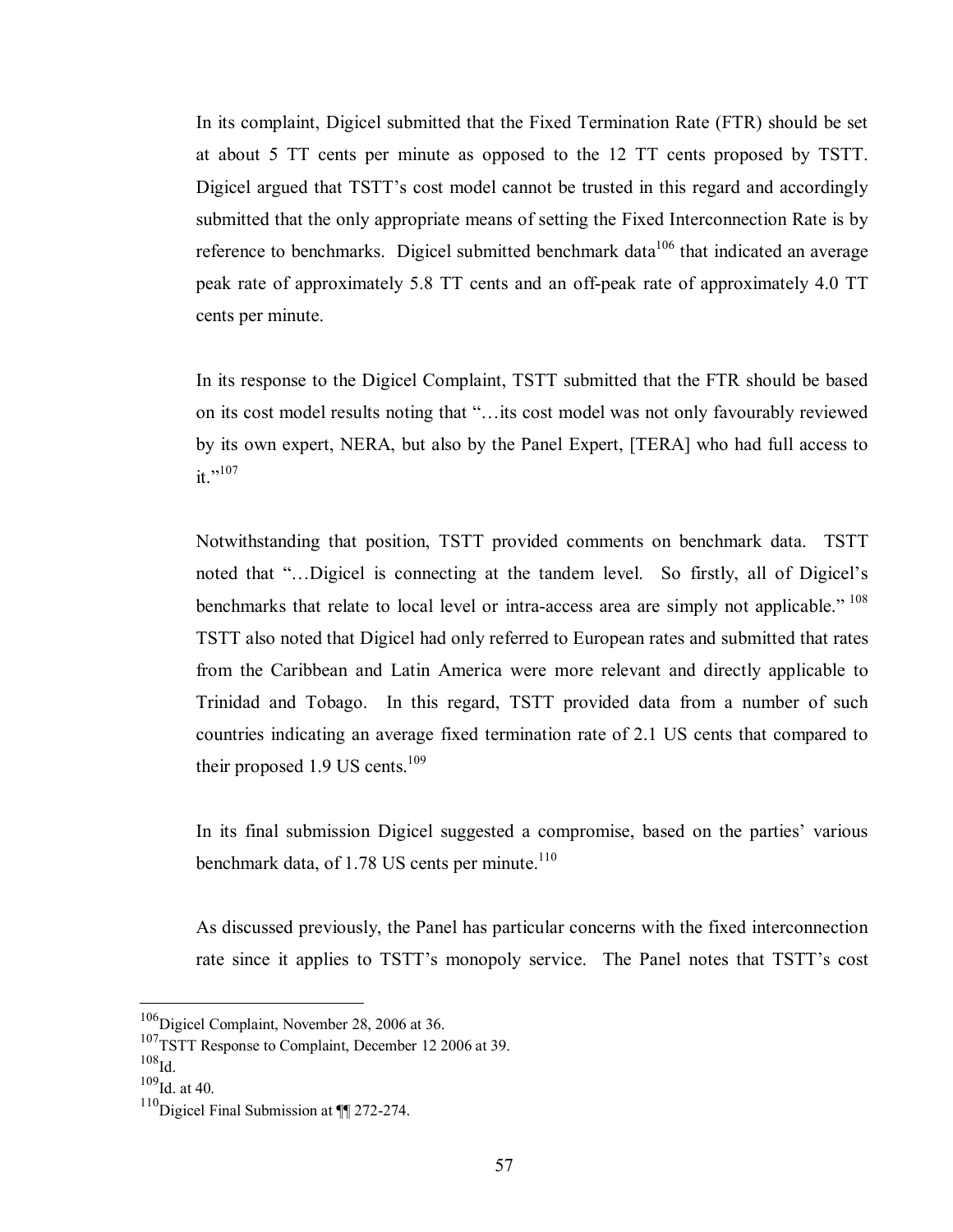In its complaint, Digicel submitted that the Fixed Termination Rate (FTR) should be set at about 5 TT cents per minute as opposed to the 12 TT cents proposed by TSTT. Digicel argued that TSTT's cost model cannot be trusted in this regard and accordingly submitted that the only appropriate means of setting the Fixed Interconnection Rate is by reference to benchmarks. Digicel submitted benchmark data[106] that indicated an average peak rate of approximately 5.8 TT cents and an off-peak rate of approximately 4.0 TT cents per minute.

In its response to the Digicel Complaint, TSTT submitted that the FTR should be based on its cost model results noting that "…its cost model was not only favourably reviewed by its own expert, NERA, but also by the Panel Expert, [TERA] who had full access to it."[107]

Notwithstanding that position, TSTT provided comments on benchmark data. TSTT noted that "…Digicel is connecting at the tandem level. So firstly, all of Digicel's benchmarks that relate to local level or intra-access area are simply not applicable."[108] TSTT also noted that Digicel had only referred to European rates and submitted that rates from the Caribbean and Latin America were more relevant and directly applicable to Trinidad and Tobago. In this regard, TSTT provided data from a number of such countries indicating an average fixed termination rate of 2.1 US cents that compared to their proposed 1.9 US cents.[109]

In its final submission Digicel suggested a compromise, based on the parties' various benchmark data, of 1.78 US cents per minute.[110]

As discussed previously, the Panel has particular concerns with the fixed interconnection rate since it applies to TSTT's monopoly service. The Panel notes that TSTT's cost

---

[106] Digicel Complaint, November 28, 2006 at 36.

[107] TSTT Response to Complaint, December 12 2006 at 39.

[108] Id.

[109] Id. at 40.

[110] Digicel Final Submission at ¶¶ 272-274.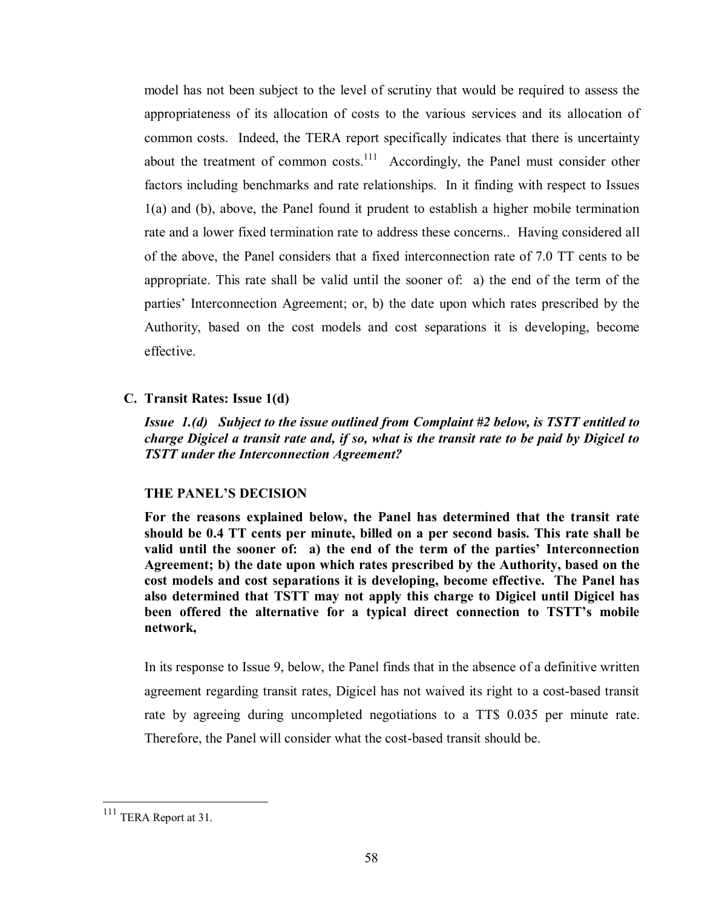model has not been subject to the level of scrutiny that would be required to assess the appropriateness of its allocation of costs to the various services and its allocation of common costs. Indeed, the TERA report specifically indicates that there is uncertainty about the treatment of common costs.[111] Accordingly, the Panel must consider other factors including benchmarks and rate relationships. In it finding with respect to Issues 1(a) and (b), above, the Panel found it prudent to establish a higher mobile termination rate and a lower fixed termination rate to address these concerns.. Having considered all of the above, the Panel considers that a fixed interconnection rate of 7.0 TT cents to be appropriate. This rate shall be valid until the sooner of: a) the end of the term of the parties' Interconnection Agreement; or, b) the date upon which rates prescribed by the Authority, based on the cost models and cost separations it is developing, become effective.

## C. Transit Rates: Issue 1(d)

***Issue 1.(d) Subject to the issue outlined from Complaint #2 below, is TSTT entitled to charge Digicel a transit rate and, if so, what is the transit rate to be paid by Digicel to TSTT under the Interconnection Agreement?***

**THE PANEL'S DECISION**

**For the reasons explained below, the Panel has determined that the transit rate should be 0.4 TT cents per minute, billed on a per second basis. This rate shall be valid until the sooner of: a) the end of the term of the parties' Interconnection Agreement; b) the date upon which rates prescribed by the Authority, based on the cost models and cost separations it is developing, become effective. The Panel has also determined that TSTT may not apply this charge to Digicel until Digicel has been offered the alternative for a typical direct connection to TSTT's mobile network,**

In its response to Issue 9, below, the Panel finds that in the absence of a definitive written agreement regarding transit rates, Digicel has not waived its right to a cost-based transit rate by agreeing during uncompleted negotiations to a TT$ 0.035 per minute rate. Therefore, the Panel will consider what the cost-based transit should be.

---

[111] TERA Report at 31.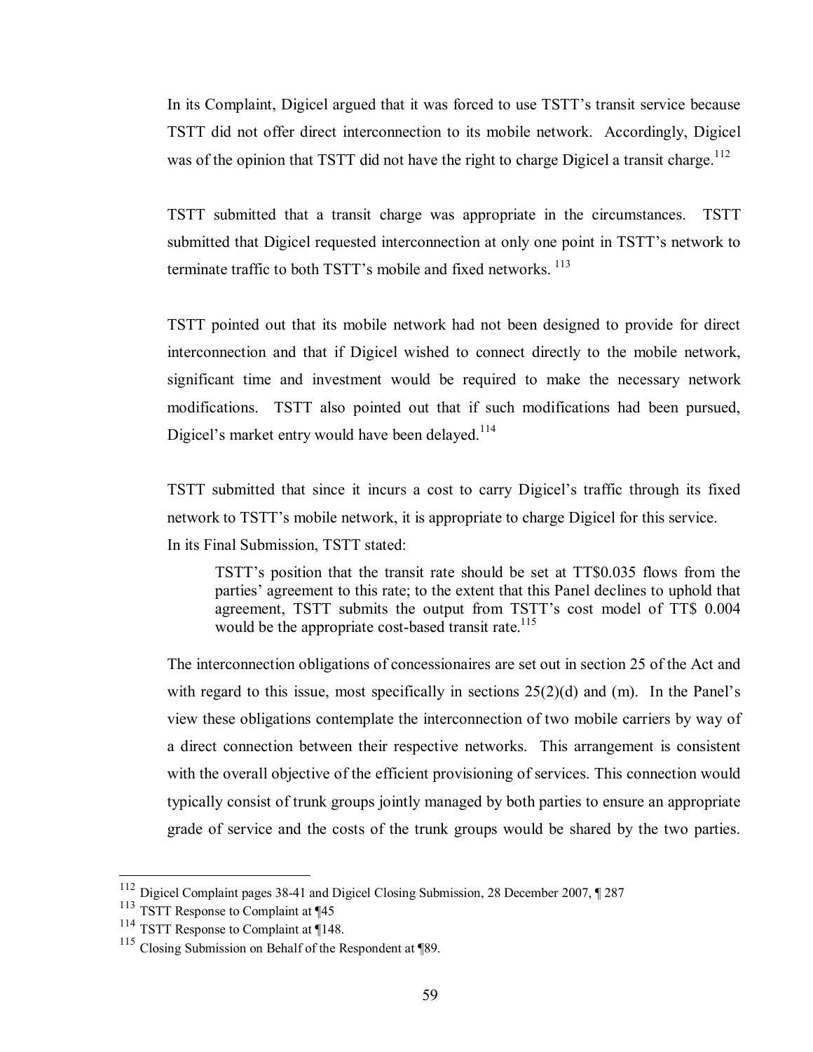In its Complaint, Digicel argued that it was forced to use TSTT's transit service because TSTT did not offer direct interconnection to its mobile network. Accordingly, Digicel was of the opinion that TSTT did not have the right to charge Digicel a transit charge.[112]

TSTT submitted that a transit charge was appropriate in the circumstances. TSTT submitted that Digicel requested interconnection at only one point in TSTT's network to terminate traffic to both TSTT's mobile and fixed networks.[113]

TSTT pointed out that its mobile network had not been designed to provide for direct interconnection and that if Digicel wished to connect directly to the mobile network, significant time and investment would be required to make the necessary network modifications. TSTT also pointed out that if such modifications had been pursued, Digicel's market entry would have been delayed.[114]

TSTT submitted that since it incurs a cost to carry Digicel's traffic through its fixed network to TSTT's mobile network, it is appropriate to charge Digicel for this service. In its Final Submission, TSTT stated:

> TSTT's position that the transit rate should be set at TT$0.035 flows from the parties' agreement to this rate; to the extent that this Panel declines to uphold that agreement, TSTT submits the output from TSTT's cost model of TT$ 0.004 would be the appropriate cost-based transit rate.[115]

The interconnection obligations of concessionaires are set out in section 25 of the Act and with regard to this issue, most specifically in sections 25(2)(d) and (m). In the Panel's view these obligations contemplate the interconnection of two mobile carriers by way of a direct connection between their respective networks. This arrangement is consistent with the overall objective of the efficient provisioning of services. This connection would typically consist of trunk groups jointly managed by both parties to ensure an appropriate grade of service and the costs of the trunk groups would be shared by the two parties.

---

[112] Digicel Complaint pages 38-41 and Digicel Closing Submission, 28 December 2007, ¶ 287

[113] TSTT Response to Complaint at ¶45

[114] TSTT Response to Complaint at ¶148.

[115] Closing Submission on Behalf of the Respondent at ¶89.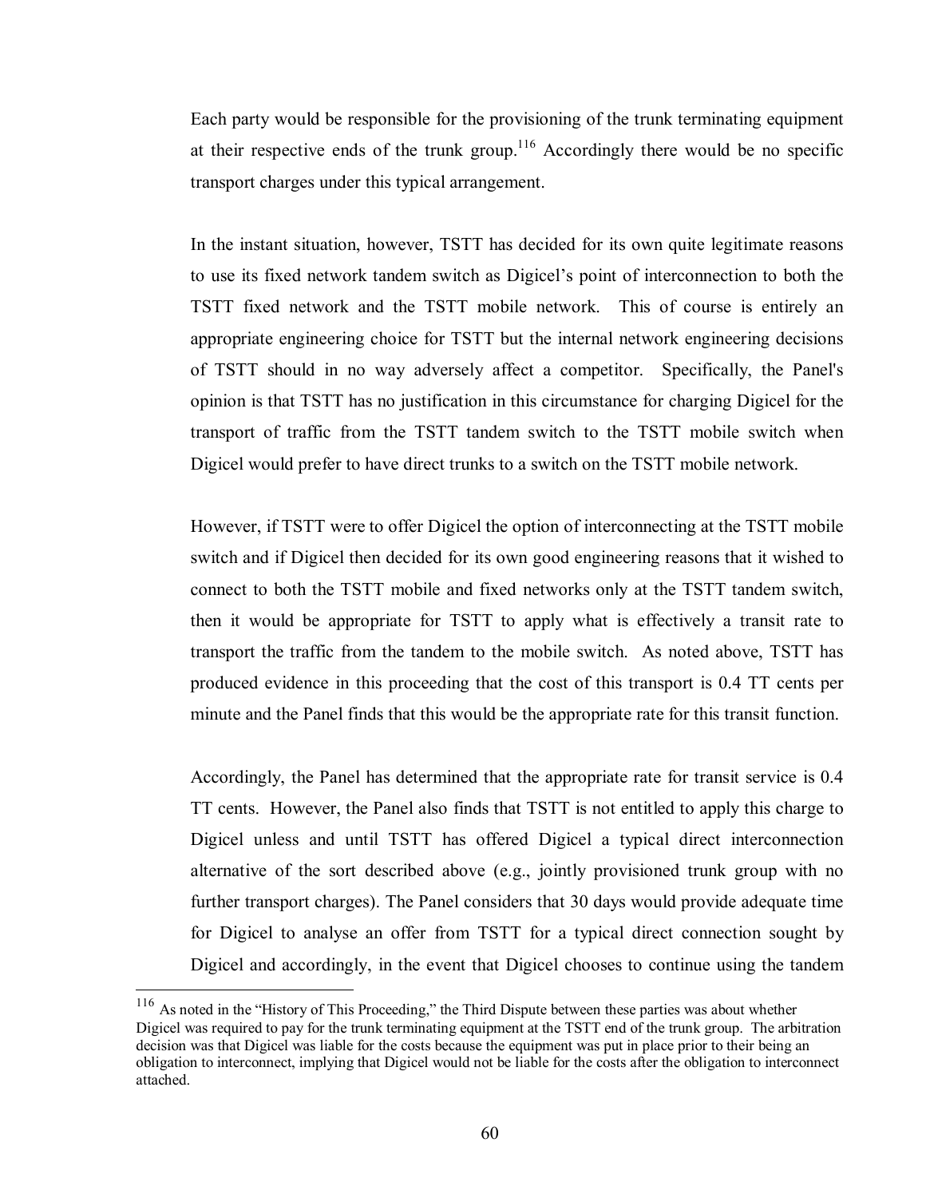Each party would be responsible for the provisioning of the trunk terminating equipment at their respective ends of the trunk group.[116] Accordingly there would be no specific transport charges under this typical arrangement.

In the instant situation, however, TSTT has decided for its own quite legitimate reasons to use its fixed network tandem switch as Digicel's point of interconnection to both the TSTT fixed network and the TSTT mobile network. This of course is entirely an appropriate engineering choice for TSTT but the internal network engineering decisions of TSTT should in no way adversely affect a competitor. Specifically, the Panel's opinion is that TSTT has no justification in this circumstance for charging Digicel for the transport of traffic from the TSTT tandem switch to the TSTT mobile switch when Digicel would prefer to have direct trunks to a switch on the TSTT mobile network.

However, if TSTT were to offer Digicel the option of interconnecting at the TSTT mobile switch and if Digicel then decided for its own good engineering reasons that it wished to connect to both the TSTT mobile and fixed networks only at the TSTT tandem switch, then it would be appropriate for TSTT to apply what is effectively a transit rate to transport the traffic from the tandem to the mobile switch. As noted above, TSTT has produced evidence in this proceeding that the cost of this transport is 0.4 TT cents per minute and the Panel finds that this would be the appropriate rate for this transit function.

Accordingly, the Panel has determined that the appropriate rate for transit service is 0.4 TT cents. However, the Panel also finds that TSTT is not entitled to apply this charge to Digicel unless and until TSTT has offered Digicel a typical direct interconnection alternative of the sort described above (e.g., jointly provisioned trunk group with no further transport charges). The Panel considers that 30 days would provide adequate time for Digicel to analyse an offer from TSTT for a typical direct connection sought by Digicel and accordingly, in the event that Digicel chooses to continue using the tandem

[116] As noted in the "History of This Proceeding," the Third Dispute between these parties was about whether Digicel was required to pay for the trunk terminating equipment at the TSTT end of the trunk group. The arbitration decision was that Digicel was liable for the costs because the equipment was put in place prior to their being an obligation to interconnect, implying that Digicel would not be liable for the costs after the obligation to interconnect attached.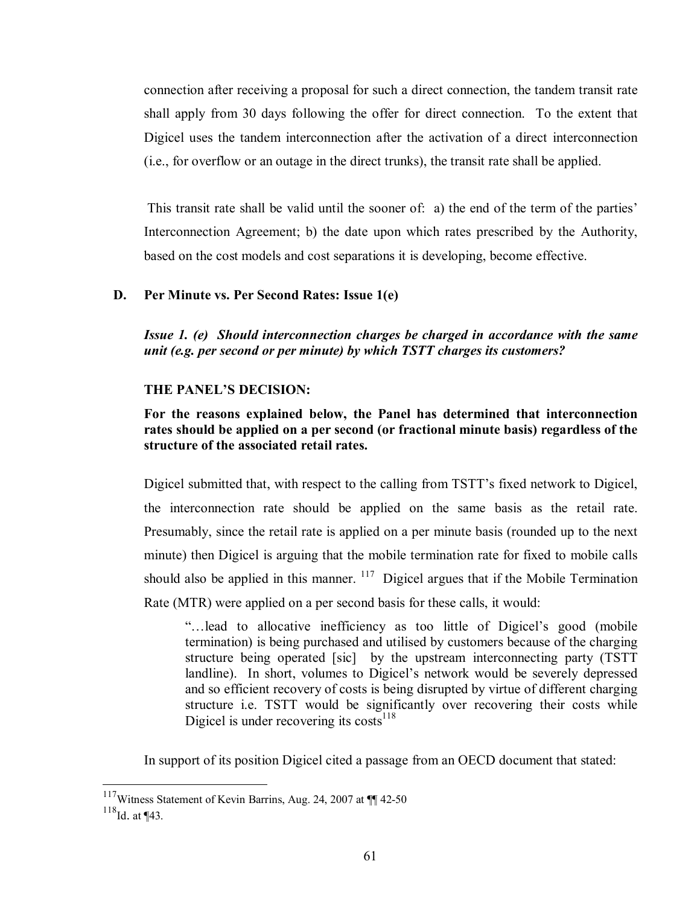connection after receiving a proposal for such a direct connection, the tandem transit rate shall apply from 30 days following the offer for direct connection. To the extent that Digicel uses the tandem interconnection after the activation of a direct interconnection (i.e., for overflow or an outage in the direct trunks), the transit rate shall be applied.

This transit rate shall be valid until the sooner of: a) the end of the term of the parties' Interconnection Agreement; b) the date upon which rates prescribed by the Authority, based on the cost models and cost separations it is developing, become effective.

### D. Per Minute vs. Per Second Rates: Issue 1(e)

***Issue 1. (e) Should interconnection charges be charged in accordance with the same unit (e.g. per second or per minute) by which TSTT charges its customers?***

**THE PANEL'S DECISION:**

**For the reasons explained below, the Panel has determined that interconnection rates should be applied on a per second (or fractional minute basis) regardless of the structure of the associated retail rates.**

Digicel submitted that, with respect to the calling from TSTT's fixed network to Digicel, the interconnection rate should be applied on the same basis as the retail rate. Presumably, since the retail rate is applied on a per minute basis (rounded up to the next minute) then Digicel is arguing that the mobile termination rate for fixed to mobile calls should also be applied in this manner. [117] Digicel argues that if the Mobile Termination Rate (MTR) were applied on a per second basis for these calls, it would:

> "…lead to allocative inefficiency as too little of Digicel's good (mobile termination) is being purchased and utilised by customers because of the charging structure being operated [sic] by the upstream interconnecting party (TSTT landline). In short, volumes to Digicel's network would be severely depressed and so efficient recovery of costs is being disrupted by virtue of different charging structure i.e. TSTT would be significantly over recovering their costs while Digicel is under recovering its costs[118]

In support of its position Digicel cited a passage from an OECD document that stated:

---

[117] Witness Statement of Kevin Barrins, Aug. 24, 2007 at ¶¶ 42-50

[118] Id. at ¶43.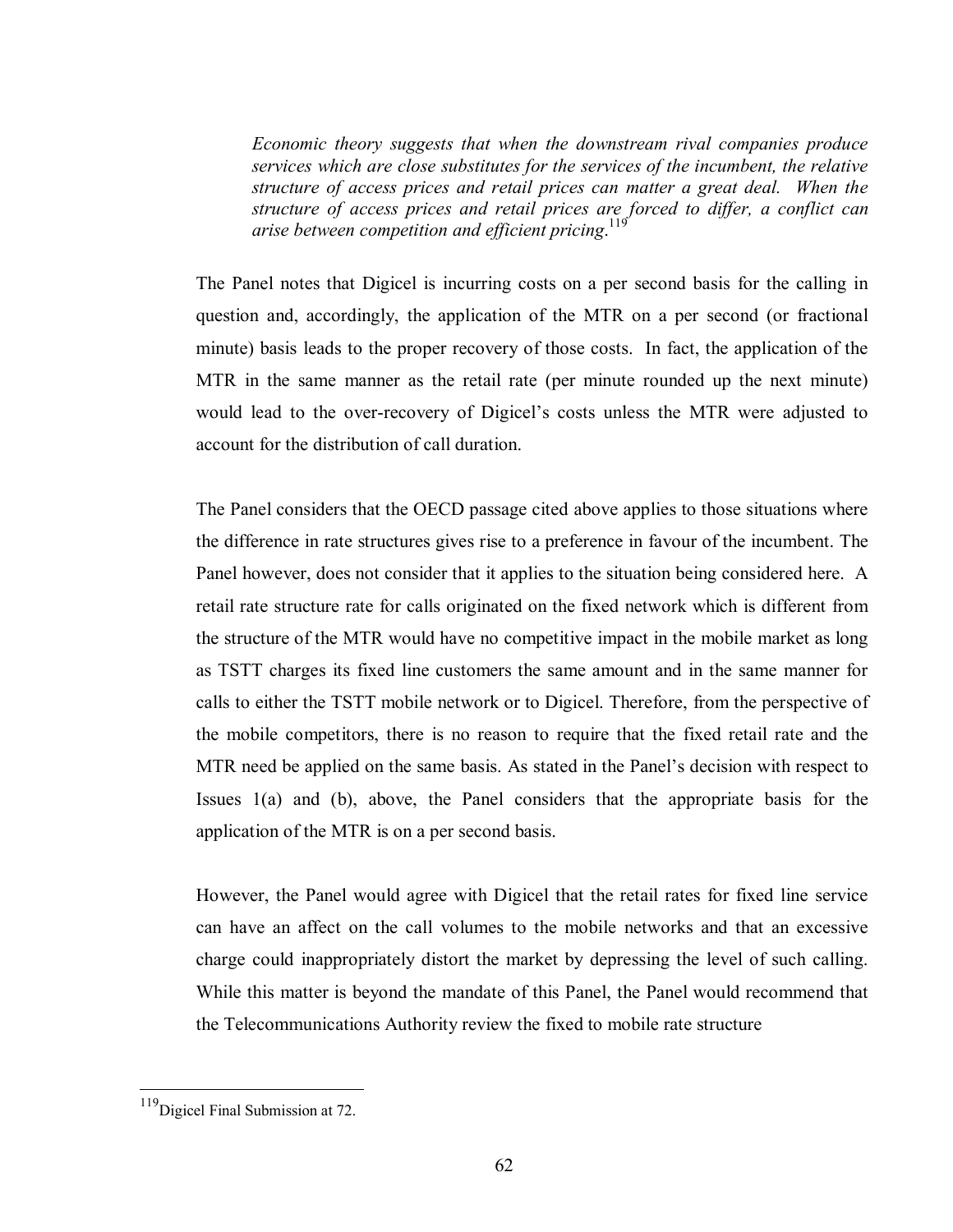> *Economic theory suggests that when the downstream rival companies produce services which are close substitutes for the services of the incumbent, the relative structure of access prices and retail prices can matter a great deal. When the structure of access prices and retail prices are forced to differ, a conflict can arise between competition and efficient pricing.*[119]

The Panel notes that Digicel is incurring costs on a per second basis for the calling in question and, accordingly, the application of the MTR on a per second (or fractional minute) basis leads to the proper recovery of those costs. In fact, the application of the MTR in the same manner as the retail rate (per minute rounded up the next minute) would lead to the over-recovery of Digicel's costs unless the MTR were adjusted to account for the distribution of call duration.

The Panel considers that the OECD passage cited above applies to those situations where the difference in rate structures gives rise to a preference in favour of the incumbent. The Panel however, does not consider that it applies to the situation being considered here. A retail rate structure rate for calls originated on the fixed network which is different from the structure of the MTR would have no competitive impact in the mobile market as long as TSTT charges its fixed line customers the same amount and in the same manner for calls to either the TSTT mobile network or to Digicel. Therefore, from the perspective of the mobile competitors, there is no reason to require that the fixed retail rate and the MTR need be applied on the same basis. As stated in the Panel's decision with respect to Issues 1(a) and (b), above, the Panel considers that the appropriate basis for the application of the MTR is on a per second basis.

However, the Panel would agree with Digicel that the retail rates for fixed line service can have an affect on the call volumes to the mobile networks and that an excessive charge could inappropriately distort the market by depressing the level of such calling. While this matter is beyond the mandate of this Panel, the Panel would recommend that the Telecommunications Authority review the fixed to mobile rate structure

---

[119] Digicel Final Submission at 72.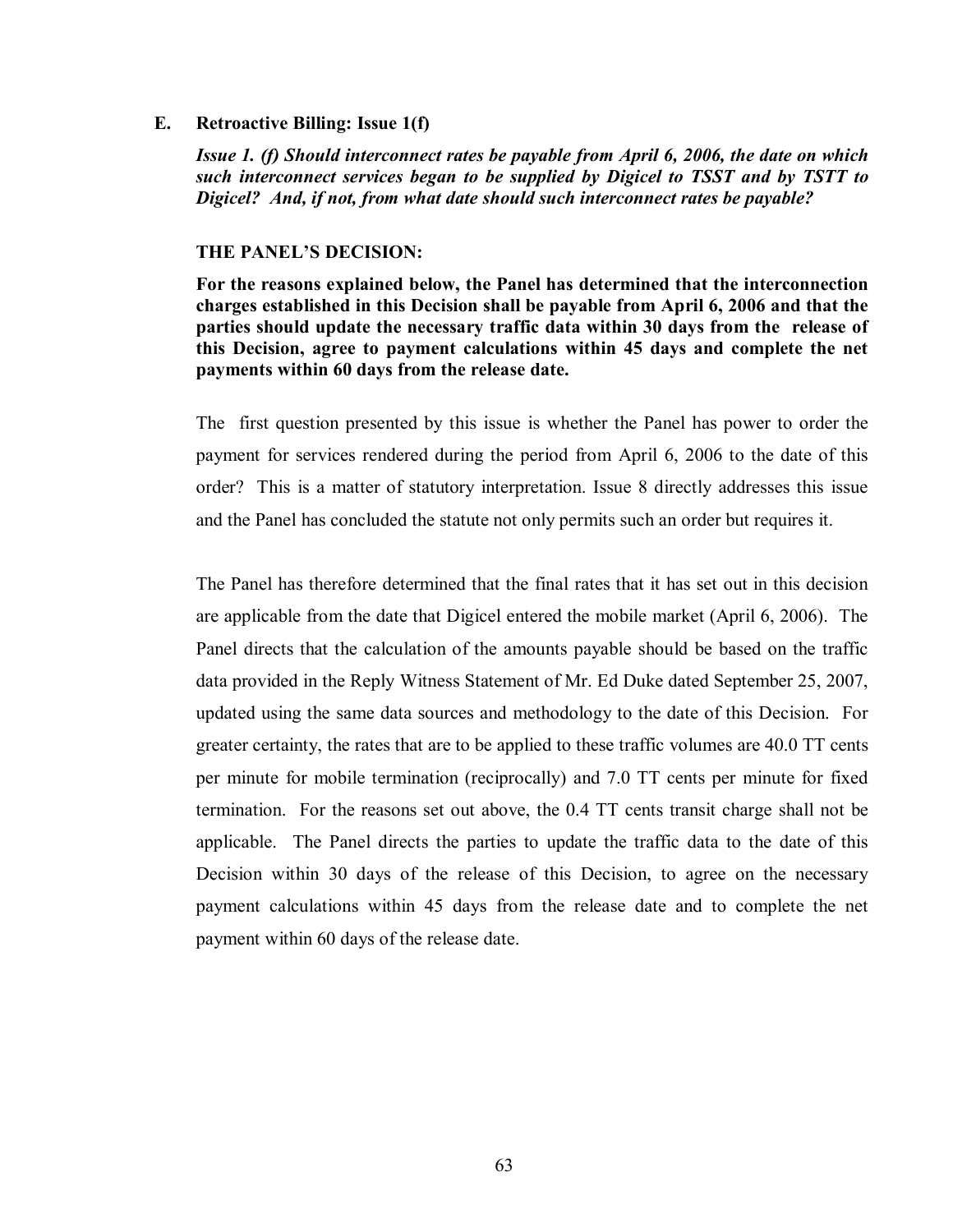## E. Retroactive Billing: Issue 1(f)

***Issue 1. (f) Should interconnect rates be payable from April 6, 2006, the date on which such interconnect services began to be supplied by Digicel to TSST and by TSTT to Digicel? And, if not, from what date should such interconnect rates be payable?***

**THE PANEL'S DECISION:**

**For the reasons explained below, the Panel has determined that the interconnection charges established in this Decision shall be payable from April 6, 2006 and that the parties should update the necessary traffic data within 30 days from the release of this Decision, agree to payment calculations within 45 days and complete the net payments within 60 days from the release date.**

The first question presented by this issue is whether the Panel has power to order the payment for services rendered during the period from April 6, 2006 to the date of this order? This is a matter of statutory interpretation. Issue 8 directly addresses this issue and the Panel has concluded the statute not only permits such an order but requires it.

The Panel has therefore determined that the final rates that it has set out in this decision are applicable from the date that Digicel entered the mobile market (April 6, 2006). The Panel directs that the calculation of the amounts payable should be based on the traffic data provided in the Reply Witness Statement of Mr. Ed Duke dated September 25, 2007, updated using the same data sources and methodology to the date of this Decision. For greater certainty, the rates that are to be applied to these traffic volumes are 40.0 TT cents per minute for mobile termination (reciprocally) and 7.0 TT cents per minute for fixed termination. For the reasons set out above, the 0.4 TT cents transit charge shall not be applicable. The Panel directs the parties to update the traffic data to the date of this Decision within 30 days of the release of this Decision, to agree on the necessary payment calculations within 45 days from the release date and to complete the net payment within 60 days of the release date.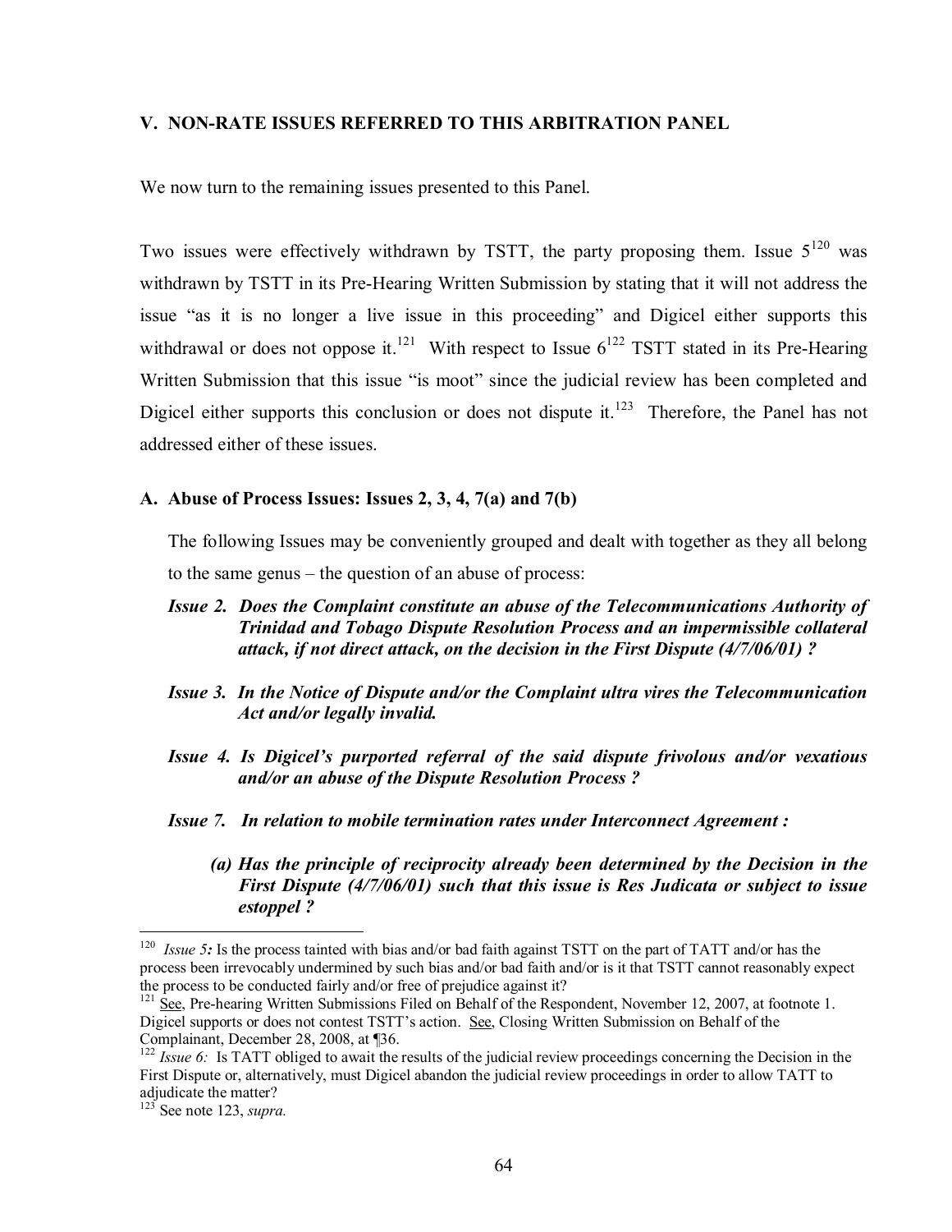## V. NON-RATE ISSUES REFERRED TO THIS ARBITRATION PANEL

We now turn to the remaining issues presented to this Panel.

Two issues were effectively withdrawn by TSTT, the party proposing them. Issue 5[120] was withdrawn by TSTT in its Pre-Hearing Written Submission by stating that it will not address the issue "as it is no longer a live issue in this proceeding" and Digicel either supports this withdrawal or does not oppose it.[121] With respect to Issue 6[122] TSTT stated in its Pre-Hearing Written Submission that this issue "is moot" since the judicial review has been completed and Digicel either supports this conclusion or does not dispute it.[123] Therefore, the Panel has not addressed either of these issues.

### A. Abuse of Process Issues: Issues 2, 3, 4, 7(a) and 7(b)

The following Issues may be conveniently grouped and dealt with together as they all belong to the same genus – the question of an abuse of process:

***Issue 2. Does the Complaint constitute an abuse of the Telecommunications Authority of Trinidad and Tobago Dispute Resolution Process and an impermissible collateral attack, if not direct attack, on the decision in the First Dispute (4/7/06/01) ?***

***Issue 3. In the Notice of Dispute and/or the Complaint ultra vires the Telecommunication Act and/or legally invalid.***

***Issue 4. Is Digicel's purported referral of the said dispute frivolous and/or vexatious and/or an abuse of the Dispute Resolution Process ?***

***Issue 7. In relation to mobile termination rates under Interconnect Agreement :***

***(a) Has the principle of reciprocity already been determined by the Decision in the First Dispute (4/7/06/01) such that this issue is Res Judicata or subject to issue estoppel ?***

---

[120] *Issue 5:* Is the process tainted with bias and/or bad faith against TSTT on the part of TATT and/or has the process been irrevocably undermined by such bias and/or bad faith and/or is it that TSTT cannot reasonably expect the process to be conducted fairly and/or free of prejudice against it?

[121] See, Pre-hearing Written Submissions Filed on Behalf of the Respondent, November 12, 2007, at footnote 1. Digicel supports or does not contest TSTT's action. See, Closing Written Submission on Behalf of the Complainant, December 28, 2008, at ¶36.

[122] *Issue 6:* Is TATT obliged to await the results of the judicial review proceedings concerning the Decision in the First Dispute or, alternatively, must Digicel abandon the judicial review proceedings in order to allow TATT to adjudicate the matter?

[123] See note 123, *supra.*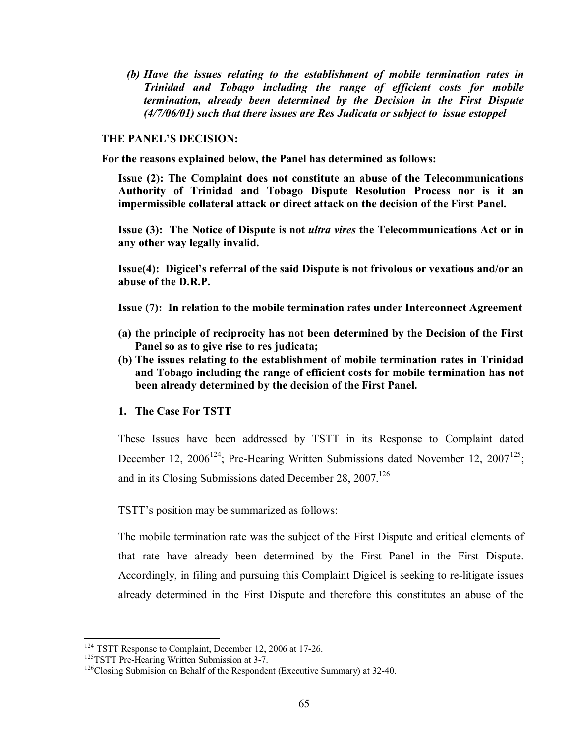*(b) Have the issues relating to the establishment of mobile termination rates in Trinidad and Tobago including the range of efficient costs for mobile termination, already been determined by the Decision in the First Dispute (4/7/06/01) such that there issues are Res Judicata or subject to issue estoppel*

**THE PANEL'S DECISION:**

**For the reasons explained below, the Panel has determined as follows:**

**Issue (2): The Complaint does not constitute an abuse of the Telecommunications Authority of Trinidad and Tobago Dispute Resolution Process nor is it an impermissible collateral attack or direct attack on the decision of the First Panel.**

**Issue (3): The Notice of Dispute is not *ultra vires* the Telecommunications Act or in any other way legally invalid.**

**Issue(4): Digicel's referral of the said Dispute is not frivolous or vexatious and/or an abuse of the D.R.P.**

**Issue (7): In relation to the mobile termination rates under Interconnect Agreement**

**(a) the principle of reciprocity has not been determined by the Decision of the First Panel so as to give rise to res judicata;**

**(b) The issues relating to the establishment of mobile termination rates in Trinidad and Tobago including the range of efficient costs for mobile termination has not been already determined by the decision of the First Panel.**

**1. The Case For TSTT**

These Issues have been addressed by TSTT in its Response to Complaint dated December 12, 2006[124]; Pre-Hearing Written Submissions dated November 12, 2007[125]; and in its Closing Submissions dated December 28, 2007.[126]

TSTT's position may be summarized as follows:

The mobile termination rate was the subject of the First Dispute and critical elements of that rate have already been determined by the First Panel in the First Dispute. Accordingly, in filing and pursuing this Complaint Digicel is seeking to re-litigate issues already determined in the First Dispute and therefore this constitutes an abuse of the

---

[124] TSTT Response to Complaint, December 12, 2006 at 17-26.

[125] TSTT Pre-Hearing Written Submission at 3-7.

[126] Closing Submision on Behalf of the Respondent (Executive Summary) at 32-40.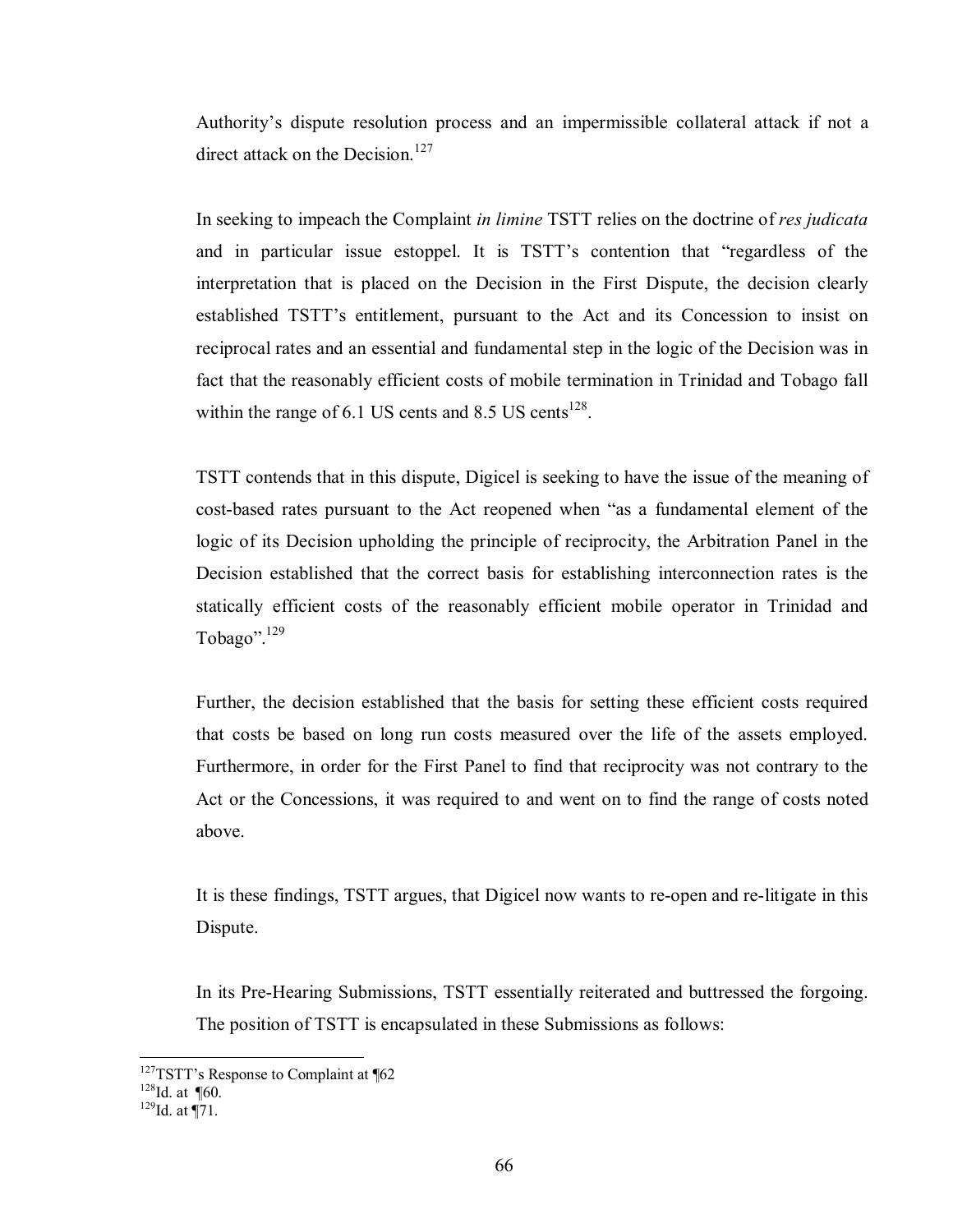Authority's dispute resolution process and an impermissible collateral attack if not a direct attack on the Decision.[127]

In seeking to impeach the Complaint *in limine* TSTT relies on the doctrine of *res judicata* and in particular issue estoppel. It is TSTT's contention that "regardless of the interpretation that is placed on the Decision in the First Dispute, the decision clearly established TSTT's entitlement, pursuant to the Act and its Concession to insist on reciprocal rates and an essential and fundamental step in the logic of the Decision was in fact that the reasonably efficient costs of mobile termination in Trinidad and Tobago fall within the range of 6.1 US cents and 8.5 US cents[128].

TSTT contends that in this dispute, Digicel is seeking to have the issue of the meaning of cost-based rates pursuant to the Act reopened when "as a fundamental element of the logic of its Decision upholding the principle of reciprocity, the Arbitration Panel in the Decision established that the correct basis for establishing interconnection rates is the statically efficient costs of the reasonably efficient mobile operator in Trinidad and Tobago".[129]

Further, the decision established that the basis for setting these efficient costs required that costs be based on long run costs measured over the life of the assets employed. Furthermore, in order for the First Panel to find that reciprocity was not contrary to the Act or the Concessions, it was required to and went on to find the range of costs noted above.

It is these findings, TSTT argues, that Digicel now wants to re-open and re-litigate in this Dispute.

In its Pre-Hearing Submissions, TSTT essentially reiterated and buttressed the forgoing. The position of TSTT is encapsulated in these Submissions as follows:

---

[127] TSTT's Response to Complaint at ¶62

[128] Id. at ¶60.

[129] Id. at ¶71.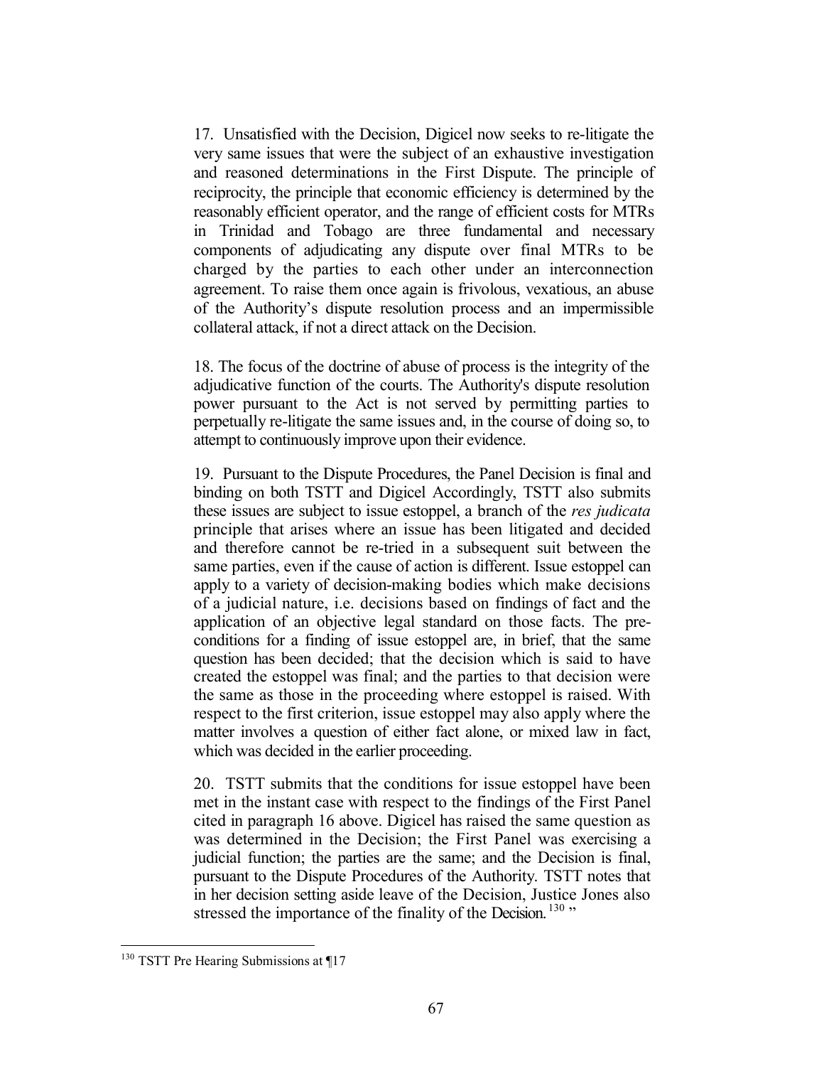17. Unsatisfied with the Decision, Digicel now seeks to re-litigate the very same issues that were the subject of an exhaustive investigation and reasoned determinations in the First Dispute. The principle of reciprocity, the principle that economic efficiency is determined by the reasonably efficient operator, and the range of efficient costs for MTRs in Trinidad and Tobago are three fundamental and necessary components of adjudicating any dispute over final MTRs to be charged by the parties to each other under an interconnection agreement. To raise them once again is frivolous, vexatious, an abuse of the Authority's dispute resolution process and an impermissible collateral attack, if not a direct attack on the Decision.

18. The focus of the doctrine of abuse of process is the integrity of the adjudicative function of the courts. The Authority's dispute resolution power pursuant to the Act is not served by permitting parties to perpetually re-litigate the same issues and, in the course of doing so, to attempt to continuously improve upon their evidence.

19. Pursuant to the Dispute Procedures, the Panel Decision is final and binding on both TSTT and Digicel Accordingly, TSTT also submits these issues are subject to issue estoppel, a branch of the *res judicata* principle that arises where an issue has been litigated and decided and therefore cannot be re-tried in a subsequent suit between the same parties, even if the cause of action is different. Issue estoppel can apply to a variety of decision-making bodies which make decisions of a judicial nature, i.e. decisions based on findings of fact and the application of an objective legal standard on those facts. The pre-conditions for a finding of issue estoppel are, in brief, that the same question has been decided; that the decision which is said to have created the estoppel was final; and the parties to that decision were the same as those in the proceeding where estoppel is raised. With respect to the first criterion, issue estoppel may also apply where the matter involves a question of either fact alone, or mixed law in fact, which was decided in the earlier proceeding.

20. TSTT submits that the conditions for issue estoppel have been met in the instant case with respect to the findings of the First Panel cited in paragraph 16 above. Digicel has raised the same question as was determined in the Decision; the First Panel was exercising a judicial function; the parties are the same; and the Decision is final, pursuant to the Dispute Procedures of the Authority. TSTT notes that in her decision setting aside leave of the Decision, Justice Jones also stressed the importance of the finality of the Decision.[130] "

[130] TSTT Pre Hearing Submissions at ¶17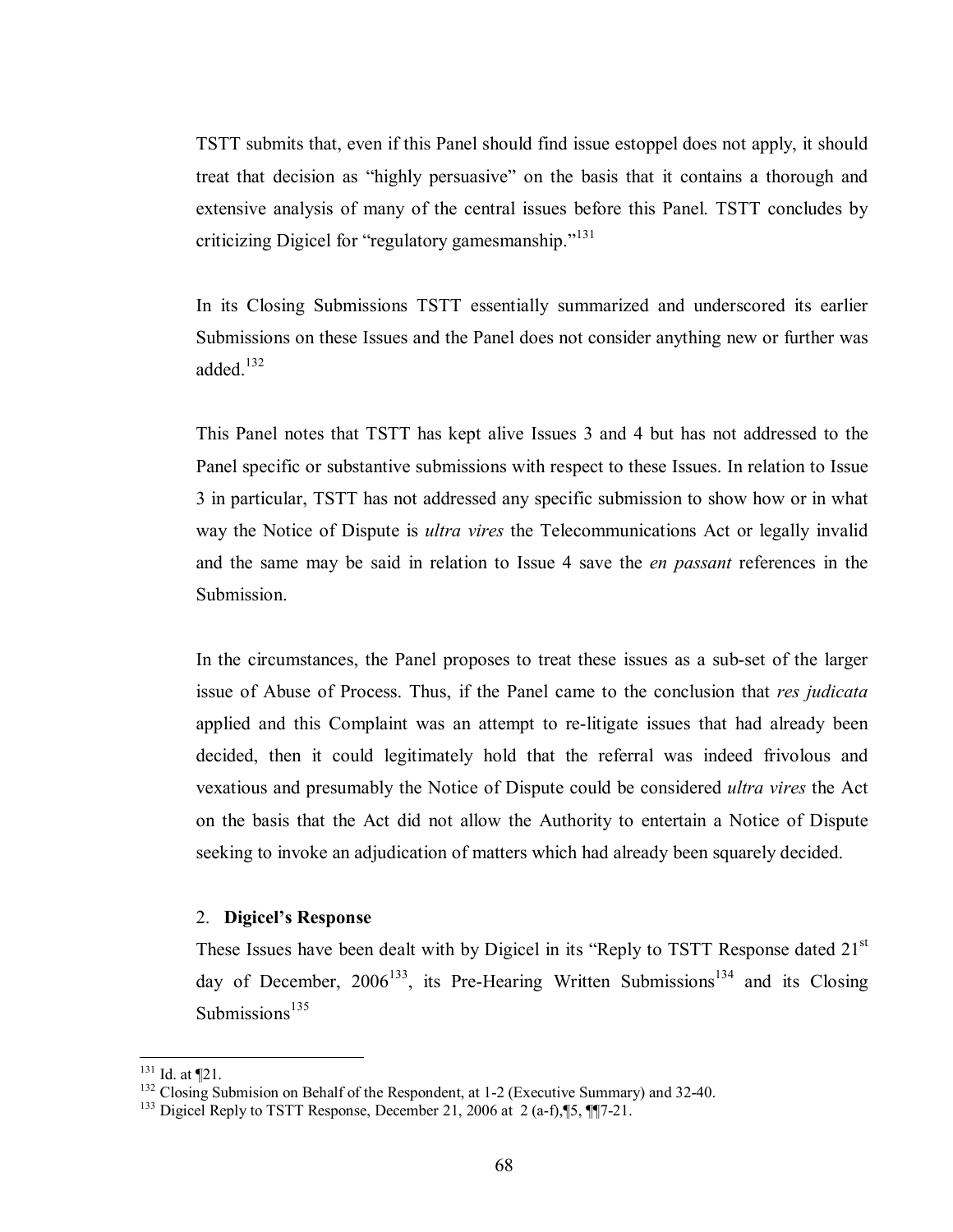TSTT submits that, even if this Panel should find issue estoppel does not apply, it should treat that decision as "highly persuasive" on the basis that it contains a thorough and extensive analysis of many of the central issues before this Panel. TSTT concludes by criticizing Digicel for "regulatory gamesmanship."[131]

In its Closing Submissions TSTT essentially summarized and underscored its earlier Submissions on these Issues and the Panel does not consider anything new or further was added.[132]

This Panel notes that TSTT has kept alive Issues 3 and 4 but has not addressed to the Panel specific or substantive submissions with respect to these Issues. In relation to Issue 3 in particular, TSTT has not addressed any specific submission to show how or in what way the Notice of Dispute is *ultra vires* the Telecommunications Act or legally invalid and the same may be said in relation to Issue 4 save the *en passant* references in the Submission.

In the circumstances, the Panel proposes to treat these issues as a sub-set of the larger issue of Abuse of Process. Thus, if the Panel came to the conclusion that *res judicata* applied and this Complaint was an attempt to re-litigate issues that had already been decided, then it could legitimately hold that the referral was indeed frivolous and vexatious and presumably the Notice of Dispute could be considered *ultra vires* the Act on the basis that the Act did not allow the Authority to entertain a Notice of Dispute seeking to invoke an adjudication of matters which had already been squarely decided.

2. **Digicel's Response**

These Issues have been dealt with by Digicel in its "Reply to TSTT Response dated 21st day of December, 2006[133], its Pre-Hearing Written Submissions[134] and its Closing Submissions[135]

---

[131] Id. at ¶21.

[132] Closing Submision on Behalf of the Respondent, at 1-2 (Executive Summary) and 32-40.

[133] Digicel Reply to TSTT Response, December 21, 2006 at 2 (a-f),¶5, ¶¶7-21.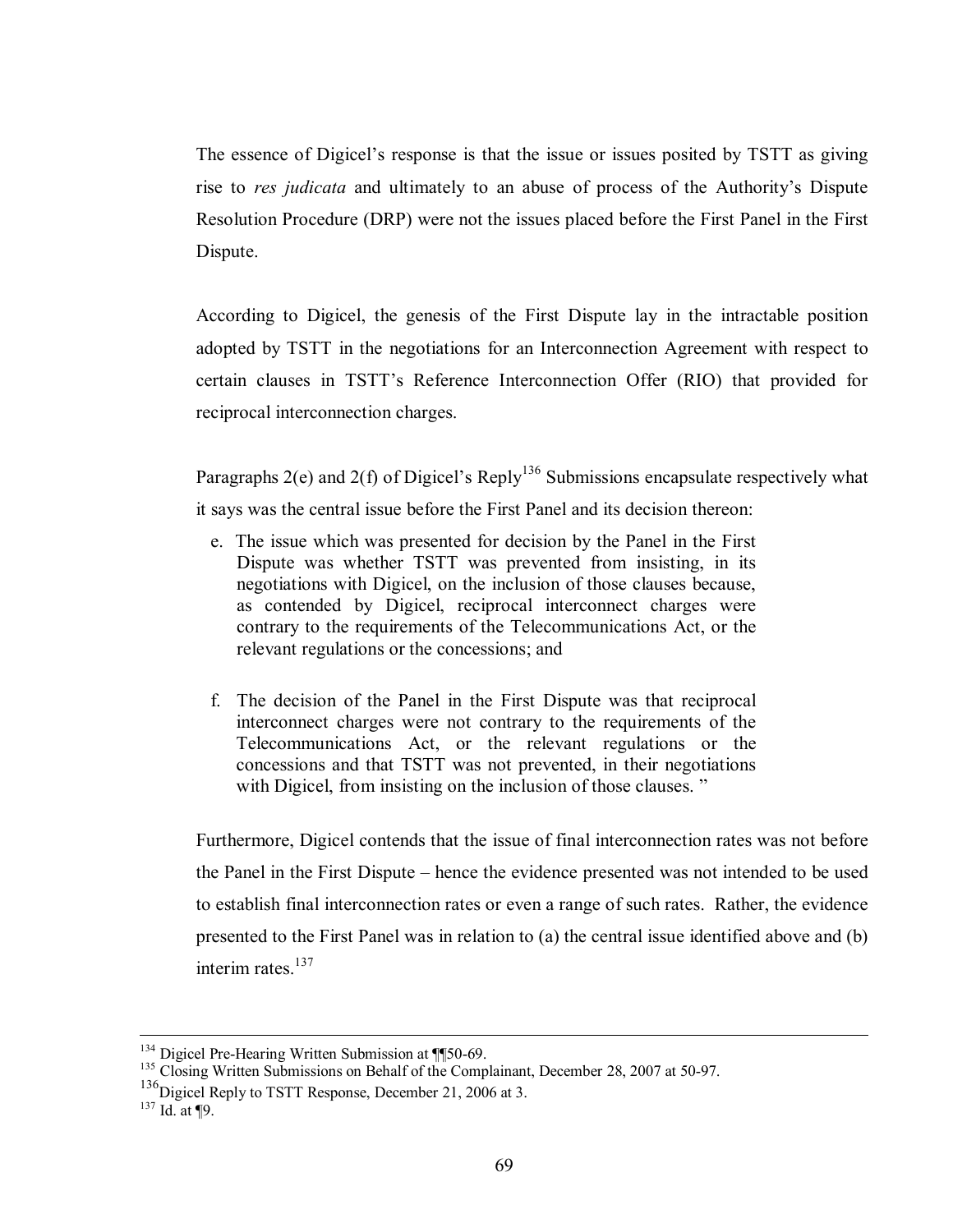The essence of Digicel's response is that the issue or issues posited by TSTT as giving rise to *res judicata* and ultimately to an abuse of process of the Authority's Dispute Resolution Procedure (DRP) were not the issues placed before the First Panel in the First Dispute.

According to Digicel, the genesis of the First Dispute lay in the intractable position adopted by TSTT in the negotiations for an Interconnection Agreement with respect to certain clauses in TSTT's Reference Interconnection Offer (RIO) that provided for reciprocal interconnection charges.

Paragraphs 2(e) and 2(f) of Digicel's Reply[136] Submissions encapsulate respectively what it says was the central issue before the First Panel and its decision thereon:

> e. The issue which was presented for decision by the Panel in the First Dispute was whether TSTT was prevented from insisting, in its negotiations with Digicel, on the inclusion of those clauses because, as contended by Digicel, reciprocal interconnect charges were contrary to the requirements of the Telecommunications Act, or the relevant regulations or the concessions; and
>
> f. The decision of the Panel in the First Dispute was that reciprocal interconnect charges were not contrary to the requirements of the Telecommunications Act, or the relevant regulations or the concessions and that TSTT was not prevented, in their negotiations with Digicel, from insisting on the inclusion of those clauses. "

Furthermore, Digicel contends that the issue of final interconnection rates was not before the Panel in the First Dispute – hence the evidence presented was not intended to be used to establish final interconnection rates or even a range of such rates. Rather, the evidence presented to the First Panel was in relation to (a) the central issue identified above and (b) interim rates.[137]

---

[134] Digicel Pre-Hearing Written Submission at ¶¶50-69.

[135] Closing Written Submissions on Behalf of the Complainant, December 28, 2007 at 50-97.

[136] Digicel Reply to TSTT Response, December 21, 2006 at 3.

[137] Id. at ¶9.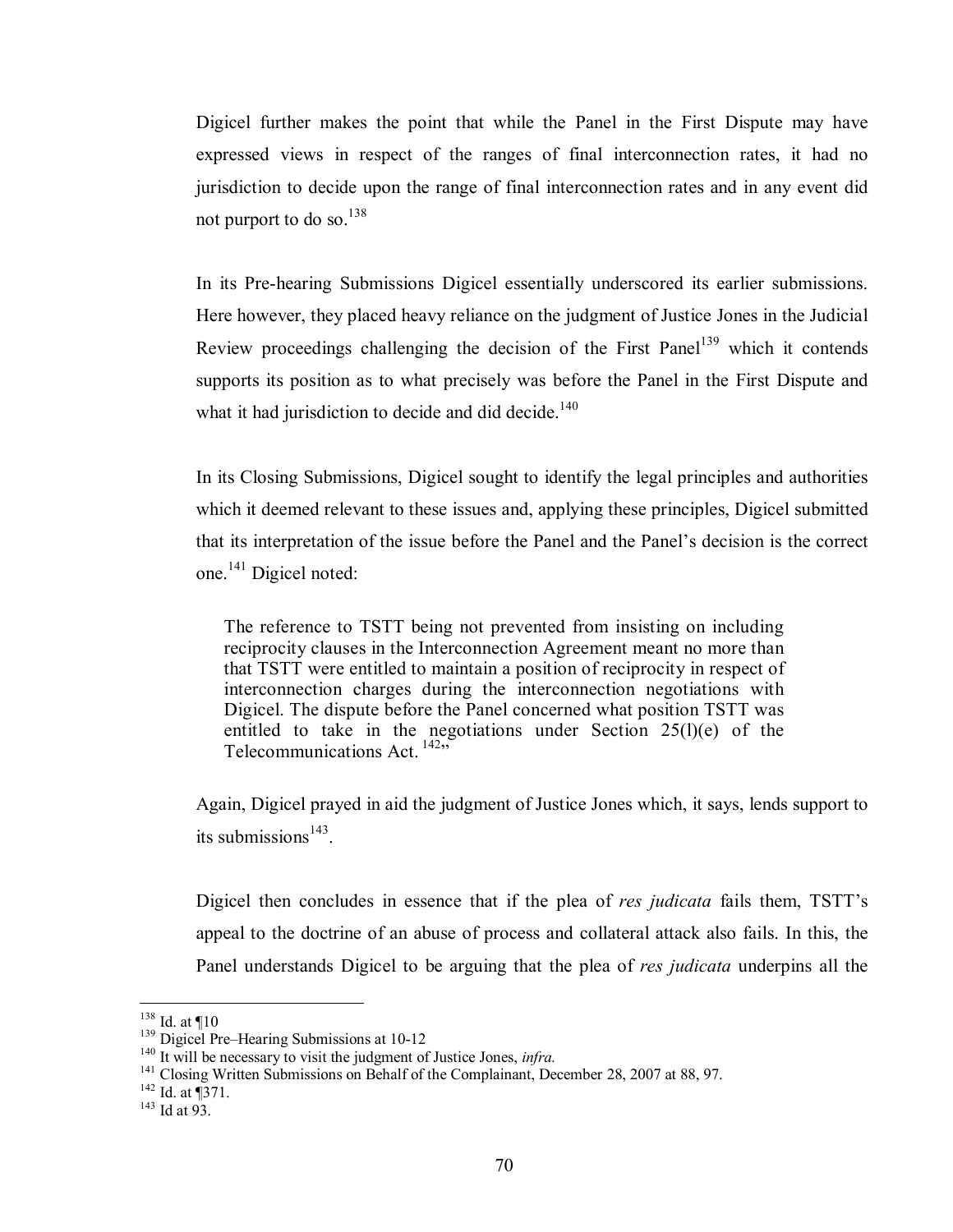Digicel further makes the point that while the Panel in the First Dispute may have expressed views in respect of the ranges of final interconnection rates, it had no jurisdiction to decide upon the range of final interconnection rates and in any event did not purport to do so.[138]

In its Pre-hearing Submissions Digicel essentially underscored its earlier submissions. Here however, they placed heavy reliance on the judgment of Justice Jones in the Judicial Review proceedings challenging the decision of the First Panel[139] which it contends supports its position as to what precisely was before the Panel in the First Dispute and what it had jurisdiction to decide and did decide.[140]

In its Closing Submissions, Digicel sought to identify the legal principles and authorities which it deemed relevant to these issues and, applying these principles, Digicel submitted that its interpretation of the issue before the Panel and the Panel's decision is the correct one.[141] Digicel noted:

> The reference to TSTT being not prevented from insisting on including reciprocity clauses in the Interconnection Agreement meant no more than that TSTT were entitled to maintain a position of reciprocity in respect of interconnection charges during the interconnection negotiations with Digicel. The dispute before the Panel concerned what position TSTT was entitled to take in the negotiations under Section 25(l)(e) of the Telecommunications Act. [142]"

Again, Digicel prayed in aid the judgment of Justice Jones which, it says, lends support to its submissions[143].

Digicel then concludes in essence that if the plea of *res judicata* fails them, TSTT's appeal to the doctrine of an abuse of process and collateral attack also fails. In this, the Panel understands Digicel to be arguing that the plea of *res judicata* underpins all the

---

[138] Id. at ¶10

[139] Digicel Pre–Hearing Submissions at 10-12

[140] It will be necessary to visit the judgment of Justice Jones, *infra.*

[141] Closing Written Submissions on Behalf of the Complainant, December 28, 2007 at 88, 97.

[142] Id. at ¶371.

[143] Id at 93.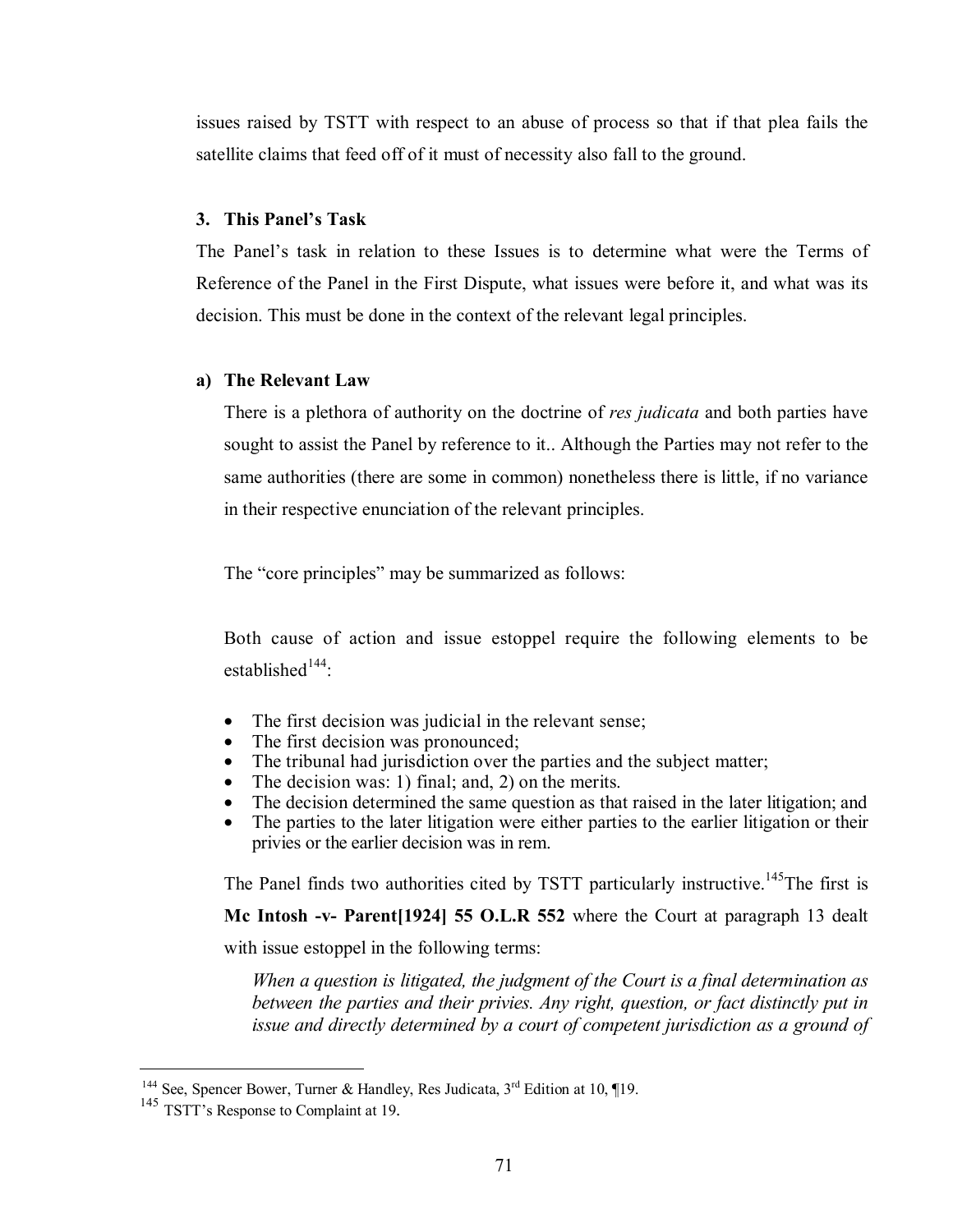issues raised by TSTT with respect to an abuse of process so that if that plea fails the satellite claims that feed off of it must of necessity also fall to the ground.

### 3. This Panel's Task

The Panel's task in relation to these Issues is to determine what were the Terms of Reference of the Panel in the First Dispute, what issues were before it, and what was its decision. This must be done in the context of the relevant legal principles.

#### a) The Relevant Law

There is a plethora of authority on the doctrine of *res judicata* and both parties have sought to assist the Panel by reference to it.. Although the Parties may not refer to the same authorities (there are some in common) nonetheless there is little, if no variance in their respective enunciation of the relevant principles.

The "core principles" may be summarized as follows:

Both cause of action and issue estoppel require the following elements to be established[144]:

- The first decision was judicial in the relevant sense;
- The first decision was pronounced;
- The tribunal had jurisdiction over the parties and the subject matter;
- The decision was: 1) final; and, 2) on the merits.
- The decision determined the same question as that raised in the later litigation; and
- The parties to the later litigation were either parties to the earlier litigation or their privies or the earlier decision was in rem.

The Panel finds two authorities cited by TSTT particularly instructive.[145]The first is **Mc Intosh -v- Parent[1924] 55 O.L.R 552** where the Court at paragraph 13 dealt with issue estoppel in the following terms:

*When a question is litigated, the judgment of the Court is a final determination as between the parties and their privies. Any right, question, or fact distinctly put in issue and directly determined by a court of competent jurisdiction as a ground of*

---

[144] See, Spencer Bower, Turner & Handley, Res Judicata, 3rd Edition at 10, ¶19.

[145] TSTT's Response to Complaint at 19.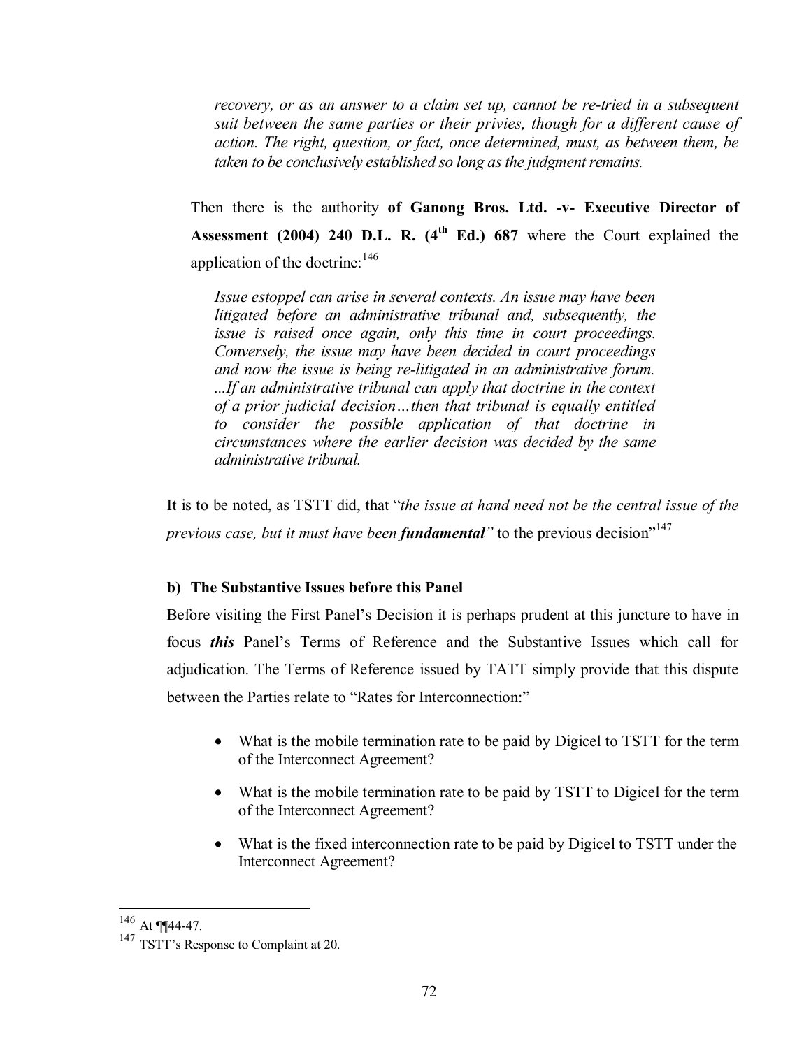> *recovery, or as an answer to a claim set up, cannot be re-tried in a subsequent suit between the same parties or their privies, though for a different cause of action. The right, question, or fact, once determined, must, as between them, be taken to be conclusively established so long as the judgment remains.*

Then there is the authority **of Ganong Bros. Ltd. -v- Executive Director of Assessment (2004) 240 D.L. R. (4th Ed.) 687** where the Court explained the application of the doctrine:[146]

> *Issue estoppel can arise in several contexts. An issue may have been litigated before an administrative tribunal and, subsequently, the issue is raised once again, only this time in court proceedings. Conversely, the issue may have been decided in court proceedings and now the issue is being re-litigated in an administrative forum. ...If an administrative tribunal can apply that doctrine in the context of a prior judicial decision…then that tribunal is equally entitled to consider the possible application of that doctrine in circumstances where the earlier decision was decided by the same administrative tribunal.*

It is to be noted, as TSTT did, that "*the issue at hand need not be the central issue of the previous case, but it must have been **fundamental**"* to the previous decision"[147]

**b) The Substantive Issues before this Panel**

Before visiting the First Panel's Decision it is perhaps prudent at this juncture to have in focus ***this*** Panel's Terms of Reference and the Substantive Issues which call for adjudication. The Terms of Reference issued by TATT simply provide that this dispute between the Parties relate to "Rates for Interconnection:"

- What is the mobile termination rate to be paid by Digicel to TSTT for the term of the Interconnect Agreement?
- What is the mobile termination rate to be paid by TSTT to Digicel for the term of the Interconnect Agreement?
- What is the fixed interconnection rate to be paid by Digicel to TSTT under the Interconnect Agreement?

---

[146] At ¶¶44-47.

[147] TSTT's Response to Complaint at 20.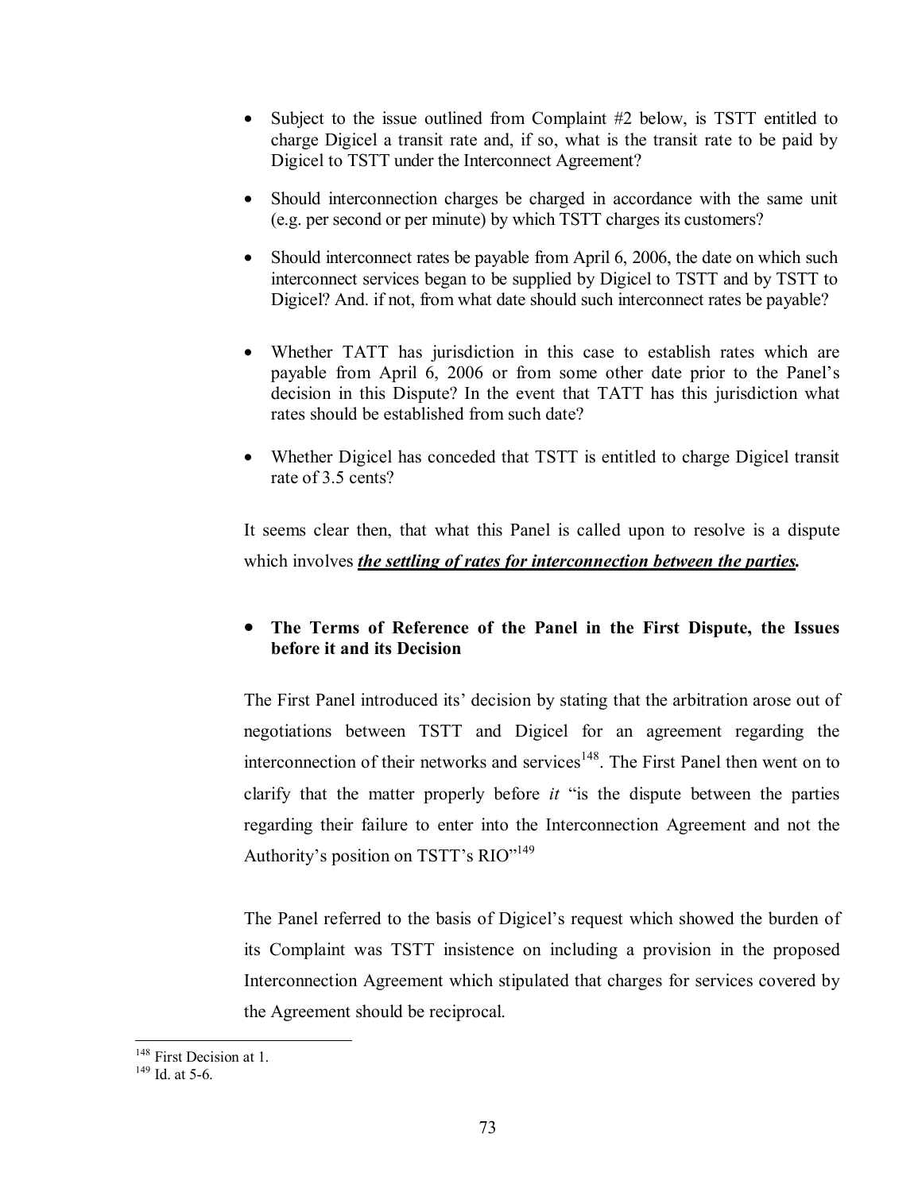- Subject to the issue outlined from Complaint #2 below, is TSTT entitled to charge Digicel a transit rate and, if so, what is the transit rate to be paid by Digicel to TSTT under the Interconnect Agreement?

- Should interconnection charges be charged in accordance with the same unit (e.g. per second or per minute) by which TSTT charges its customers?

- Should interconnect rates be payable from April 6, 2006, the date on which such interconnect services began to be supplied by Digicel to TSTT and by TSTT to Digicel? And. if not, from what date should such interconnect rates be payable?

- Whether TATT has jurisdiction in this case to establish rates which are payable from April 6, 2006 or from some other date prior to the Panel's decision in this Dispute? In the event that TATT has this jurisdiction what rates should be established from such date?

- Whether Digicel has conceded that TSTT is entitled to charge Digicel transit rate of 3.5 cents?

It seems clear then, that what this Panel is called upon to resolve is a dispute which involves ***the settling of rates for interconnection between the parties.***

- **The Terms of Reference of the Panel in the First Dispute, the Issues before it and its Decision**

The First Panel introduced its' decision by stating that the arbitration arose out of negotiations between TSTT and Digicel for an agreement regarding the interconnection of their networks and services[148]. The First Panel then went on to clarify that the matter properly before *it* "is the dispute between the parties regarding their failure to enter into the Interconnection Agreement and not the Authority's position on TSTT's RIO"[149]

The Panel referred to the basis of Digicel's request which showed the burden of its Complaint was TSTT insistence on including a provision in the proposed Interconnection Agreement which stipulated that charges for services covered by the Agreement should be reciprocal.

[148] First Decision at 1.
[149] Id. at 5-6.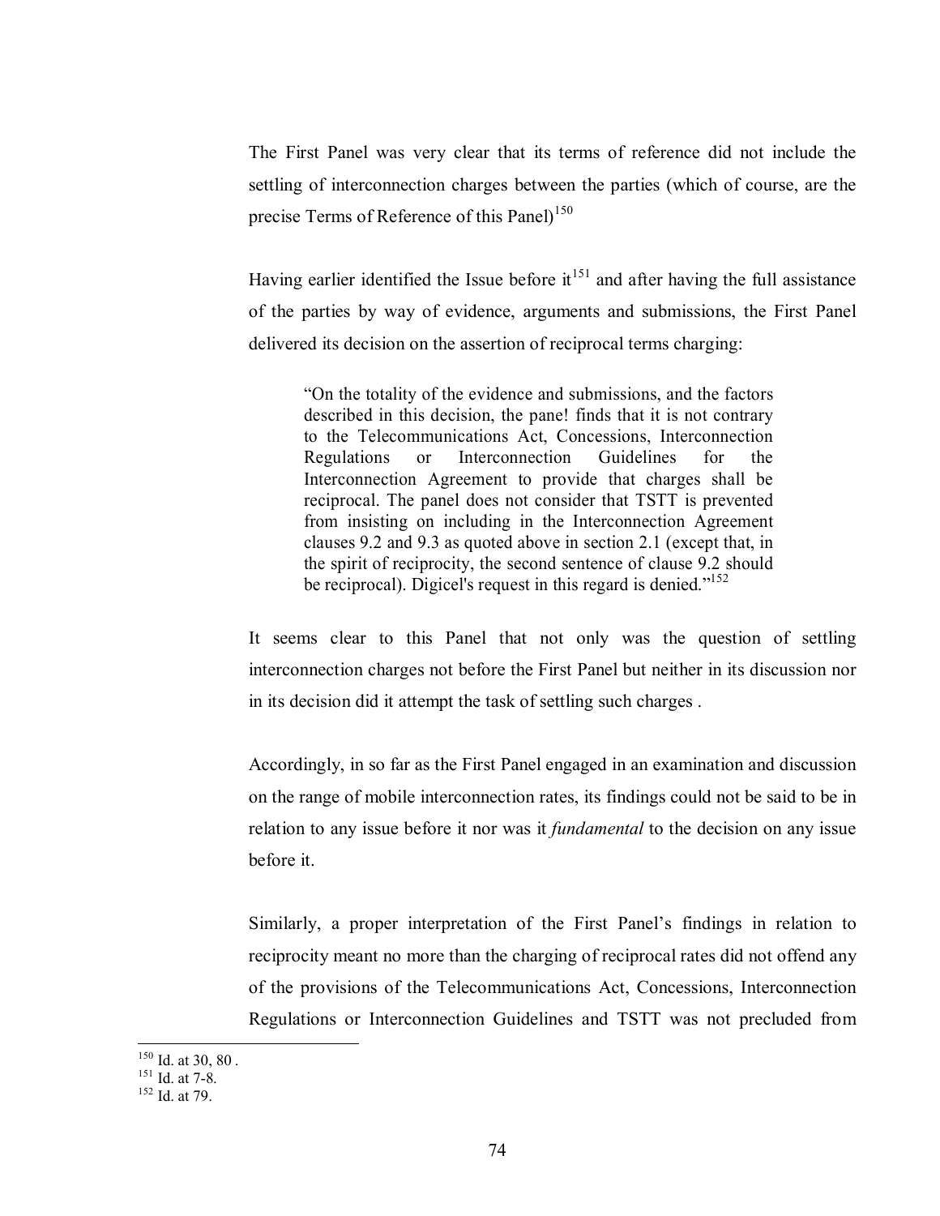The First Panel was very clear that its terms of reference did not include the settling of interconnection charges between the parties (which of course, are the precise Terms of Reference of this Panel)[150]

Having earlier identified the Issue before it[151] and after having the full assistance of the parties by way of evidence, arguments and submissions, the First Panel delivered its decision on the assertion of reciprocal terms charging:

> "On the totality of the evidence and submissions, and the factors described in this decision, the pane! finds that it is not contrary to the Telecommunications Act, Concessions, Interconnection Regulations or Interconnection Guidelines for the Interconnection Agreement to provide that charges shall be reciprocal. The panel does not consider that TSTT is prevented from insisting on including in the Interconnection Agreement clauses 9.2 and 9.3 as quoted above in section 2.1 (except that, in the spirit of reciprocity, the second sentence of clause 9.2 should be reciprocal). Digicel's request in this regard is denied."[152]

It seems clear to this Panel that not only was the question of settling interconnection charges not before the First Panel but neither in its discussion nor in its decision did it attempt the task of settling such charges .

Accordingly, in so far as the First Panel engaged in an examination and discussion on the range of mobile interconnection rates, its findings could not be said to be in relation to any issue before it nor was it *fundamental* to the decision on any issue before it.

Similarly, a proper interpretation of the First Panel's findings in relation to reciprocity meant no more than the charging of reciprocal rates did not offend any of the provisions of the Telecommunications Act, Concessions, Interconnection Regulations or Interconnection Guidelines and TSTT was not precluded from

---

[150] Id. at 30, 80 .
[151] Id. at 7-8.
[152] Id. at 79.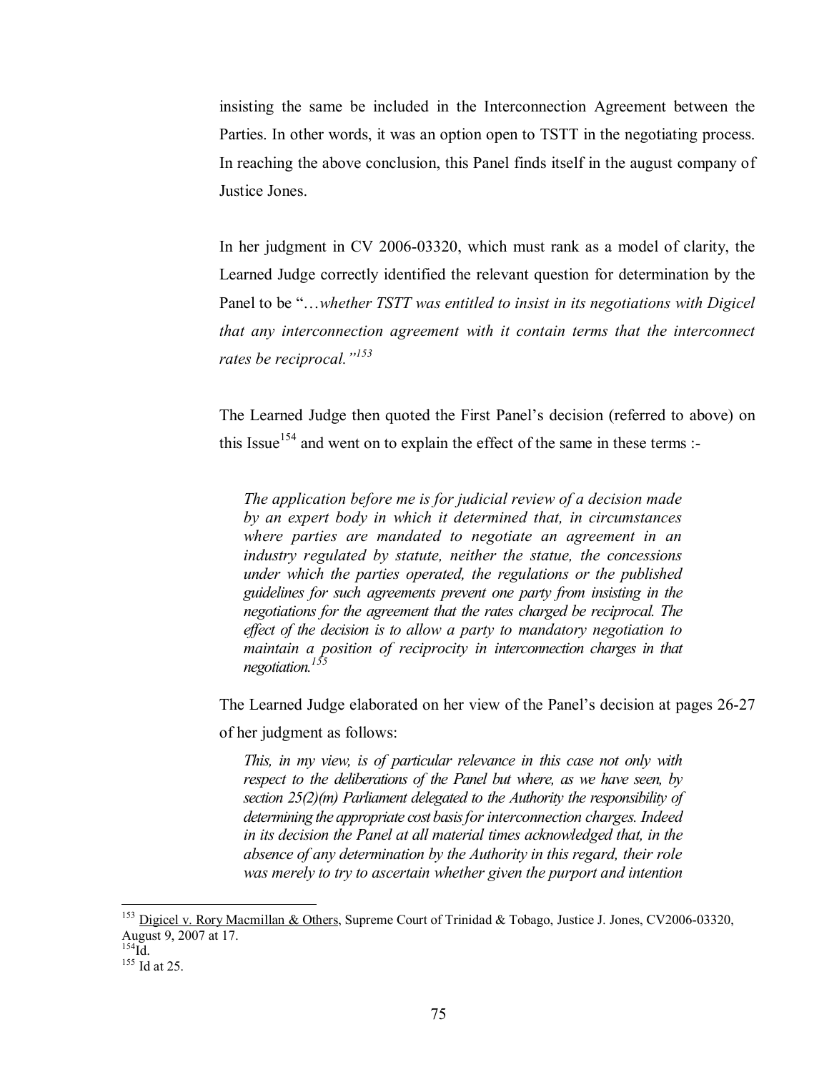insisting the same be included in the Interconnection Agreement between the Parties. In other words, it was an option open to TSTT in the negotiating process. In reaching the above conclusion, this Panel finds itself in the august company of Justice Jones.

In her judgment in CV 2006-03320, which must rank as a model of clarity, the Learned Judge correctly identified the relevant question for determination by the Panel to be "…*whether TSTT was entitled to insist in its negotiations with Digicel that any interconnection agreement with it contain terms that the interconnect rates be reciprocal."*[153]

The Learned Judge then quoted the First Panel's decision (referred to above) on this Issue[154] and went on to explain the effect of the same in these terms :-

> *The application before me is for judicial review of a decision made by an expert body in which it determined that, in circumstances where parties are mandated to negotiate an agreement in an industry regulated by statute, neither the statue, the concessions under which the parties operated, the regulations or the published guidelines for such agreements prevent one party from insisting in the negotiations for the agreement that the rates charged be reciprocal. The effect of the decision is to allow a party to mandatory negotiation to maintain a position of reciprocity in interconnection charges in that negotiation.*[155]

The Learned Judge elaborated on her view of the Panel's decision at pages 26-27 of her judgment as follows:

> *This, in my view, is of particular relevance in this case not only with respect to the deliberations of the Panel but where, as we have seen, by section 25(2)(m) Parliament delegated to the Authority the responsibility of determining the appropriate cost basis for interconnection charges. Indeed in its decision the Panel at all material times acknowledged that, in the absence of any determination by the Authority in this regard, their role was merely to try to ascertain whether given the purport and intention*

---

[153] Digicel v. Rory Macmillan & Others, Supreme Court of Trinidad & Tobago, Justice J. Jones, CV2006-03320, August 9, 2007 at 17.

[154] Id.

[155] Id at 25.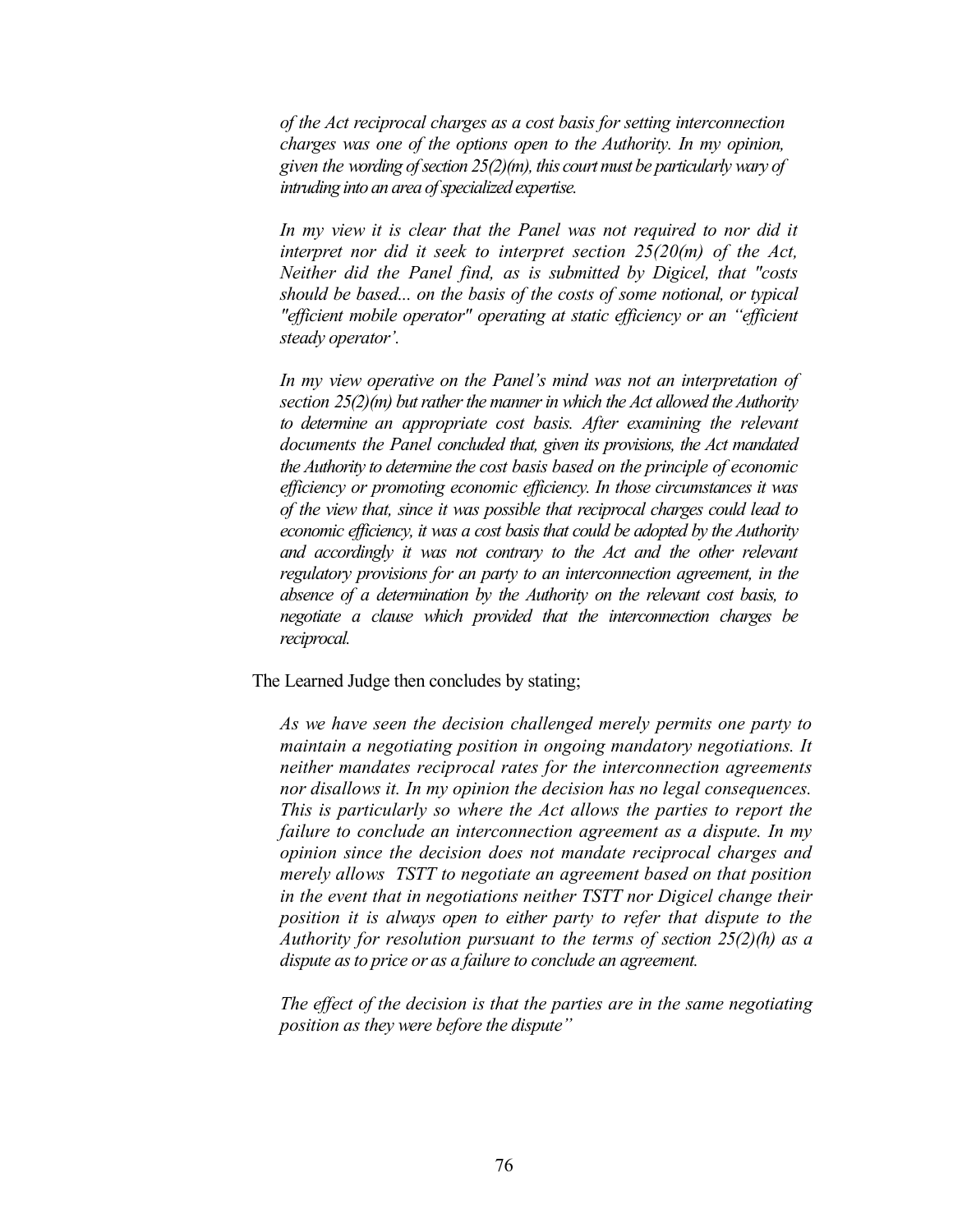*of the Act reciprocal charges as a cost basis for setting interconnection charges was one of the options open to the Authority. In my opinion, given the wording of section 25(2)(m), this court must be particularly wary of intruding into an area of specialized expertise.*

*In my view it is clear that the Panel was not required to nor did it interpret nor did it seek to interpret section 25(20(m) of the Act, Neither did the Panel find, as is submitted by Digicel, that "costs should be based... on the basis of the costs of some notional, or typical "efficient mobile operator" operating at static efficiency or an "efficient steady operator'.*

*In my view operative on the Panel's mind was not an interpretation of section 25(2)(m) but rather the manner in which the Act allowed the Authority to determine an appropriate cost basis. After examining the relevant documents the Panel concluded that, given its provisions, the Act mandated the Authority to determine the cost basis based on the principle of economic efficiency or promoting economic efficiency. In those circumstances it was of the view that, since it was possible that reciprocal charges could lead to economic efficiency, it was a cost basis that could be adopted by the Authority and accordingly it was not contrary to the Act and the other relevant regulatory provisions for an party to an interconnection agreement, in the absence of a determination by the Authority on the relevant cost basis, to negotiate a clause which provided that the interconnection charges be reciprocal.*

The Learned Judge then concludes by stating;

*As we have seen the decision challenged merely permits one party to maintain a negotiating position in ongoing mandatory negotiations. It neither mandates reciprocal rates for the interconnection agreements nor disallows it. In my opinion the decision has no legal consequences. This is particularly so where the Act allows the parties to report the failure to conclude an interconnection agreement as a dispute. In my opinion since the decision does not mandate reciprocal charges and merely allows TSTT to negotiate an agreement based on that position in the event that in negotiations neither TSTT nor Digicel change their position it is always open to either party to refer that dispute to the Authority for resolution pursuant to the terms of section 25(2)(h) as a dispute as to price or as a failure to conclude an agreement.*

*The effect of the decision is that the parties are in the same negotiating position as they were before the dispute"*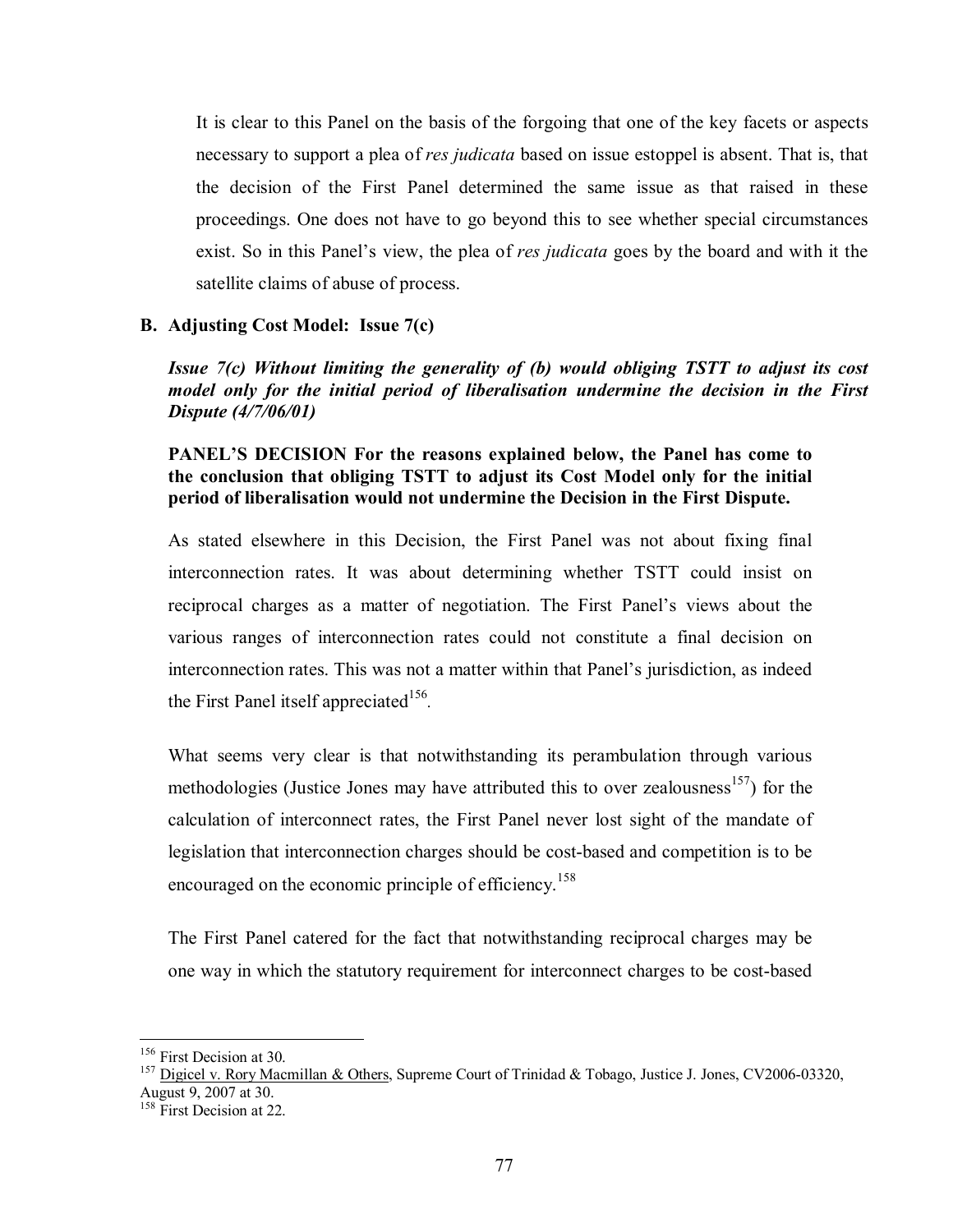It is clear to this Panel on the basis of the forgoing that one of the key facets or aspects necessary to support a plea of *res judicata* based on issue estoppel is absent. That is, that the decision of the First Panel determined the same issue as that raised in these proceedings. One does not have to go beyond this to see whether special circumstances exist. So in this Panel's view, the plea of *res judicata* goes by the board and with it the satellite claims of abuse of process.

### B. Adjusting Cost Model: Issue 7(c)

***Issue 7(c) Without limiting the generality of (b) would obliging TSTT to adjust its cost model only for the initial period of liberalisation undermine the decision in the First Dispute (4/7/06/01)***

**PANEL'S DECISION For the reasons explained below, the Panel has come to the conclusion that obliging TSTT to adjust its Cost Model only for the initial period of liberalisation would not undermine the Decision in the First Dispute.**

As stated elsewhere in this Decision, the First Panel was not about fixing final interconnection rates. It was about determining whether TSTT could insist on reciprocal charges as a matter of negotiation. The First Panel's views about the various ranges of interconnection rates could not constitute a final decision on interconnection rates. This was not a matter within that Panel's jurisdiction, as indeed the First Panel itself appreciated[156].

What seems very clear is that notwithstanding its perambulation through various methodologies (Justice Jones may have attributed this to over zealousness[157]) for the calculation of interconnect rates, the First Panel never lost sight of the mandate of legislation that interconnection charges should be cost-based and competition is to be encouraged on the economic principle of efficiency.[158]

The First Panel catered for the fact that notwithstanding reciprocal charges may be one way in which the statutory requirement for interconnect charges to be cost-based

---

[156] First Decision at 30.

[157] Digicel v. Rory Macmillan & Others, Supreme Court of Trinidad & Tobago, Justice J. Jones, CV2006-03320, August 9, 2007 at 30.

[158] First Decision at 22.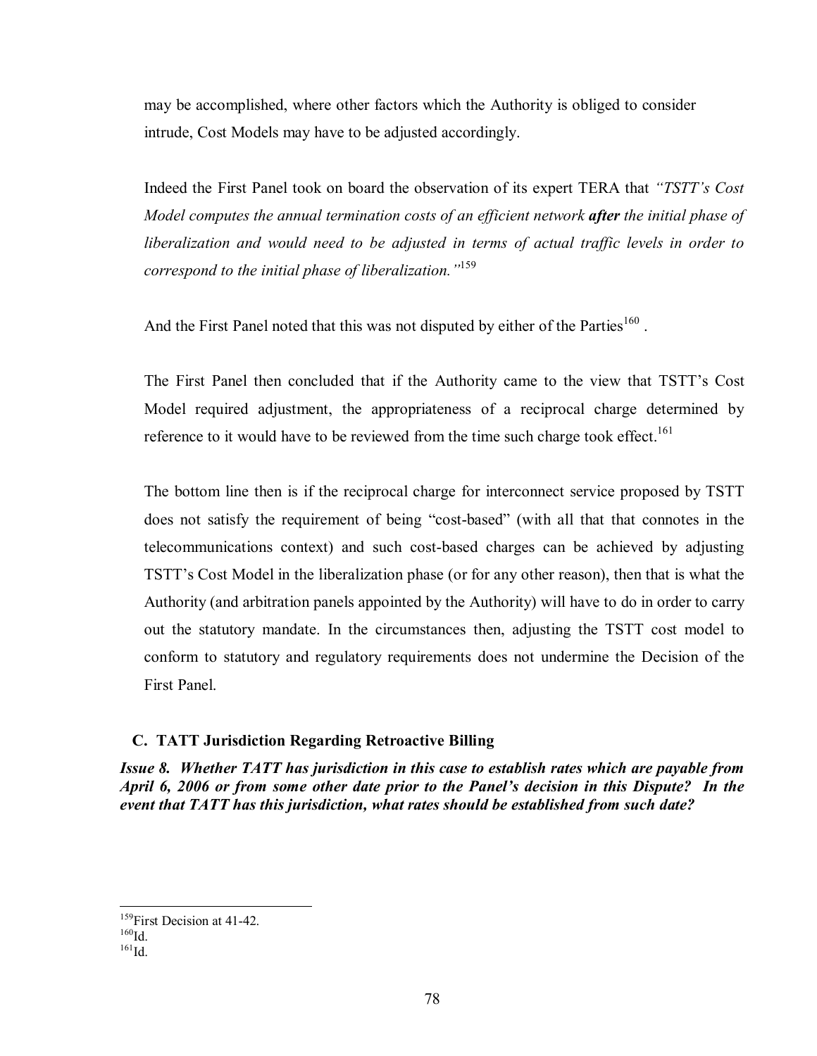may be accomplished, where other factors which the Authority is obliged to consider intrude, Cost Models may have to be adjusted accordingly.

Indeed the First Panel took on board the observation of its expert TERA that *"TSTT's Cost Model computes the annual termination costs of an efficient network **after** the initial phase of liberalization and would need to be adjusted in terms of actual traffic levels in order to correspond to the initial phase of liberalization."*[159]

And the First Panel noted that this was not disputed by either of the Parties[160] .

The First Panel then concluded that if the Authority came to the view that TSTT's Cost Model required adjustment, the appropriateness of a reciprocal charge determined by reference to it would have to be reviewed from the time such charge took effect.[161]

The bottom line then is if the reciprocal charge for interconnect service proposed by TSTT does not satisfy the requirement of being "cost-based" (with all that that connotes in the telecommunications context) and such cost-based charges can be achieved by adjusting TSTT's Cost Model in the liberalization phase (or for any other reason), then that is what the Authority (and arbitration panels appointed by the Authority) will have to do in order to carry out the statutory mandate. In the circumstances then, adjusting the TSTT cost model to conform to statutory and regulatory requirements does not undermine the Decision of the First Panel.

### C. TATT Jurisdiction Regarding Retroactive Billing

***Issue 8. Whether TATT has jurisdiction in this case to establish rates which are payable from April 6, 2006 or from some other date prior to the Panel's decision in this Dispute? In the event that TATT has this jurisdiction, what rates should be established from such date?***

---

[159]First Decision at 41-42.

[160]Id.

[161]Id.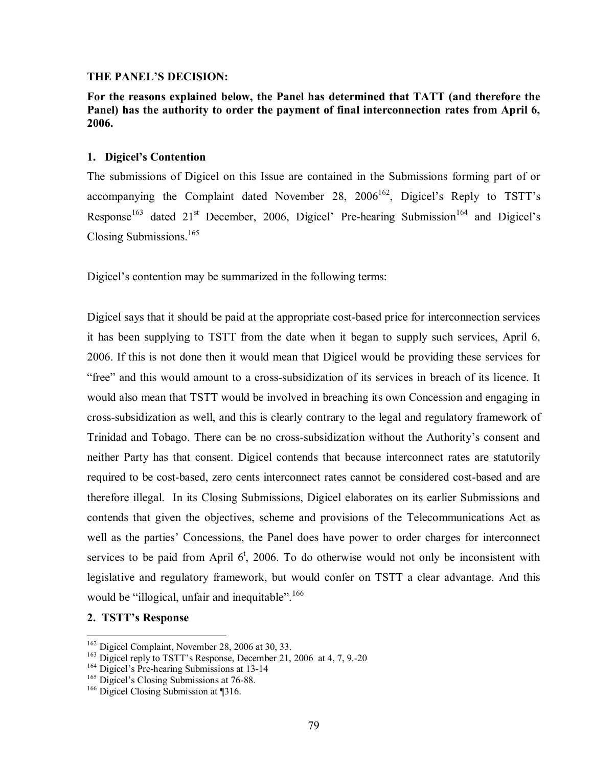**THE PANEL'S DECISION:**

**For the reasons explained below, the Panel has determined that TATT (and therefore the Panel) has the authority to order the payment of final interconnection rates from April 6, 2006.**

**1. Digicel's Contention**

The submissions of Digicel on this Issue are contained in the Submissions forming part of or accompanying the Complaint dated November 28, 2006[162], Digicel's Reply to TSTT's Response[163] dated 21st December, 2006, Digicel' Pre-hearing Submission[164] and Digicel's Closing Submissions.[165]

Digicel's contention may be summarized in the following terms:

Digicel says that it should be paid at the appropriate cost-based price for interconnection services it has been supplying to TSTT from the date when it began to supply such services, April 6, 2006. If this is not done then it would mean that Digicel would be providing these services for "free" and this would amount to a cross-subsidization of its services in breach of its licence. It would also mean that TSTT would be involved in breaching its own Concession and engaging in cross-subsidization as well, and this is clearly contrary to the legal and regulatory framework of Trinidad and Tobago. There can be no cross-subsidization without the Authority's consent and neither Party has that consent. Digicel contends that because interconnect rates are statutorily required to be cost-based, zero cents interconnect rates cannot be considered cost-based and are therefore illegal. In its Closing Submissions, Digicel elaborates on its earlier Submissions and contends that given the objectives, scheme and provisions of the Telecommunications Act as well as the parties' Concessions, the Panel does have power to order charges for interconnect services to be paid from April 6t, 2006. To do otherwise would not only be inconsistent with legislative and regulatory framework, but would confer on TSTT a clear advantage. And this would be "illogical, unfair and inequitable".[166]

**2. TSTT's Response**

---

[162] Digicel Complaint, November 28, 2006 at 30, 33.
[163] Digicel reply to TSTT's Response, December 21, 2006 at 4, 7, 9.-20
[164] Digicel's Pre-hearing Submissions at 13-14
[165] Digicel's Closing Submissions at 76-88.
[166] Digicel Closing Submission at ¶316.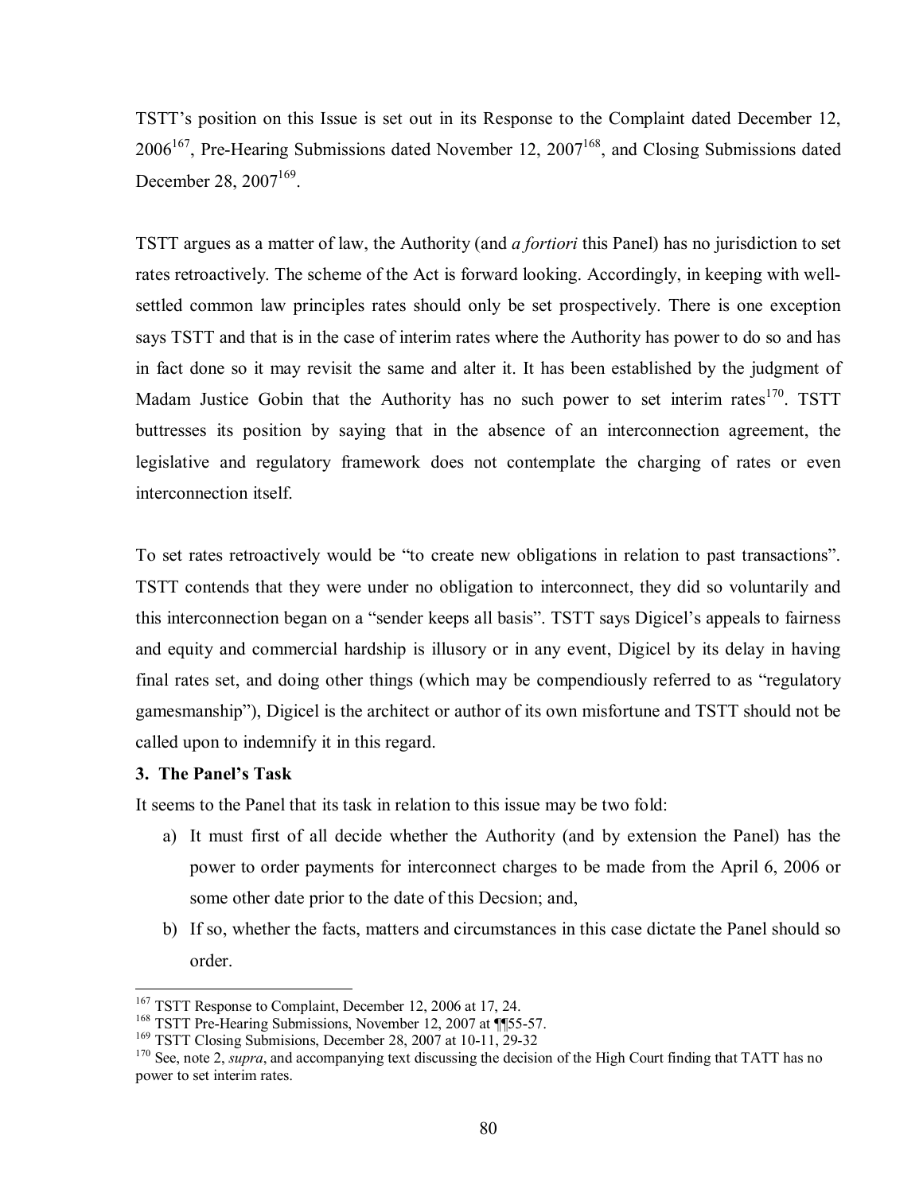TSTT's position on this Issue is set out in its Response to the Complaint dated December 12, 2006[167], Pre-Hearing Submissions dated November 12, 2007[168], and Closing Submissions dated December 28, 2007[169].

TSTT argues as a matter of law, the Authority (and *a fortiori* this Panel) has no jurisdiction to set rates retroactively. The scheme of the Act is forward looking. Accordingly, in keeping with well-settled common law principles rates should only be set prospectively. There is one exception says TSTT and that is in the case of interim rates where the Authority has power to do so and has in fact done so it may revisit the same and alter it. It has been established by the judgment of Madam Justice Gobin that the Authority has no such power to set interim rates[170]. TSTT buttresses its position by saying that in the absence of an interconnection agreement, the legislative and regulatory framework does not contemplate the charging of rates or even interconnection itself.

To set rates retroactively would be "to create new obligations in relation to past transactions". TSTT contends that they were under no obligation to interconnect, they did so voluntarily and this interconnection began on a "sender keeps all basis". TSTT says Digicel's appeals to fairness and equity and commercial hardship is illusory or in any event, Digicel by its delay in having final rates set, and doing other things (which may be compendiously referred to as "regulatory gamesmanship"), Digicel is the architect or author of its own misfortune and TSTT should not be called upon to indemnify it in this regard.

**3. The Panel's Task**

It seems to the Panel that its task in relation to this issue may be two fold:

a) It must first of all decide whether the Authority (and by extension the Panel) has the power to order payments for interconnect charges to be made from the April 6, 2006 or some other date prior to the date of this Decsion; and,

b) If so, whether the facts, matters and circumstances in this case dictate the Panel should so order.

---

[167] TSTT Response to Complaint, December 12, 2006 at 17, 24.

[168] TSTT Pre-Hearing Submissions, November 12, 2007 at ¶¶55-57.

[169] TSTT Closing Submisions, December 28, 2007 at 10-11, 29-32

[170] See, note 2, *supra*, and accompanying text discussing the decision of the High Court finding that TATT has no power to set interim rates.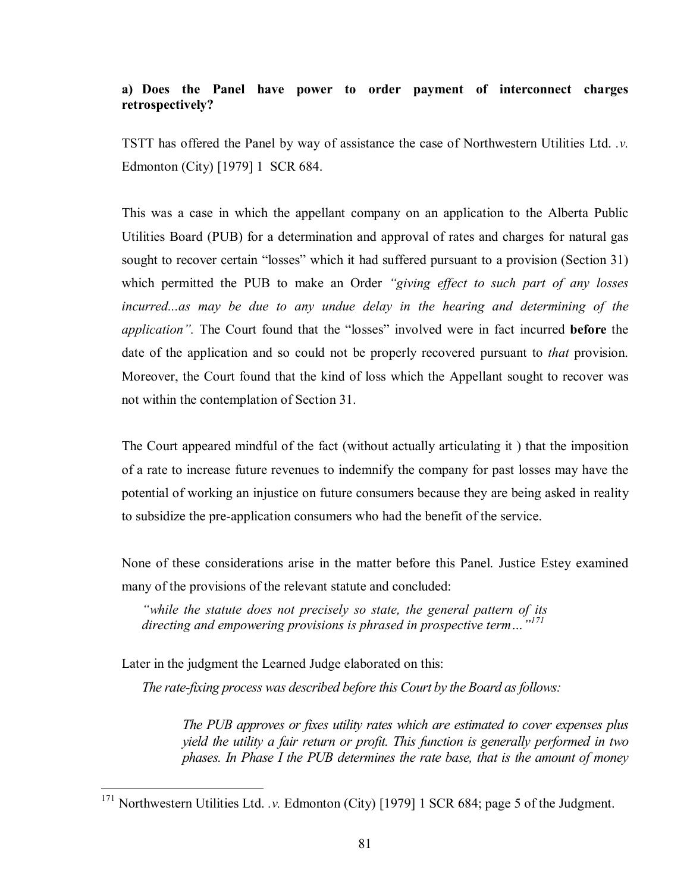**a) Does the Panel have power to order payment of interconnect charges retrospectively?**

TSTT has offered the Panel by way of assistance the case of Northwestern Utilities Ltd. *.v.* Edmonton (City) [1979] 1 SCR 684.

This was a case in which the appellant company on an application to the Alberta Public Utilities Board (PUB) for a determination and approval of rates and charges for natural gas sought to recover certain "losses" which it had suffered pursuant to a provision (Section 31) which permitted the PUB to make an Order *"giving effect to such part of any losses incurred...as may be due to any undue delay in the hearing and determining of the application"*. The Court found that the "losses" involved were in fact incurred **before** the date of the application and so could not be properly recovered pursuant to *that* provision. Moreover, the Court found that the kind of loss which the Appellant sought to recover was not within the contemplation of Section 31.

The Court appeared mindful of the fact (without actually articulating it ) that the imposition of a rate to increase future revenues to indemnify the company for past losses may have the potential of working an injustice on future consumers because they are being asked in reality to subsidize the pre-application consumers who had the benefit of the service.

None of these considerations arise in the matter before this Panel. Justice Estey examined many of the provisions of the relevant statute and concluded:

> *"while the statute does not precisely so state, the general pattern of its directing and empowering provisions is phrased in prospective term…"*[171]

Later in the judgment the Learned Judge elaborated on this:

> *The rate-fixing process was described before this Court by the Board as follows:*
>
> > *The PUB approves or fixes utility rates which are estimated to cover expenses plus yield the utility a fair return or profit. This function is generally performed in two phases. In Phase I the PUB determines the rate base, that is the amount of money*

---

[171] Northwestern Utilities Ltd. *.v.* Edmonton (City) [1979] 1 SCR 684; page 5 of the Judgment.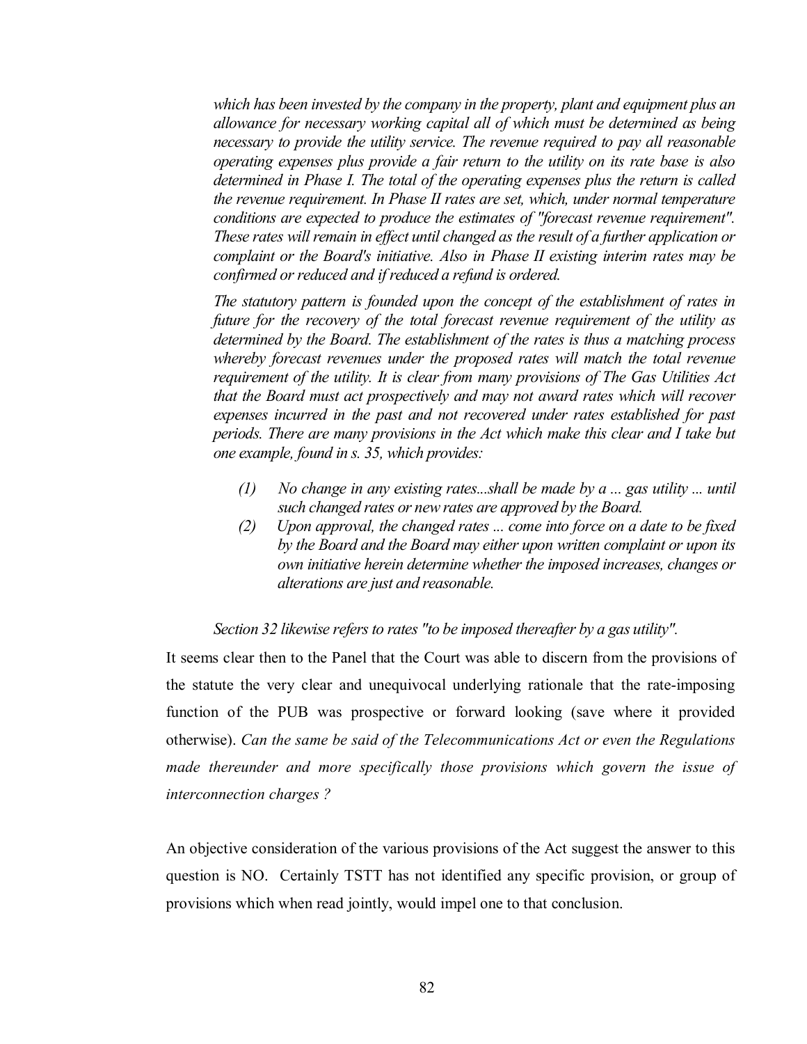*which has been invested by the company in the property, plant and equipment plus an allowance for necessary working capital all of which must be determined as being necessary to provide the utility service. The revenue required to pay all reasonable operating expenses plus provide a fair return to the utility on its rate base is also determined in Phase I. The total of the operating expenses plus the return is called the revenue requirement. In Phase II rates are set, which, under normal temperature conditions are expected to produce the estimates of "forecast revenue requirement". These rates will remain in effect until changed as the result of a further application or complaint or the Board's initiative. Also in Phase II existing interim rates may be confirmed or reduced and if reduced a refund is ordered.*

*The statutory pattern is founded upon the concept of the establishment of rates in future for the recovery of the total forecast revenue requirement of the utility as determined by the Board. The establishment of the rates is thus a matching process whereby forecast revenues under the proposed rates will match the total revenue requirement of the utility. It is clear from many provisions of The Gas Utilities Act that the Board must act prospectively and may not award rates which will recover expenses incurred in the past and not recovered under rates established for past periods. There are many provisions in the Act which make this clear and I take but one example, found in s. 35, which provides:*

> *(1) No change in any existing rates...shall be made by a ... gas utility ... until such changed rates or new rates are approved by the Board.*
>
> *(2) Upon approval, the changed rates ... come into force on a date to be fixed by the Board and the Board may either upon written complaint or upon its own initiative herein determine whether the imposed increases, changes or alterations are just and reasonable.*

*Section 32 likewise refers to rates "to be imposed thereafter by a gas utility".*

It seems clear then to the Panel that the Court was able to discern from the provisions of the statute the very clear and unequivocal underlying rationale that the rate-imposing function of the PUB was prospective or forward looking (save where it provided otherwise). *Can the same be said of the Telecommunications Act or even the Regulations made thereunder and more specifically those provisions which govern the issue of interconnection charges ?*

An objective consideration of the various provisions of the Act suggest the answer to this question is NO. Certainly TSTT has not identified any specific provision, or group of provisions which when read jointly, would impel one to that conclusion.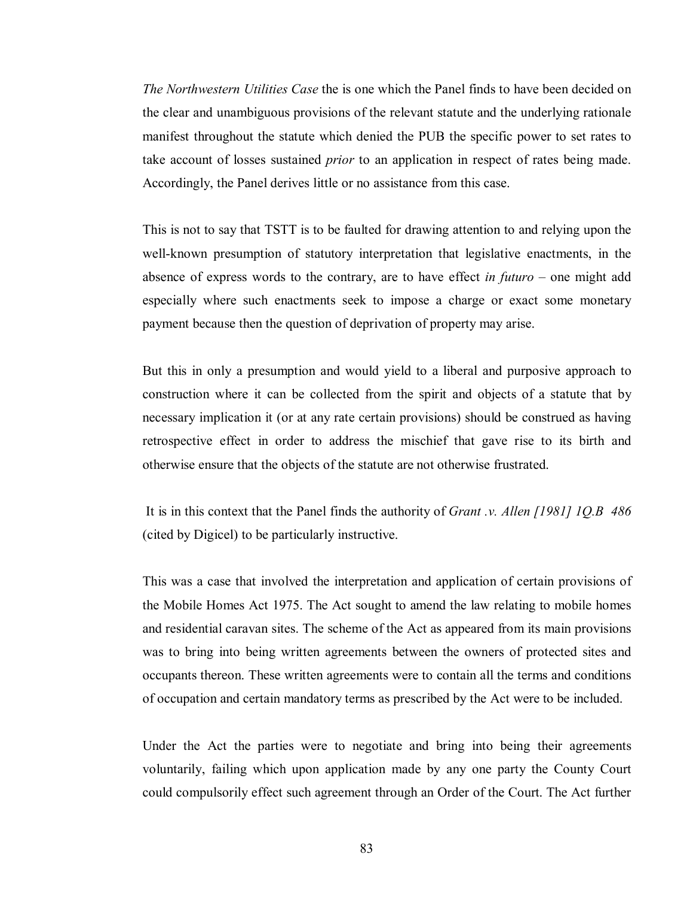*The Northwestern Utilities Case* the is one which the Panel finds to have been decided on the clear and unambiguous provisions of the relevant statute and the underlying rationale manifest throughout the statute which denied the PUB the specific power to set rates to take account of losses sustained *prior* to an application in respect of rates being made. Accordingly, the Panel derives little or no assistance from this case.

This is not to say that TSTT is to be faulted for drawing attention to and relying upon the well-known presumption of statutory interpretation that legislative enactments, in the absence of express words to the contrary, are to have effect *in futuro* – one might add especially where such enactments seek to impose a charge or exact some monetary payment because then the question of deprivation of property may arise.

But this in only a presumption and would yield to a liberal and purposive approach to construction where it can be collected from the spirit and objects of a statute that by necessary implication it (or at any rate certain provisions) should be construed as having retrospective effect in order to address the mischief that gave rise to its birth and otherwise ensure that the objects of the statute are not otherwise frustrated.

It is in this context that the Panel finds the authority of *Grant .v. Allen [1981] 1Q.B 486* (cited by Digicel) to be particularly instructive.

This was a case that involved the interpretation and application of certain provisions of the Mobile Homes Act 1975. The Act sought to amend the law relating to mobile homes and residential caravan sites. The scheme of the Act as appeared from its main provisions was to bring into being written agreements between the owners of protected sites and occupants thereon. These written agreements were to contain all the terms and conditions of occupation and certain mandatory terms as prescribed by the Act were to be included.

Under the Act the parties were to negotiate and bring into being their agreements voluntarily, failing which upon application made by any one party the County Court could compulsorily effect such agreement through an Order of the Court. The Act further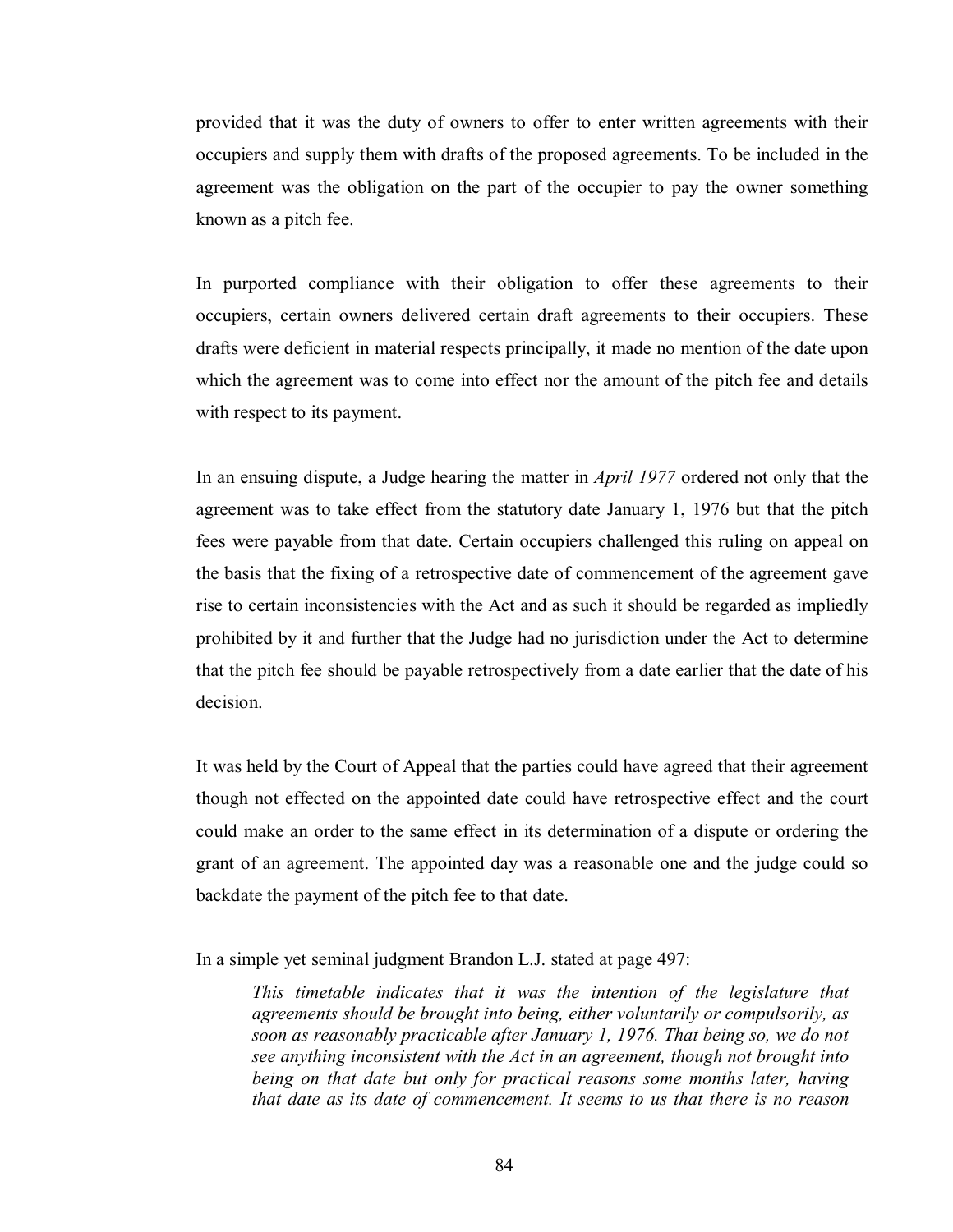provided that it was the duty of owners to offer to enter written agreements with their occupiers and supply them with drafts of the proposed agreements. To be included in the agreement was the obligation on the part of the occupier to pay the owner something known as a pitch fee.

In purported compliance with their obligation to offer these agreements to their occupiers, certain owners delivered certain draft agreements to their occupiers. These drafts were deficient in material respects principally, it made no mention of the date upon which the agreement was to come into effect nor the amount of the pitch fee and details with respect to its payment.

In an ensuing dispute, a Judge hearing the matter in *April 1977* ordered not only that the agreement was to take effect from the statutory date January 1, 1976 but that the pitch fees were payable from that date. Certain occupiers challenged this ruling on appeal on the basis that the fixing of a retrospective date of commencement of the agreement gave rise to certain inconsistencies with the Act and as such it should be regarded as impliedly prohibited by it and further that the Judge had no jurisdiction under the Act to determine that the pitch fee should be payable retrospectively from a date earlier that the date of his decision.

It was held by the Court of Appeal that the parties could have agreed that their agreement though not effected on the appointed date could have retrospective effect and the court could make an order to the same effect in its determination of a dispute or ordering the grant of an agreement. The appointed day was a reasonable one and the judge could so backdate the payment of the pitch fee to that date.

In a simple yet seminal judgment Brandon L.J. stated at page 497:

> *This timetable indicates that it was the intention of the legislature that agreements should be brought into being, either voluntarily or compulsorily, as soon as reasonably practicable after January 1, 1976. That being so, we do not see anything inconsistent with the Act in an agreement, though not brought into being on that date but only for practical reasons some months later, having that date as its date of commencement. It seems to us that there is no reason*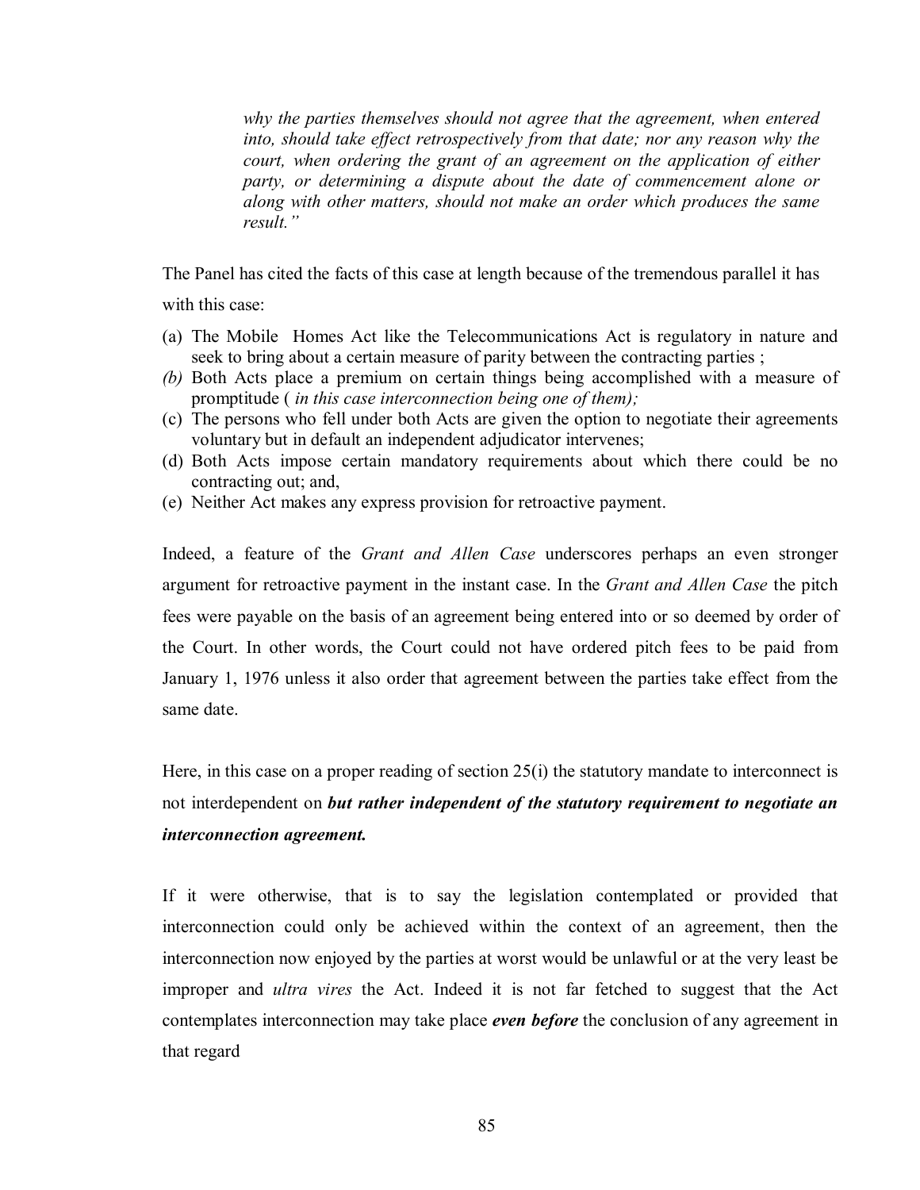> *why the parties themselves should not agree that the agreement, when entered into, should take effect retrospectively from that date; nor any reason why the court, when ordering the grant of an agreement on the application of either party, or determining a dispute about the date of commencement alone or along with other matters, should not make an order which produces the same result."*

The Panel has cited the facts of this case at length because of the tremendous parallel it has with this case:

(a) The Mobile Homes Act like the Telecommunications Act is regulatory in nature and seek to bring about a certain measure of parity between the contracting parties ;
*(b)* Both Acts place a premium on certain things being accomplished with a measure of promptitude ( *in this case interconnection being one of them);*
(c) The persons who fell under both Acts are given the option to negotiate their agreements voluntary but in default an independent adjudicator intervenes;
(d) Both Acts impose certain mandatory requirements about which there could be no contracting out; and,
(e) Neither Act makes any express provision for retroactive payment.

Indeed, a feature of the *Grant and Allen Case* underscores perhaps an even stronger argument for retroactive payment in the instant case. In the *Grant and Allen Case* the pitch fees were payable on the basis of an agreement being entered into or so deemed by order of the Court. In other words, the Court could not have ordered pitch fees to be paid from January 1, 1976 unless it also order that agreement between the parties take effect from the same date.

Here, in this case on a proper reading of section 25(i) the statutory mandate to interconnect is not interdependent on ***but rather independent of the statutory requirement to negotiate an interconnection agreement.***

If it were otherwise, that is to say the legislation contemplated or provided that interconnection could only be achieved within the context of an agreement, then the interconnection now enjoyed by the parties at worst would be unlawful or at the very least be improper and *ultra vires* the Act. Indeed it is not far fetched to suggest that the Act contemplates interconnection may take place ***even before*** the conclusion of any agreement in that regard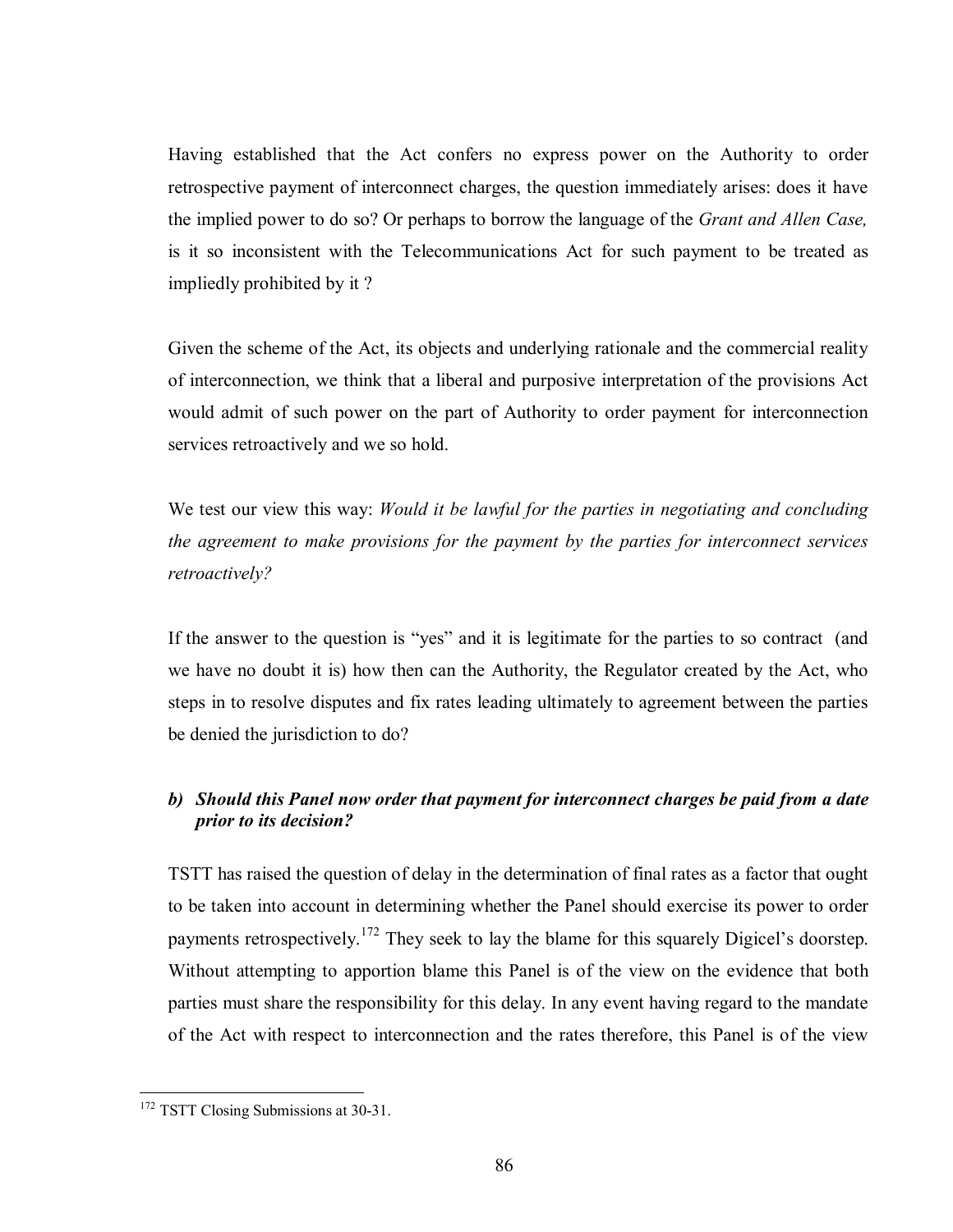Having established that the Act confers no express power on the Authority to order retrospective payment of interconnect charges, the question immediately arises: does it have the implied power to do so? Or perhaps to borrow the language of the *Grant and Allen Case,* is it so inconsistent with the Telecommunications Act for such payment to be treated as impliedly prohibited by it ?

Given the scheme of the Act, its objects and underlying rationale and the commercial reality of interconnection, we think that a liberal and purposive interpretation of the provisions Act would admit of such power on the part of Authority to order payment for interconnection services retroactively and we so hold.

We test our view this way: *Would it be lawful for the parties in negotiating and concluding the agreement to make provisions for the payment by the parties for interconnect services retroactively?*

If the answer to the question is "yes" and it is legitimate for the parties to so contract (and we have no doubt it is) how then can the Authority, the Regulator created by the Act, who steps in to resolve disputes and fix rates leading ultimately to agreement between the parties be denied the jurisdiction to do?

### *b) Should this Panel now order that payment for interconnect charges be paid from a date prior to its decision?*

TSTT has raised the question of delay in the determination of final rates as a factor that ought to be taken into account in determining whether the Panel should exercise its power to order payments retrospectively.[172] They seek to lay the blame for this squarely Digicel's doorstep. Without attempting to apportion blame this Panel is of the view on the evidence that both parties must share the responsibility for this delay. In any event having regard to the mandate of the Act with respect to interconnection and the rates therefore, this Panel is of the view

[172] TSTT Closing Submissions at 30-31.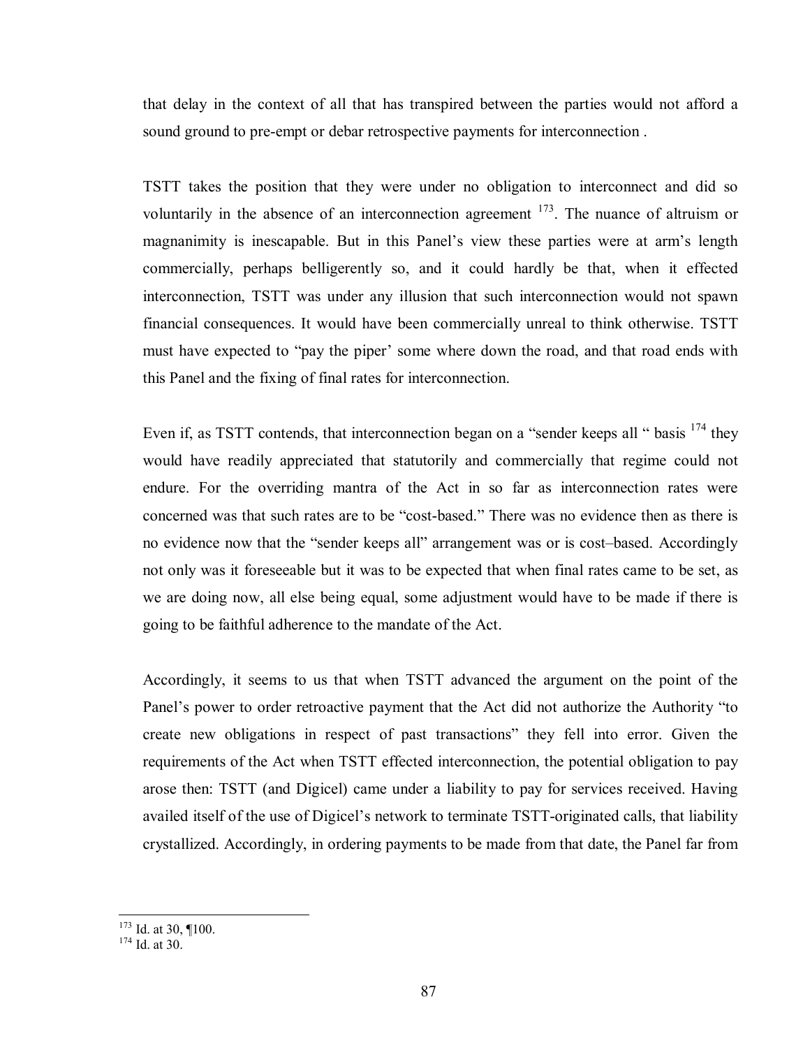that delay in the context of all that has transpired between the parties would not afford a sound ground to pre-empt or debar retrospective payments for interconnection .

TSTT takes the position that they were under no obligation to interconnect and did so voluntarily in the absence of an interconnection agreement [173]. The nuance of altruism or magnanimity is inescapable. But in this Panel's view these parties were at arm's length commercially, perhaps belligerently so, and it could hardly be that, when it effected interconnection, TSTT was under any illusion that such interconnection would not spawn financial consequences. It would have been commercially unreal to think otherwise. TSTT must have expected to "pay the piper' some where down the road, and that road ends with this Panel and the fixing of final rates for interconnection.

Even if, as TSTT contends, that interconnection began on a "sender keeps all " basis [174] they would have readily appreciated that statutorily and commercially that regime could not endure. For the overriding mantra of the Act in so far as interconnection rates were concerned was that such rates are to be "cost-based." There was no evidence then as there is no evidence now that the "sender keeps all" arrangement was or is cost–based. Accordingly not only was it foreseeable but it was to be expected that when final rates came to be set, as we are doing now, all else being equal, some adjustment would have to be made if there is going to be faithful adherence to the mandate of the Act.

Accordingly, it seems to us that when TSTT advanced the argument on the point of the Panel's power to order retroactive payment that the Act did not authorize the Authority "to create new obligations in respect of past transactions" they fell into error. Given the requirements of the Act when TSTT effected interconnection, the potential obligation to pay arose then: TSTT (and Digicel) came under a liability to pay for services received. Having availed itself of the use of Digicel's network to terminate TSTT-originated calls, that liability crystallized. Accordingly, in ordering payments to be made from that date, the Panel far from

[173] Id. at 30, ¶100.
[174] Id. at 30.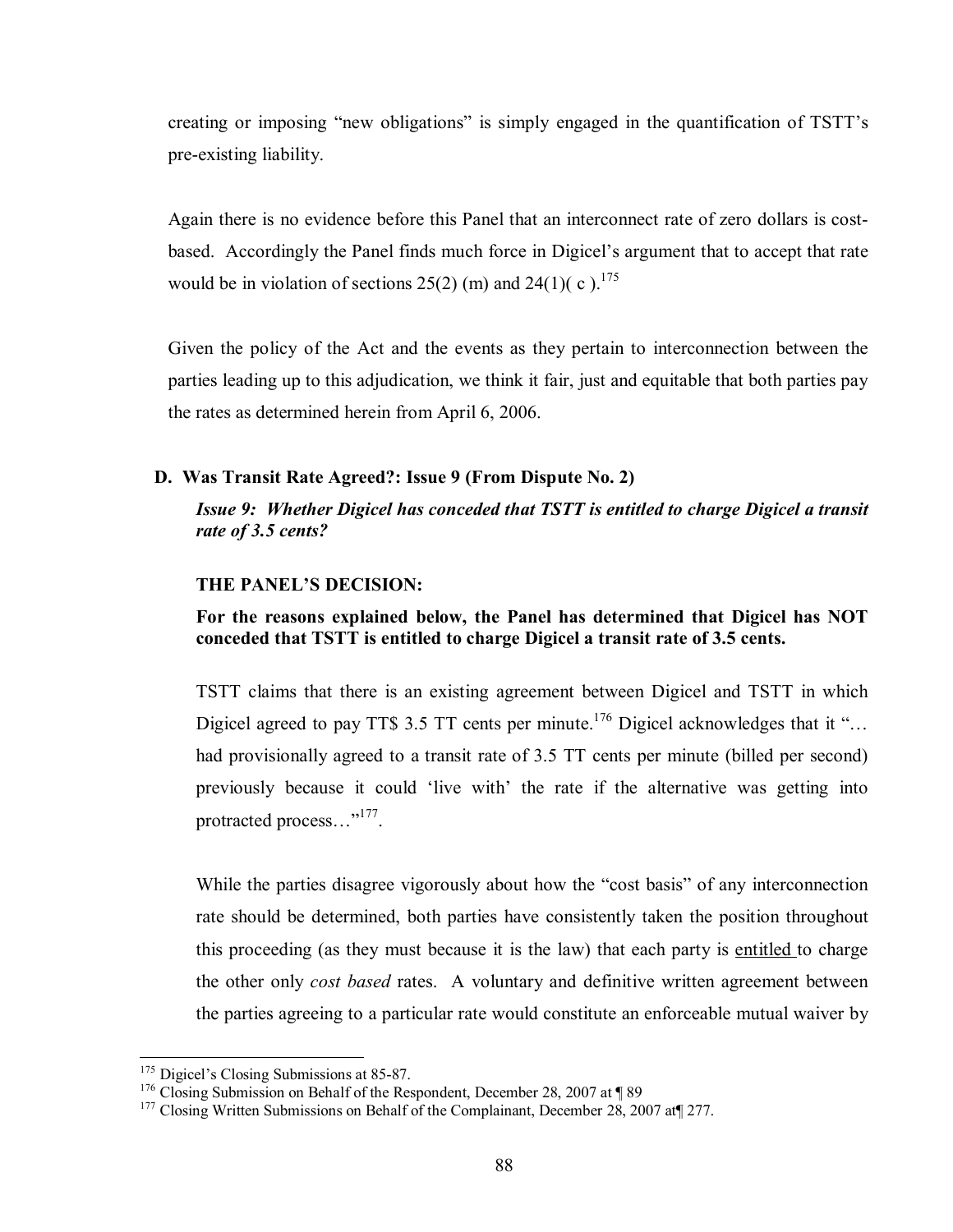creating or imposing "new obligations" is simply engaged in the quantification of TSTT's pre-existing liability.

Again there is no evidence before this Panel that an interconnect rate of zero dollars is cost-based. Accordingly the Panel finds much force in Digicel's argument that to accept that rate would be in violation of sections 25(2) (m) and 24(1)( c ).[175]

Given the policy of the Act and the events as they pertain to interconnection between the parties leading up to this adjudication, we think it fair, just and equitable that both parties pay the rates as determined herein from April 6, 2006.

### D. Was Transit Rate Agreed?: Issue 9 (From Dispute No. 2)

***Issue 9: Whether Digicel has conceded that TSTT is entitled to charge Digicel a transit rate of 3.5 cents?***

**THE PANEL'S DECISION:**

**For the reasons explained below, the Panel has determined that Digicel has NOT conceded that TSTT is entitled to charge Digicel a transit rate of 3.5 cents.**

TSTT claims that there is an existing agreement between Digicel and TSTT in which Digicel agreed to pay TT$ 3.5 TT cents per minute.[176] Digicel acknowledges that it "… had provisionally agreed to a transit rate of 3.5 TT cents per minute (billed per second) previously because it could 'live with' the rate if the alternative was getting into protracted process…"[177].

While the parties disagree vigorously about how the "cost basis" of any interconnection rate should be determined, both parties have consistently taken the position throughout this proceeding (as they must because it is the law) that each party is <u>entitled</u> to charge the other only *cost based* rates. A voluntary and definitive written agreement between the parties agreeing to a particular rate would constitute an enforceable mutual waiver by

---

[175] Digicel's Closing Submissions at 85-87.

[176] Closing Submission on Behalf of the Respondent, December 28, 2007 at ¶ 89

[177] Closing Written Submissions on Behalf of the Complainant, December 28, 2007 at¶ 277.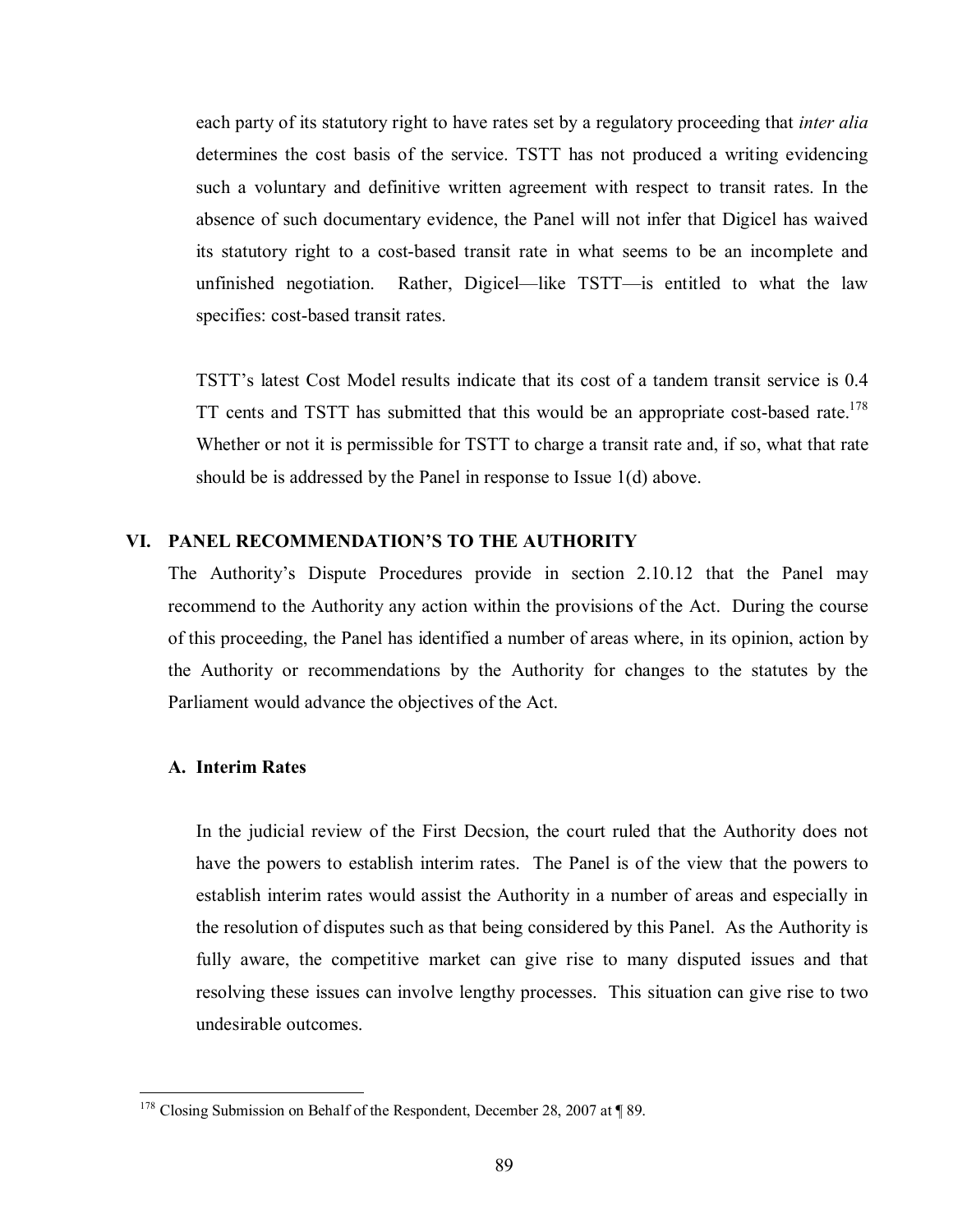each party of its statutory right to have rates set by a regulatory proceeding that *inter alia* determines the cost basis of the service. TSTT has not produced a writing evidencing such a voluntary and definitive written agreement with respect to transit rates. In the absence of such documentary evidence, the Panel will not infer that Digicel has waived its statutory right to a cost-based transit rate in what seems to be an incomplete and unfinished negotiation. Rather, Digicel—like TSTT—is entitled to what the law specifies: cost-based transit rates.

TSTT's latest Cost Model results indicate that its cost of a tandem transit service is 0.4 TT cents and TSTT has submitted that this would be an appropriate cost-based rate.[178] Whether or not it is permissible for TSTT to charge a transit rate and, if so, what that rate should be is addressed by the Panel in response to Issue 1(d) above.

## VI. PANEL RECOMMENDATION'S TO THE AUTHORITY

The Authority's Dispute Procedures provide in section 2.10.12 that the Panel may recommend to the Authority any action within the provisions of the Act. During the course of this proceeding, the Panel has identified a number of areas where, in its opinion, action by the Authority or recommendations by the Authority for changes to the statutes by the Parliament would advance the objectives of the Act.

### A. Interim Rates

In the judicial review of the First Decsion, the court ruled that the Authority does not have the powers to establish interim rates. The Panel is of the view that the powers to establish interim rates would assist the Authority in a number of areas and especially in the resolution of disputes such as that being considered by this Panel. As the Authority is fully aware, the competitive market can give rise to many disputed issues and that resolving these issues can involve lengthy processes. This situation can give rise to two undesirable outcomes.

---

[178] Closing Submission on Behalf of the Respondent, December 28, 2007 at ¶ 89.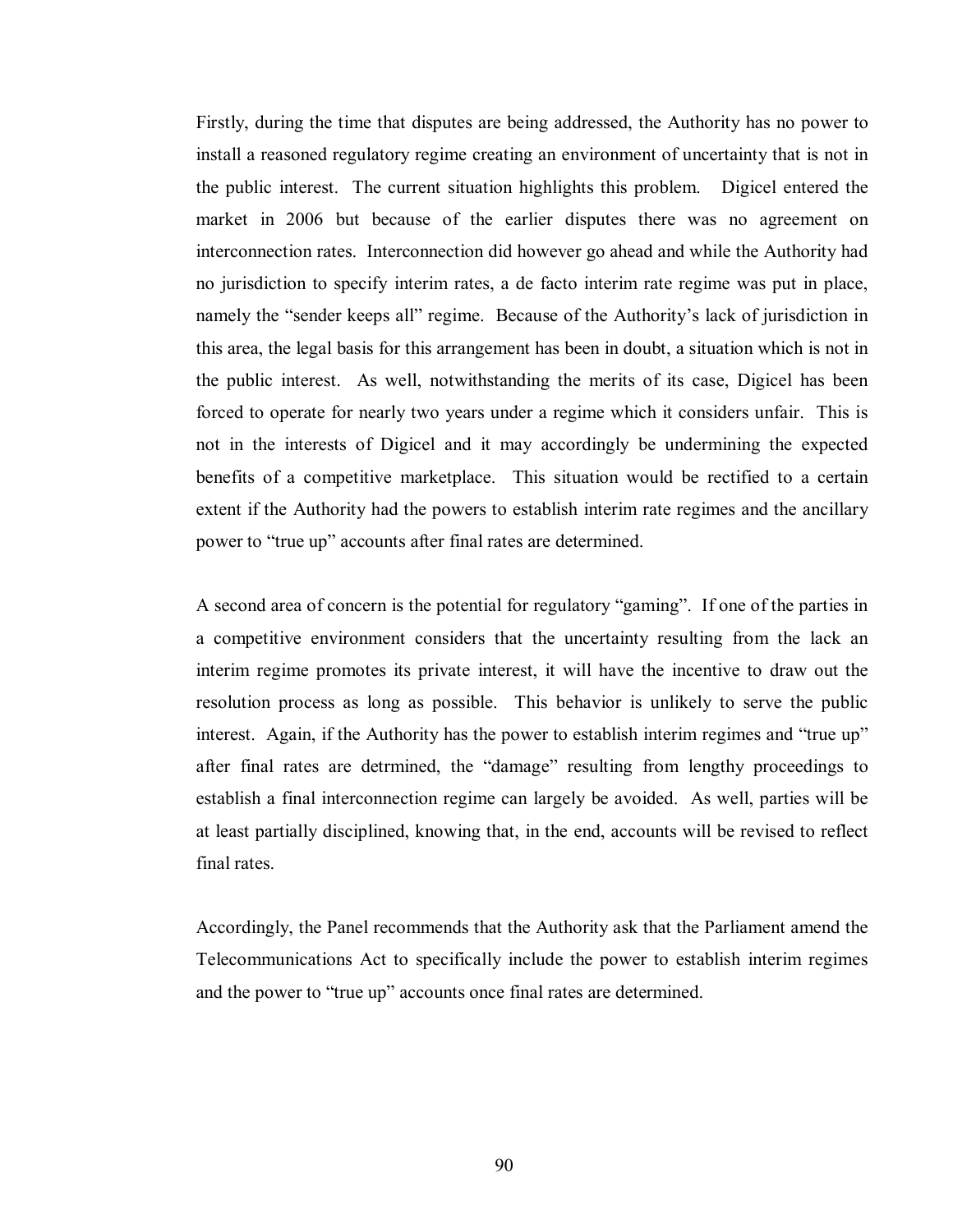Firstly, during the time that disputes are being addressed, the Authority has no power to install a reasoned regulatory regime creating an environment of uncertainty that is not in the public interest. The current situation highlights this problem. Digicel entered the market in 2006 but because of the earlier disputes there was no agreement on interconnection rates. Interconnection did however go ahead and while the Authority had no jurisdiction to specify interim rates, a de facto interim rate regime was put in place, namely the "sender keeps all" regime. Because of the Authority's lack of jurisdiction in this area, the legal basis for this arrangement has been in doubt, a situation which is not in the public interest. As well, notwithstanding the merits of its case, Digicel has been forced to operate for nearly two years under a regime which it considers unfair. This is not in the interests of Digicel and it may accordingly be undermining the expected benefits of a competitive marketplace. This situation would be rectified to a certain extent if the Authority had the powers to establish interim rate regimes and the ancillary power to "true up" accounts after final rates are determined.

A second area of concern is the potential for regulatory "gaming". If one of the parties in a competitive environment considers that the uncertainty resulting from the lack an interim regime promotes its private interest, it will have the incentive to draw out the resolution process as long as possible. This behavior is unlikely to serve the public interest. Again, if the Authority has the power to establish interim regimes and "true up" after final rates are detrmined, the "damage" resulting from lengthy proceedings to establish a final interconnection regime can largely be avoided. As well, parties will be at least partially disciplined, knowing that, in the end, accounts will be revised to reflect final rates.

Accordingly, the Panel recommends that the Authority ask that the Parliament amend the Telecommunications Act to specifically include the power to establish interim regimes and the power to "true up" accounts once final rates are determined.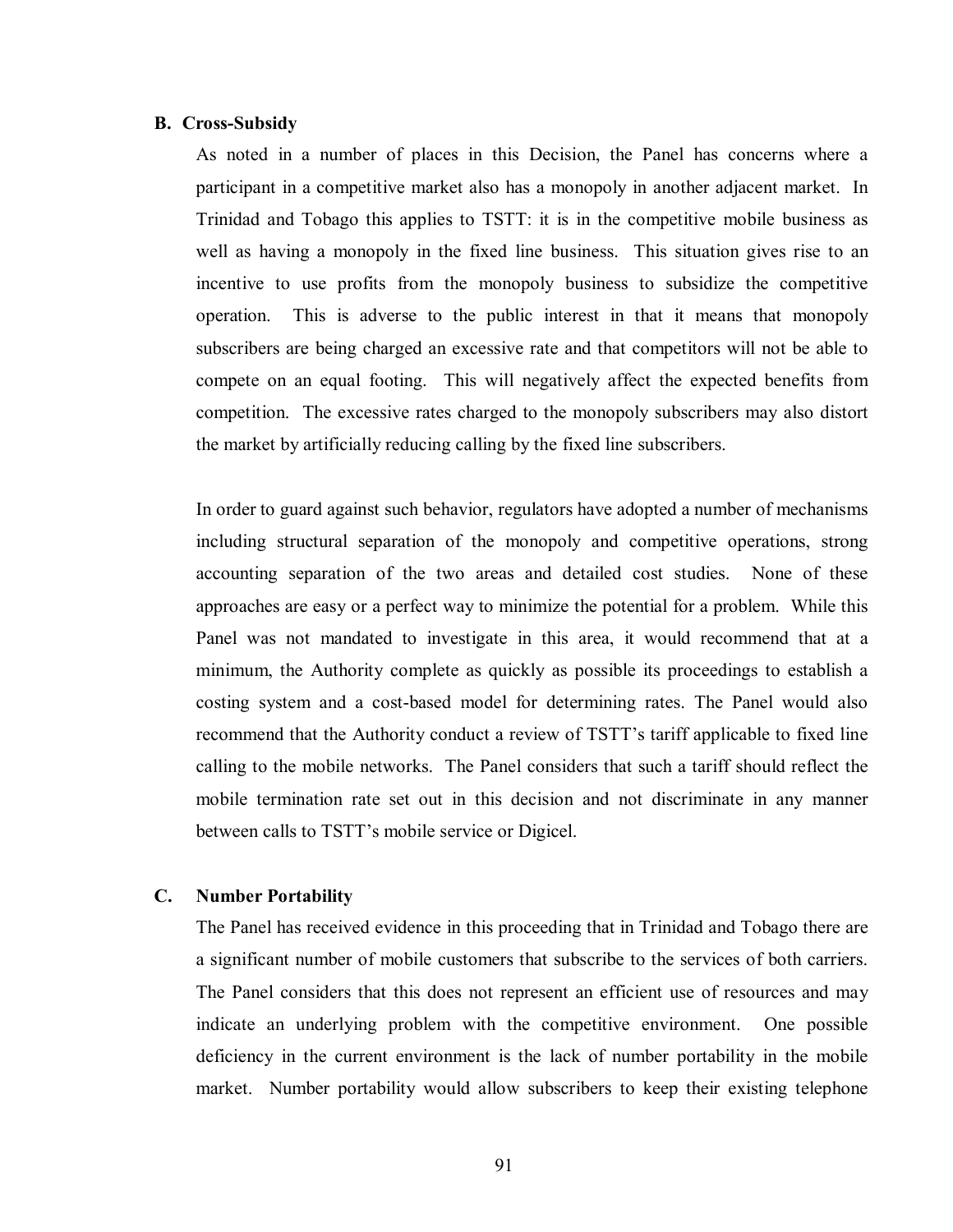### B. Cross-Subsidy

As noted in a number of places in this Decision, the Panel has concerns where a participant in a competitive market also has a monopoly in another adjacent market. In Trinidad and Tobago this applies to TSTT: it is in the competitive mobile business as well as having a monopoly in the fixed line business. This situation gives rise to an incentive to use profits from the monopoly business to subsidize the competitive operation. This is adverse to the public interest in that it means that monopoly subscribers are being charged an excessive rate and that competitors will not be able to compete on an equal footing. This will negatively affect the expected benefits from competition. The excessive rates charged to the monopoly subscribers may also distort the market by artificially reducing calling by the fixed line subscribers.

In order to guard against such behavior, regulators have adopted a number of mechanisms including structural separation of the monopoly and competitive operations, strong accounting separation of the two areas and detailed cost studies. None of these approaches are easy or a perfect way to minimize the potential for a problem. While this Panel was not mandated to investigate in this area, it would recommend that at a minimum, the Authority complete as quickly as possible its proceedings to establish a costing system and a cost-based model for determining rates. The Panel would also recommend that the Authority conduct a review of TSTT's tariff applicable to fixed line calling to the mobile networks. The Panel considers that such a tariff should reflect the mobile termination rate set out in this decision and not discriminate in any manner between calls to TSTT's mobile service or Digicel.

### C. Number Portability

The Panel has received evidence in this proceeding that in Trinidad and Tobago there are a significant number of mobile customers that subscribe to the services of both carriers. The Panel considers that this does not represent an efficient use of resources and may indicate an underlying problem with the competitive environment. One possible deficiency in the current environment is the lack of number portability in the mobile market. Number portability would allow subscribers to keep their existing telephone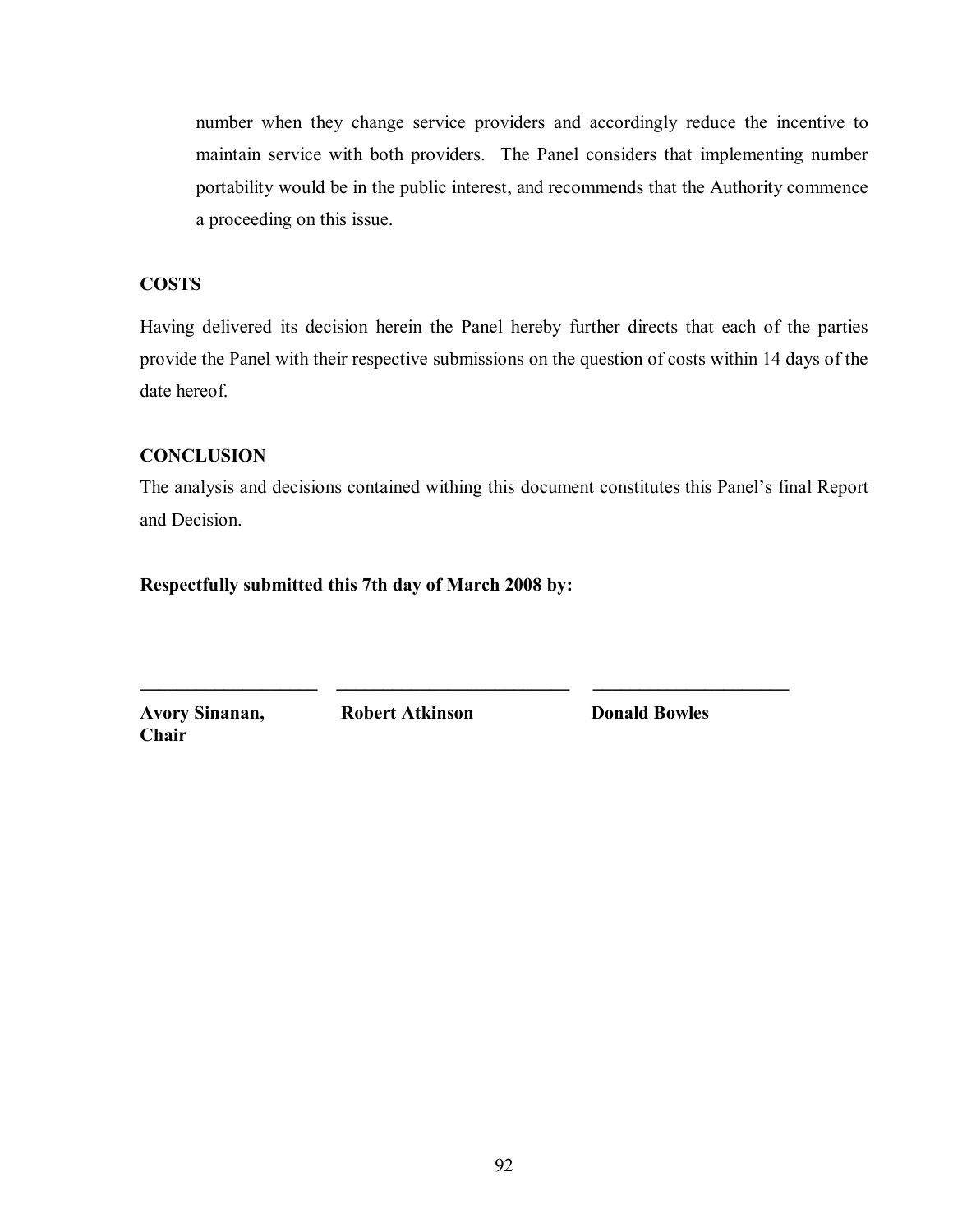number when they change service providers and accordingly reduce the incentive to maintain service with both providers. The Panel considers that implementing number portability would be in the public interest, and recommends that the Authority commence a proceeding on this issue.

**COSTS**

Having delivered its decision herein the Panel hereby further directs that each of the parties provide the Panel with their respective submissions on the question of costs within 14 days of the date hereof.

**CONCLUSION**

The analysis and decisions contained withing this document constitutes this Panel's final Report and Decision.

**Respectfully submitted this 7th day of March 2008 by:**

| | | |
|---|---|---|
| ____________________ | __________________________ | _____________________ |
| **Avory Sinanan, Chair** | **Robert Atkinson** | **Donald Bowles** |